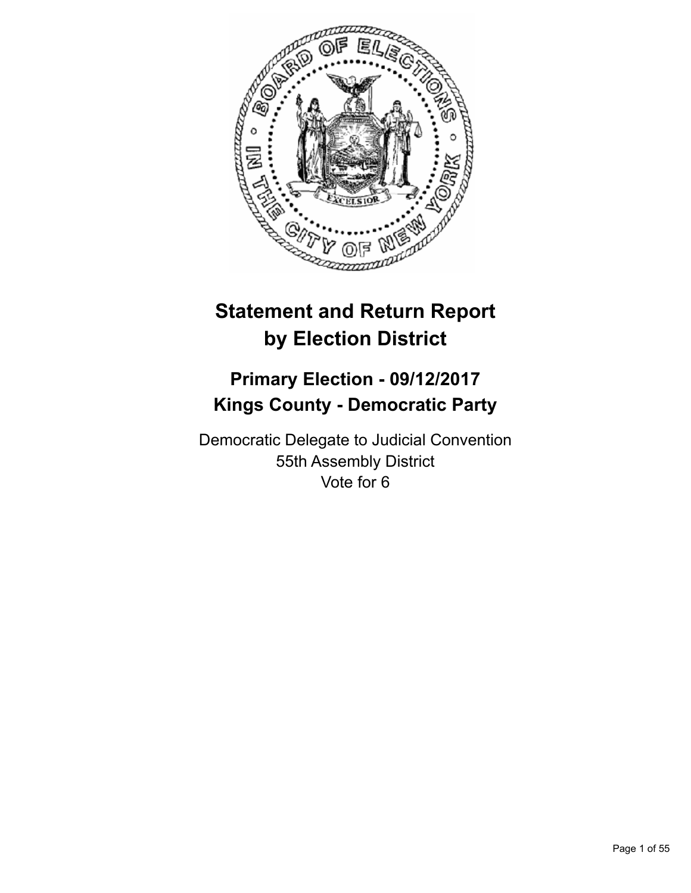# Statement and Return Report by Election District

## Primary Election - 09/12/2017
## Kings County - Democratic Party

Democratic Delegate to Judicial Convention
55th Assembly District
Vote for 6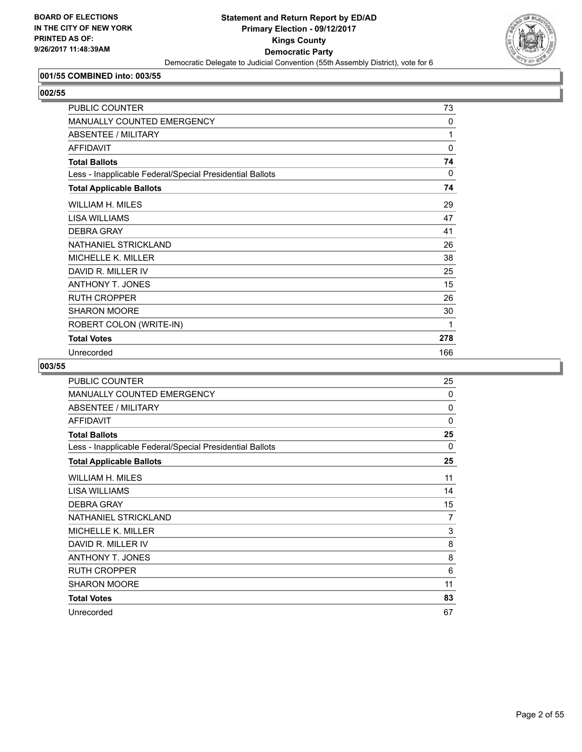BOARD OF ELECTIONS
IN THE CITY OF NEW YORK
PRINTED AS OF:
9/26/2017 11:48:39AM

**Statement and Return Report by ED/AD**
**Primary Election - 09/12/2017**
**Kings County**
**Democratic Party**
Democratic Delegate to Judicial Convention (55th Assembly District), vote for 6

### 001/55 COMBINED into: 003/55

### 002/55

| | |
|---|---|
| PUBLIC COUNTER | 73 |
| MANUALLY COUNTED EMERGENCY | 0 |
| ABSENTEE / MILITARY | 1 |
| AFFIDAVIT | 0 |
| **Total Ballots** | **74** |
| Less - Inapplicable Federal/Special Presidential Ballots | 0 |
| **Total Applicable Ballots** | **74** |
| WILLIAM H. MILES | 29 |
| LISA WILLIAMS | 47 |
| DEBRA GRAY | 41 |
| NATHANIEL STRICKLAND | 26 |
| MICHELLE K. MILLER | 38 |
| DAVID R. MILLER IV | 25 |
| ANTHONY T. JONES | 15 |
| RUTH CROPPER | 26 |
| SHARON MOORE | 30 |
| ROBERT COLON (WRITE-IN) | 1 |
| **Total Votes** | **278** |
| Unrecorded | 166 |

### 003/55

| | |
|---|---|
| PUBLIC COUNTER | 25 |
| MANUALLY COUNTED EMERGENCY | 0 |
| ABSENTEE / MILITARY | 0 |
| AFFIDAVIT | 0 |
| **Total Ballots** | **25** |
| Less - Inapplicable Federal/Special Presidential Ballots | 0 |
| **Total Applicable Ballots** | **25** |
| WILLIAM H. MILES | 11 |
| LISA WILLIAMS | 14 |
| DEBRA GRAY | 15 |
| NATHANIEL STRICKLAND | 7 |
| MICHELLE K. MILLER | 3 |
| DAVID R. MILLER IV | 8 |
| ANTHONY T. JONES | 8 |
| RUTH CROPPER | 6 |
| SHARON MOORE | 11 |
| **Total Votes** | **83** |
| Unrecorded | 67 |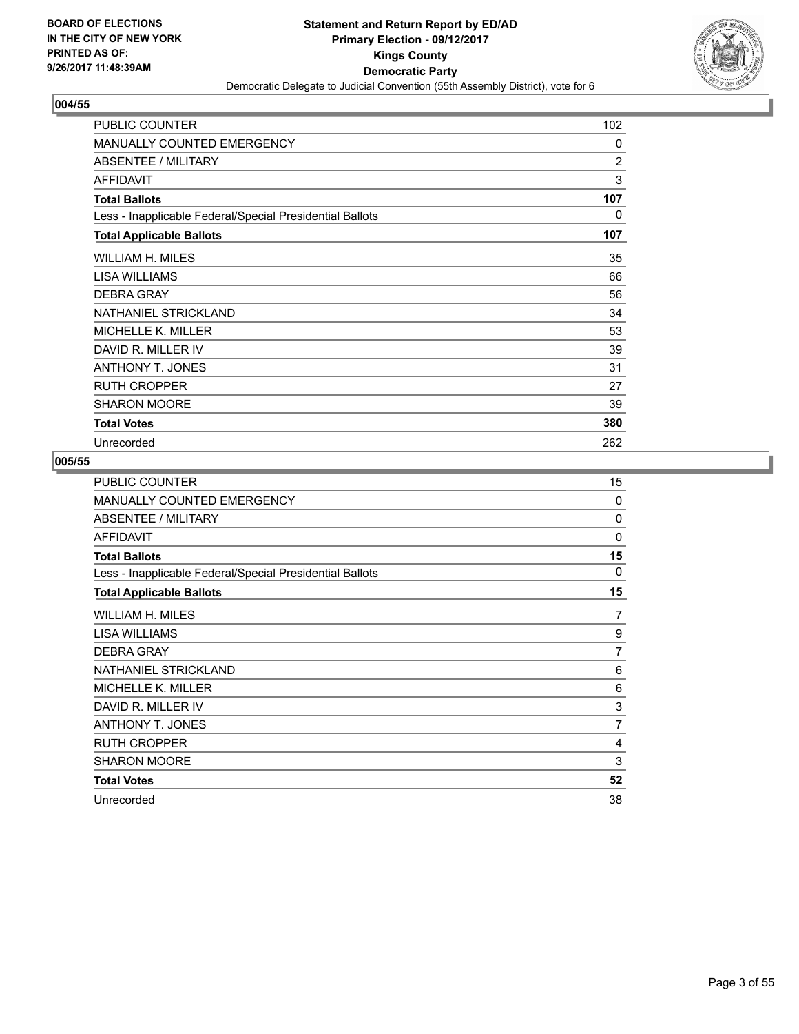**BOARD OF ELECTIONS IN THE CITY OF NEW YORK PRINTED AS OF: 9/26/2017 11:48:39AM**

# Statement and Return Report by ED/AD
## Primary Election - 09/12/2017
## Kings County
## Democratic Party
Democratic Delegate to Judicial Convention (55th Assembly District), vote for 6

### 004/55

| | |
|---|---|
| PUBLIC COUNTER | 102 |
| MANUALLY COUNTED EMERGENCY | 0 |
| ABSENTEE / MILITARY | 2 |
| AFFIDAVIT | 3 |
| **Total Ballots** | **107** |
| Less - Inapplicable Federal/Special Presidential Ballots | 0 |
| **Total Applicable Ballots** | **107** |
| WILLIAM H. MILES | 35 |
| LISA WILLIAMS | 66 |
| DEBRA GRAY | 56 |
| NATHANIEL STRICKLAND | 34 |
| MICHELLE K. MILLER | 53 |
| DAVID R. MILLER IV | 39 |
| ANTHONY T. JONES | 31 |
| RUTH CROPPER | 27 |
| SHARON MOORE | 39 |
| **Total Votes** | **380** |
| Unrecorded | 262 |

### 005/55

| | |
|---|---|
| PUBLIC COUNTER | 15 |
| MANUALLY COUNTED EMERGENCY | 0 |
| ABSENTEE / MILITARY | 0 |
| AFFIDAVIT | 0 |
| **Total Ballots** | **15** |
| Less - Inapplicable Federal/Special Presidential Ballots | 0 |
| **Total Applicable Ballots** | **15** |
| WILLIAM H. MILES | 7 |
| LISA WILLIAMS | 9 |
| DEBRA GRAY | 7 |
| NATHANIEL STRICKLAND | 6 |
| MICHELLE K. MILLER | 6 |
| DAVID R. MILLER IV | 3 |
| ANTHONY T. JONES | 7 |
| RUTH CROPPER | 4 |
| SHARON MOORE | 3 |
| **Total Votes** | **52** |
| Unrecorded | 38 |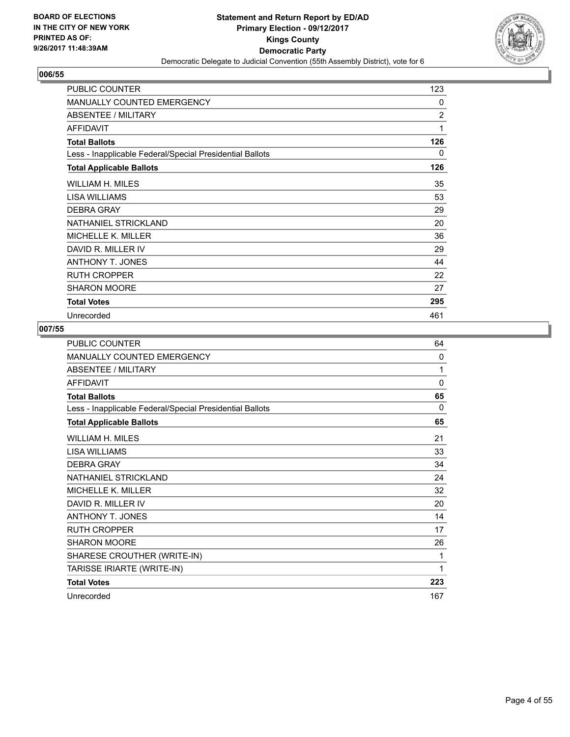**BOARD OF ELECTIONS IN THE CITY OF NEW YORK PRINTED AS OF: 9/26/2017 11:48:39AM**

**Statement and Return Report by ED/AD**
**Primary Election - 09/12/2017**
**Kings County**
**Democratic Party**
Democratic Delegate to Judicial Convention (55th Assembly District), vote for 6

## 006/55

| | |
|---|---|
| PUBLIC COUNTER | 123 |
| MANUALLY COUNTED EMERGENCY | 0 |
| ABSENTEE / MILITARY | 2 |
| AFFIDAVIT | 1 |
| **Total Ballots** | **126** |
| Less - Inapplicable Federal/Special Presidential Ballots | 0 |
| **Total Applicable Ballots** | **126** |
| WILLIAM H. MILES | 35 |
| LISA WILLIAMS | 53 |
| DEBRA GRAY | 29 |
| NATHANIEL STRICKLAND | 20 |
| MICHELLE K. MILLER | 36 |
| DAVID R. MILLER IV | 29 |
| ANTHONY T. JONES | 44 |
| RUTH CROPPER | 22 |
| SHARON MOORE | 27 |
| **Total Votes** | **295** |
| Unrecorded | 461 |

## 007/55

| | |
|---|---|
| PUBLIC COUNTER | 64 |
| MANUALLY COUNTED EMERGENCY | 0 |
| ABSENTEE / MILITARY | 1 |
| AFFIDAVIT | 0 |
| **Total Ballots** | **65** |
| Less - Inapplicable Federal/Special Presidential Ballots | 0 |
| **Total Applicable Ballots** | **65** |
| WILLIAM H. MILES | 21 |
| LISA WILLIAMS | 33 |
| DEBRA GRAY | 34 |
| NATHANIEL STRICKLAND | 24 |
| MICHELLE K. MILLER | 32 |
| DAVID R. MILLER IV | 20 |
| ANTHONY T. JONES | 14 |
| RUTH CROPPER | 17 |
| SHARON MOORE | 26 |
| SHARESE CROUTHER (WRITE-IN) | 1 |
| TARISSE IRIARTE (WRITE-IN) | 1 |
| **Total Votes** | **223** |
| Unrecorded | 167 |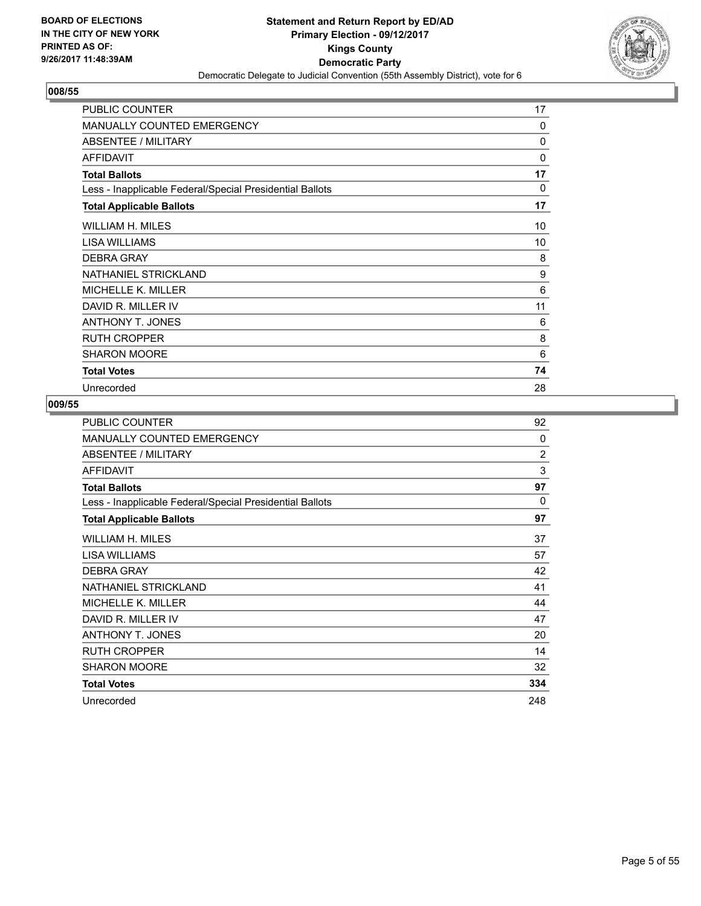**BOARD OF ELECTIONS IN THE CITY OF NEW YORK PRINTED AS OF: 9/26/2017 11:48:39AM**

# Statement and Return Report by ED/AD
## Primary Election - 09/12/2017
## Kings County
## Democratic Party
Democratic Delegate to Judicial Convention (55th Assembly District), vote for 6

### 008/55

| | |
|---|---|
| PUBLIC COUNTER | 17 |
| MANUALLY COUNTED EMERGENCY | 0 |
| ABSENTEE / MILITARY | 0 |
| AFFIDAVIT | 0 |
| **Total Ballots** | **17** |
| Less - Inapplicable Federal/Special Presidential Ballots | 0 |
| **Total Applicable Ballots** | **17** |
| WILLIAM H. MILES | 10 |
| LISA WILLIAMS | 10 |
| DEBRA GRAY | 8 |
| NATHANIEL STRICKLAND | 9 |
| MICHELLE K. MILLER | 6 |
| DAVID R. MILLER IV | 11 |
| ANTHONY T. JONES | 6 |
| RUTH CROPPER | 8 |
| SHARON MOORE | 6 |
| **Total Votes** | **74** |
| Unrecorded | 28 |

### 009/55

| | |
|---|---|
| PUBLIC COUNTER | 92 |
| MANUALLY COUNTED EMERGENCY | 0 |
| ABSENTEE / MILITARY | 2 |
| AFFIDAVIT | 3 |
| **Total Ballots** | **97** |
| Less - Inapplicable Federal/Special Presidential Ballots | 0 |
| **Total Applicable Ballots** | **97** |
| WILLIAM H. MILES | 37 |
| LISA WILLIAMS | 57 |
| DEBRA GRAY | 42 |
| NATHANIEL STRICKLAND | 41 |
| MICHELLE K. MILLER | 44 |
| DAVID R. MILLER IV | 47 |
| ANTHONY T. JONES | 20 |
| RUTH CROPPER | 14 |
| SHARON MOORE | 32 |
| **Total Votes** | **334** |
| Unrecorded | 248 |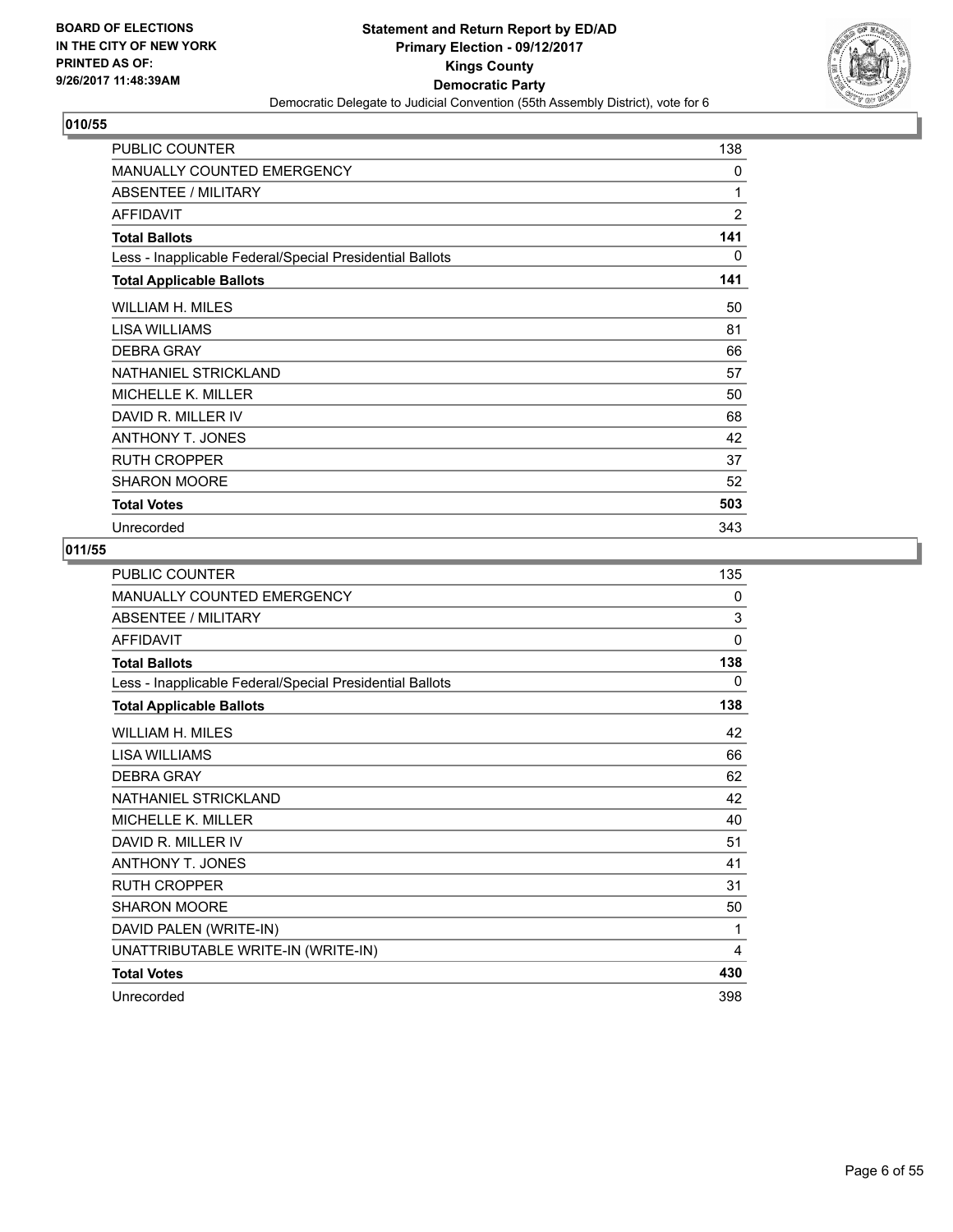**BOARD OF ELECTIONS IN THE CITY OF NEW YORK PRINTED AS OF: 9/26/2017 11:48:39AM**

**Statement and Return Report by ED/AD Primary Election - 09/12/2017 Kings County Democratic Party**

Democratic Delegate to Judicial Convention (55th Assembly District), vote for 6

## 010/55

| | |
|---|---|
| PUBLIC COUNTER | 138 |
| MANUALLY COUNTED EMERGENCY | 0 |
| ABSENTEE / MILITARY | 1 |
| AFFIDAVIT | 2 |
| **Total Ballots** | **141** |
| Less - Inapplicable Federal/Special Presidential Ballots | 0 |
| **Total Applicable Ballots** | **141** |
| WILLIAM H. MILES | 50 |
| LISA WILLIAMS | 81 |
| DEBRA GRAY | 66 |
| NATHANIEL STRICKLAND | 57 |
| MICHELLE K. MILLER | 50 |
| DAVID R. MILLER IV | 68 |
| ANTHONY T. JONES | 42 |
| RUTH CROPPER | 37 |
| SHARON MOORE | 52 |
| **Total Votes** | **503** |
| Unrecorded | 343 |

## 011/55

| | |
|---|---|
| PUBLIC COUNTER | 135 |
| MANUALLY COUNTED EMERGENCY | 0 |
| ABSENTEE / MILITARY | 3 |
| AFFIDAVIT | 0 |
| **Total Ballots** | **138** |
| Less - Inapplicable Federal/Special Presidential Ballots | 0 |
| **Total Applicable Ballots** | **138** |
| WILLIAM H. MILES | 42 |
| LISA WILLIAMS | 66 |
| DEBRA GRAY | 62 |
| NATHANIEL STRICKLAND | 42 |
| MICHELLE K. MILLER | 40 |
| DAVID R. MILLER IV | 51 |
| ANTHONY T. JONES | 41 |
| RUTH CROPPER | 31 |
| SHARON MOORE | 50 |
| DAVID PALEN (WRITE-IN) | 1 |
| UNATTRIBUTABLE WRITE-IN (WRITE-IN) | 4 |
| **Total Votes** | **430** |
| Unrecorded | 398 |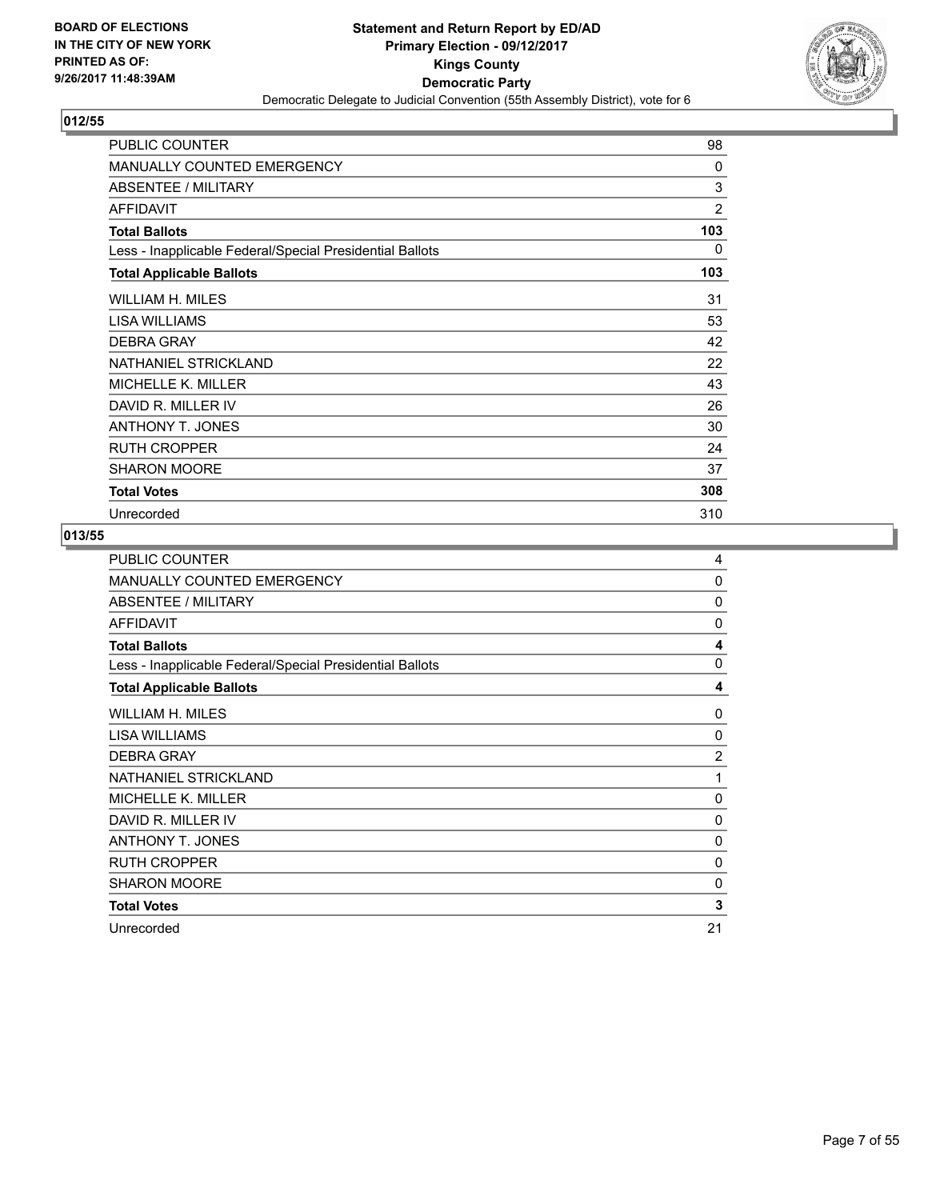BOARD OF ELECTIONS
IN THE CITY OF NEW YORK
PRINTED AS OF:
9/26/2017 11:48:39AM

**Statement and Return Report by ED/AD**
**Primary Election - 09/12/2017**
**Kings County**
**Democratic Party**
Democratic Delegate to Judicial Convention (55th Assembly District), vote for 6

## 012/55

| | |
|---|---|
| PUBLIC COUNTER | 98 |
| MANUALLY COUNTED EMERGENCY | 0 |
| ABSENTEE / MILITARY | 3 |
| AFFIDAVIT | 2 |
| **Total Ballots** | **103** |
| Less - Inapplicable Federal/Special Presidential Ballots | 0 |
| **Total Applicable Ballots** | **103** |
| WILLIAM H. MILES | 31 |
| LISA WILLIAMS | 53 |
| DEBRA GRAY | 42 |
| NATHANIEL STRICKLAND | 22 |
| MICHELLE K. MILLER | 43 |
| DAVID R. MILLER IV | 26 |
| ANTHONY T. JONES | 30 |
| RUTH CROPPER | 24 |
| SHARON MOORE | 37 |
| **Total Votes** | **308** |
| Unrecorded | 310 |

## 013/55

| | |
|---|---|
| PUBLIC COUNTER | 4 |
| MANUALLY COUNTED EMERGENCY | 0 |
| ABSENTEE / MILITARY | 0 |
| AFFIDAVIT | 0 |
| **Total Ballots** | **4** |
| Less - Inapplicable Federal/Special Presidential Ballots | 0 |
| **Total Applicable Ballots** | **4** |
| WILLIAM H. MILES | 0 |
| LISA WILLIAMS | 0 |
| DEBRA GRAY | 2 |
| NATHANIEL STRICKLAND | 1 |
| MICHELLE K. MILLER | 0 |
| DAVID R. MILLER IV | 0 |
| ANTHONY T. JONES | 0 |
| RUTH CROPPER | 0 |
| SHARON MOORE | 0 |
| **Total Votes** | **3** |
| Unrecorded | 21 |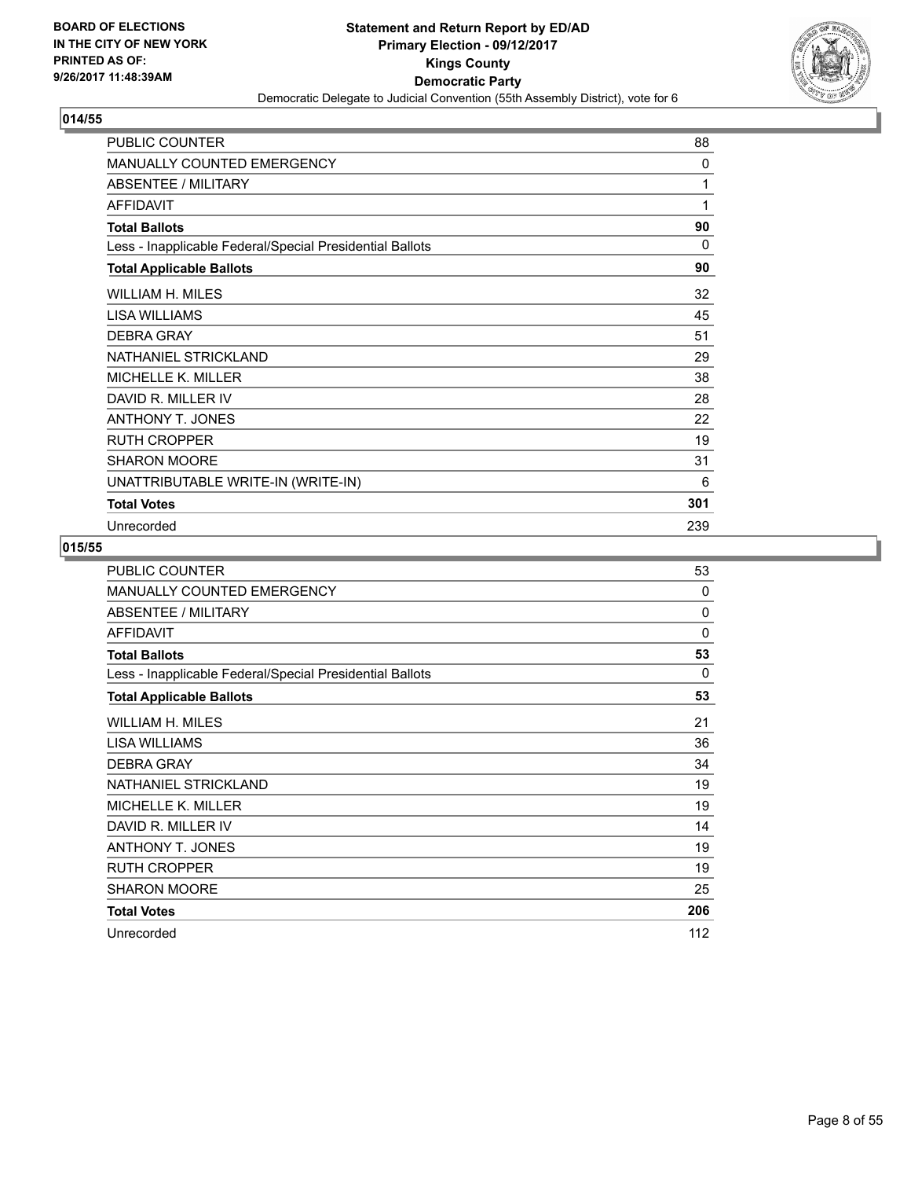**BOARD OF ELECTIONS IN THE CITY OF NEW YORK PRINTED AS OF: 9/26/2017 11:48:39AM**

# Statement and Return Report by ED/AD
## Primary Election - 09/12/2017
## Kings County
## Democratic Party
### Democratic Delegate to Judicial Convention (55th Assembly District), vote for 6

## 014/55

| | |
|---|---|
| PUBLIC COUNTER | 88 |
| MANUALLY COUNTED EMERGENCY | 0 |
| ABSENTEE / MILITARY | 1 |
| AFFIDAVIT | 1 |
| **Total Ballots** | **90** |
| Less - Inapplicable Federal/Special Presidential Ballots | 0 |
| **Total Applicable Ballots** | **90** |
| WILLIAM H. MILES | 32 |
| LISA WILLIAMS | 45 |
| DEBRA GRAY | 51 |
| NATHANIEL STRICKLAND | 29 |
| MICHELLE K. MILLER | 38 |
| DAVID R. MILLER IV | 28 |
| ANTHONY T. JONES | 22 |
| RUTH CROPPER | 19 |
| SHARON MOORE | 31 |
| UNATTRIBUTABLE WRITE-IN (WRITE-IN) | 6 |
| **Total Votes** | **301** |
| Unrecorded | 239 |

## 015/55

| | |
|---|---|
| PUBLIC COUNTER | 53 |
| MANUALLY COUNTED EMERGENCY | 0 |
| ABSENTEE / MILITARY | 0 |
| AFFIDAVIT | 0 |
| **Total Ballots** | **53** |
| Less - Inapplicable Federal/Special Presidential Ballots | 0 |
| **Total Applicable Ballots** | **53** |
| WILLIAM H. MILES | 21 |
| LISA WILLIAMS | 36 |
| DEBRA GRAY | 34 |
| NATHANIEL STRICKLAND | 19 |
| MICHELLE K. MILLER | 19 |
| DAVID R. MILLER IV | 14 |
| ANTHONY T. JONES | 19 |
| RUTH CROPPER | 19 |
| SHARON MOORE | 25 |
| **Total Votes** | **206** |
| Unrecorded | 112 |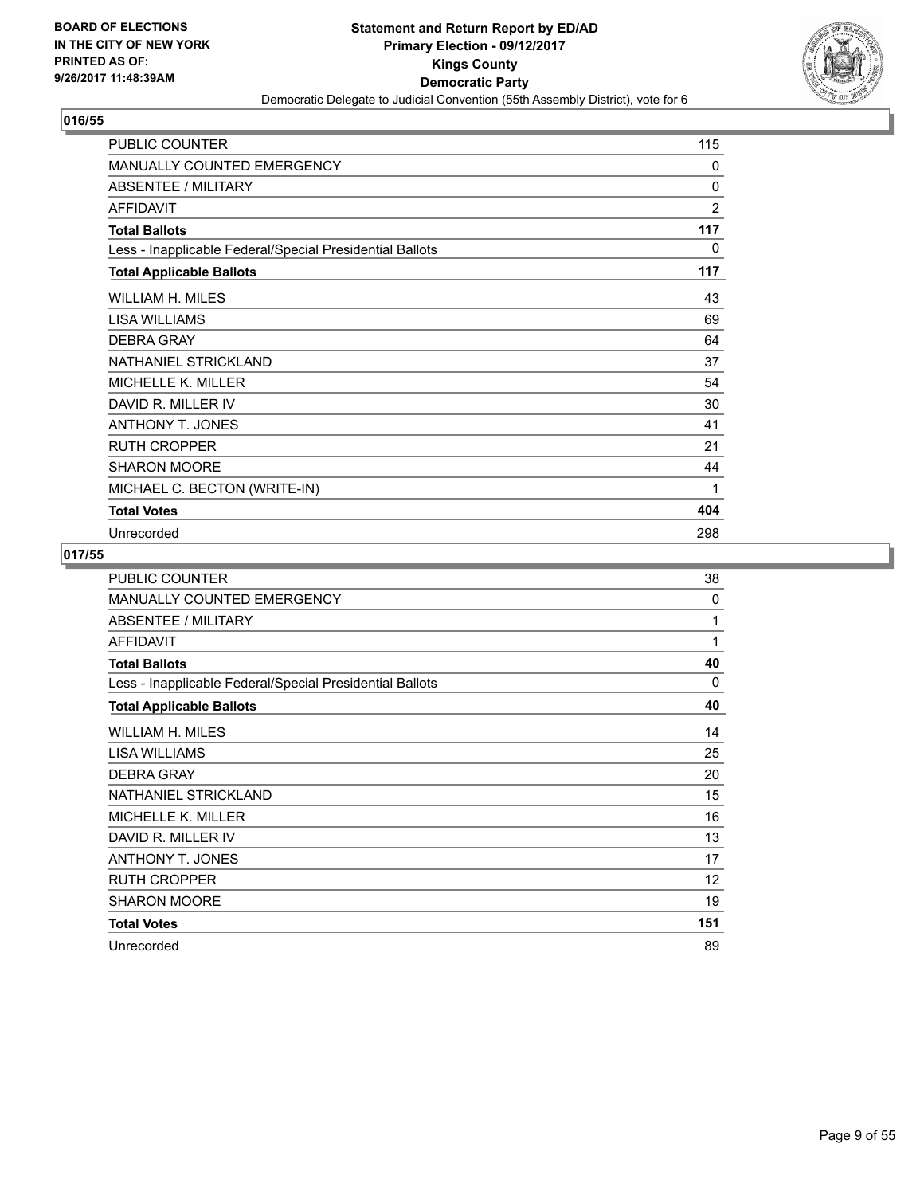**BOARD OF ELECTIONS IN THE CITY OF NEW YORK PRINTED AS OF: 9/26/2017 11:48:39AM**

**Statement and Return Report by ED/AD**
**Primary Election - 09/12/2017**
**Kings County**
**Democratic Party**
Democratic Delegate to Judicial Convention (55th Assembly District), vote for 6

## 016/55

| | |
|---|---|
| PUBLIC COUNTER | 115 |
| MANUALLY COUNTED EMERGENCY | 0 |
| ABSENTEE / MILITARY | 0 |
| AFFIDAVIT | 2 |
| **Total Ballots** | **117** |
| Less - Inapplicable Federal/Special Presidential Ballots | 0 |
| **Total Applicable Ballots** | **117** |
| WILLIAM H. MILES | 43 |
| LISA WILLIAMS | 69 |
| DEBRA GRAY | 64 |
| NATHANIEL STRICKLAND | 37 |
| MICHELLE K. MILLER | 54 |
| DAVID R. MILLER IV | 30 |
| ANTHONY T. JONES | 41 |
| RUTH CROPPER | 21 |
| SHARON MOORE | 44 |
| MICHAEL C. BECTON (WRITE-IN) | 1 |
| **Total Votes** | **404** |
| Unrecorded | 298 |

## 017/55

| | |
|---|---|
| PUBLIC COUNTER | 38 |
| MANUALLY COUNTED EMERGENCY | 0 |
| ABSENTEE / MILITARY | 1 |
| AFFIDAVIT | 1 |
| **Total Ballots** | **40** |
| Less - Inapplicable Federal/Special Presidential Ballots | 0 |
| **Total Applicable Ballots** | **40** |
| WILLIAM H. MILES | 14 |
| LISA WILLIAMS | 25 |
| DEBRA GRAY | 20 |
| NATHANIEL STRICKLAND | 15 |
| MICHELLE K. MILLER | 16 |
| DAVID R. MILLER IV | 13 |
| ANTHONY T. JONES | 17 |
| RUTH CROPPER | 12 |
| SHARON MOORE | 19 |
| **Total Votes** | **151** |
| Unrecorded | 89 |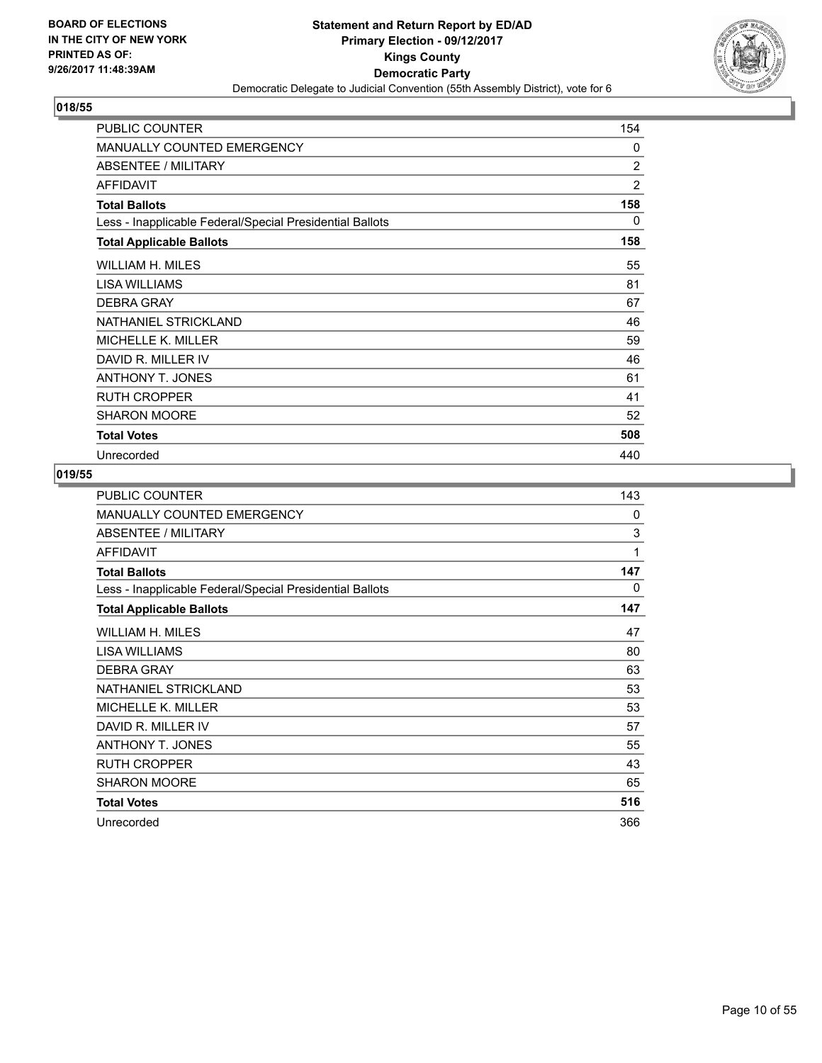BOARD OF ELECTIONS
IN THE CITY OF NEW YORK
PRINTED AS OF:
9/26/2017 11:48:39AM

**Statement and Return Report by ED/AD**
**Primary Election - 09/12/2017**
**Kings County**
**Democratic Party**
Democratic Delegate to Judicial Convention (55th Assembly District), vote for 6

## 018/55

| | |
|---|---|
| PUBLIC COUNTER | 154 |
| MANUALLY COUNTED EMERGENCY | 0 |
| ABSENTEE / MILITARY | 2 |
| AFFIDAVIT | 2 |
| **Total Ballots** | **158** |
| Less - Inapplicable Federal/Special Presidential Ballots | 0 |
| **Total Applicable Ballots** | **158** |
| WILLIAM H. MILES | 55 |
| LISA WILLIAMS | 81 |
| DEBRA GRAY | 67 |
| NATHANIEL STRICKLAND | 46 |
| MICHELLE K. MILLER | 59 |
| DAVID R. MILLER IV | 46 |
| ANTHONY T. JONES | 61 |
| RUTH CROPPER | 41 |
| SHARON MOORE | 52 |
| **Total Votes** | **508** |
| Unrecorded | 440 |

## 019/55

| | |
|---|---|
| PUBLIC COUNTER | 143 |
| MANUALLY COUNTED EMERGENCY | 0 |
| ABSENTEE / MILITARY | 3 |
| AFFIDAVIT | 1 |
| **Total Ballots** | **147** |
| Less - Inapplicable Federal/Special Presidential Ballots | 0 |
| **Total Applicable Ballots** | **147** |
| WILLIAM H. MILES | 47 |
| LISA WILLIAMS | 80 |
| DEBRA GRAY | 63 |
| NATHANIEL STRICKLAND | 53 |
| MICHELLE K. MILLER | 53 |
| DAVID R. MILLER IV | 57 |
| ANTHONY T. JONES | 55 |
| RUTH CROPPER | 43 |
| SHARON MOORE | 65 |
| **Total Votes** | **516** |
| Unrecorded | 366 |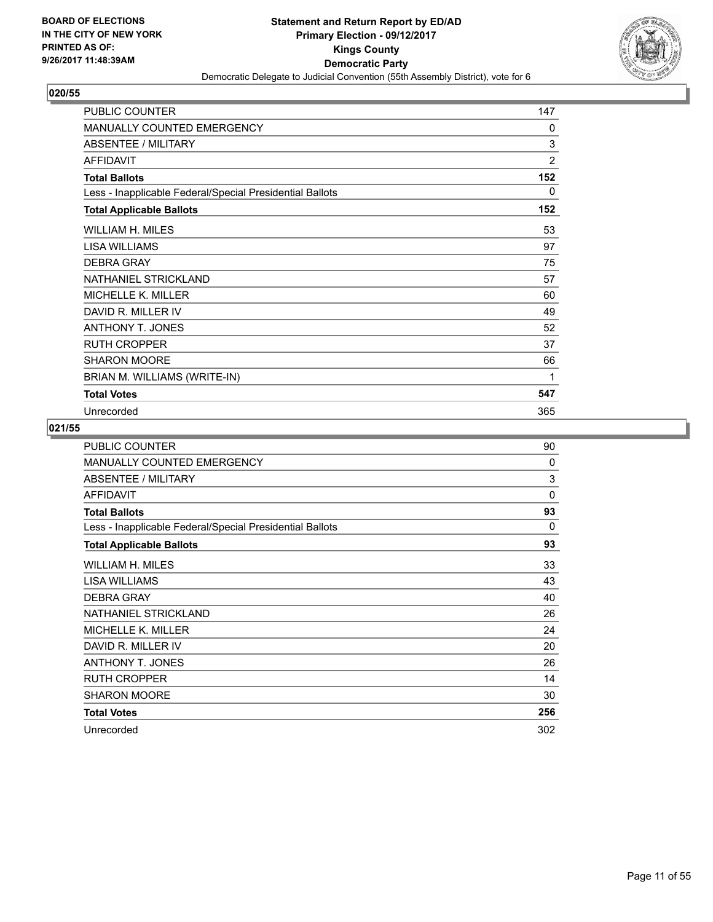BOARD OF ELECTIONS
IN THE CITY OF NEW YORK
PRINTED AS OF:
9/26/2017 11:48:39AM

**Statement and Return Report by ED/AD**
**Primary Election - 09/12/2017**
**Kings County**
**Democratic Party**
Democratic Delegate to Judicial Convention (55th Assembly District), vote for 6

## 020/55

| | |
|---|---|
| PUBLIC COUNTER | 147 |
| MANUALLY COUNTED EMERGENCY | 0 |
| ABSENTEE / MILITARY | 3 |
| AFFIDAVIT | 2 |
| **Total Ballots** | **152** |
| Less - Inapplicable Federal/Special Presidential Ballots | 0 |
| **Total Applicable Ballots** | **152** |
| WILLIAM H. MILES | 53 |
| LISA WILLIAMS | 97 |
| DEBRA GRAY | 75 |
| NATHANIEL STRICKLAND | 57 |
| MICHELLE K. MILLER | 60 |
| DAVID R. MILLER IV | 49 |
| ANTHONY T. JONES | 52 |
| RUTH CROPPER | 37 |
| SHARON MOORE | 66 |
| BRIAN M. WILLIAMS (WRITE-IN) | 1 |
| **Total Votes** | **547** |
| Unrecorded | 365 |

## 021/55

| | |
|---|---|
| PUBLIC COUNTER | 90 |
| MANUALLY COUNTED EMERGENCY | 0 |
| ABSENTEE / MILITARY | 3 |
| AFFIDAVIT | 0 |
| **Total Ballots** | **93** |
| Less - Inapplicable Federal/Special Presidential Ballots | 0 |
| **Total Applicable Ballots** | **93** |
| WILLIAM H. MILES | 33 |
| LISA WILLIAMS | 43 |
| DEBRA GRAY | 40 |
| NATHANIEL STRICKLAND | 26 |
| MICHELLE K. MILLER | 24 |
| DAVID R. MILLER IV | 20 |
| ANTHONY T. JONES | 26 |
| RUTH CROPPER | 14 |
| SHARON MOORE | 30 |
| **Total Votes** | **256** |
| Unrecorded | 302 |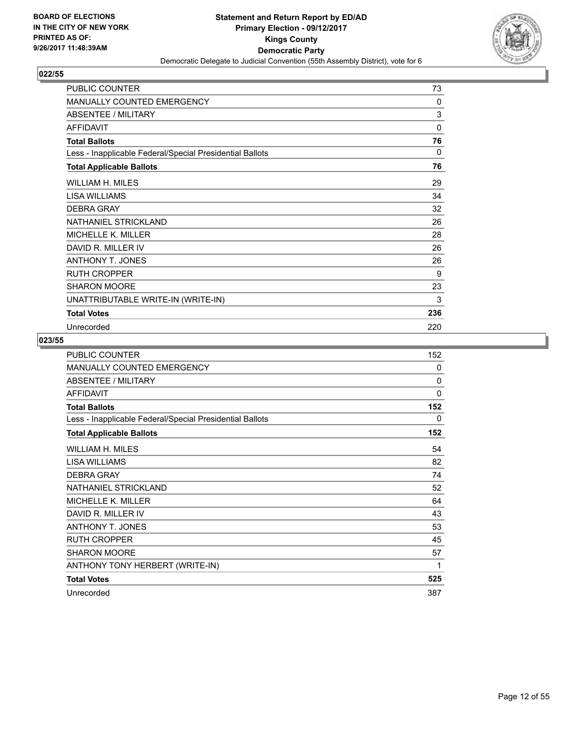**BOARD OF ELECTIONS IN THE CITY OF NEW YORK PRINTED AS OF: 9/26/2017 11:48:39AM**

**Statement and Return Report by ED/AD**
**Primary Election - 09/12/2017**
**Kings County**
**Democratic Party**
Democratic Delegate to Judicial Convention (55th Assembly District), vote for 6

## 022/55

| | |
|---|---|
| PUBLIC COUNTER | 73 |
| MANUALLY COUNTED EMERGENCY | 0 |
| ABSENTEE / MILITARY | 3 |
| AFFIDAVIT | 0 |
| **Total Ballots** | **76** |
| Less - Inapplicable Federal/Special Presidential Ballots | 0 |
| **Total Applicable Ballots** | **76** |
| WILLIAM H. MILES | 29 |
| LISA WILLIAMS | 34 |
| DEBRA GRAY | 32 |
| NATHANIEL STRICKLAND | 26 |
| MICHELLE K. MILLER | 28 |
| DAVID R. MILLER IV | 26 |
| ANTHONY T. JONES | 26 |
| RUTH CROPPER | 9 |
| SHARON MOORE | 23 |
| UNATTRIBUTABLE WRITE-IN (WRITE-IN) | 3 |
| **Total Votes** | **236** |
| Unrecorded | 220 |

## 023/55

| | |
|---|---|
| PUBLIC COUNTER | 152 |
| MANUALLY COUNTED EMERGENCY | 0 |
| ABSENTEE / MILITARY | 0 |
| AFFIDAVIT | 0 |
| **Total Ballots** | **152** |
| Less - Inapplicable Federal/Special Presidential Ballots | 0 |
| **Total Applicable Ballots** | **152** |
| WILLIAM H. MILES | 54 |
| LISA WILLIAMS | 82 |
| DEBRA GRAY | 74 |
| NATHANIEL STRICKLAND | 52 |
| MICHELLE K. MILLER | 64 |
| DAVID R. MILLER IV | 43 |
| ANTHONY T. JONES | 53 |
| RUTH CROPPER | 45 |
| SHARON MOORE | 57 |
| ANTHONY TONY HERBERT (WRITE-IN) | 1 |
| **Total Votes** | **525** |
| Unrecorded | 387 |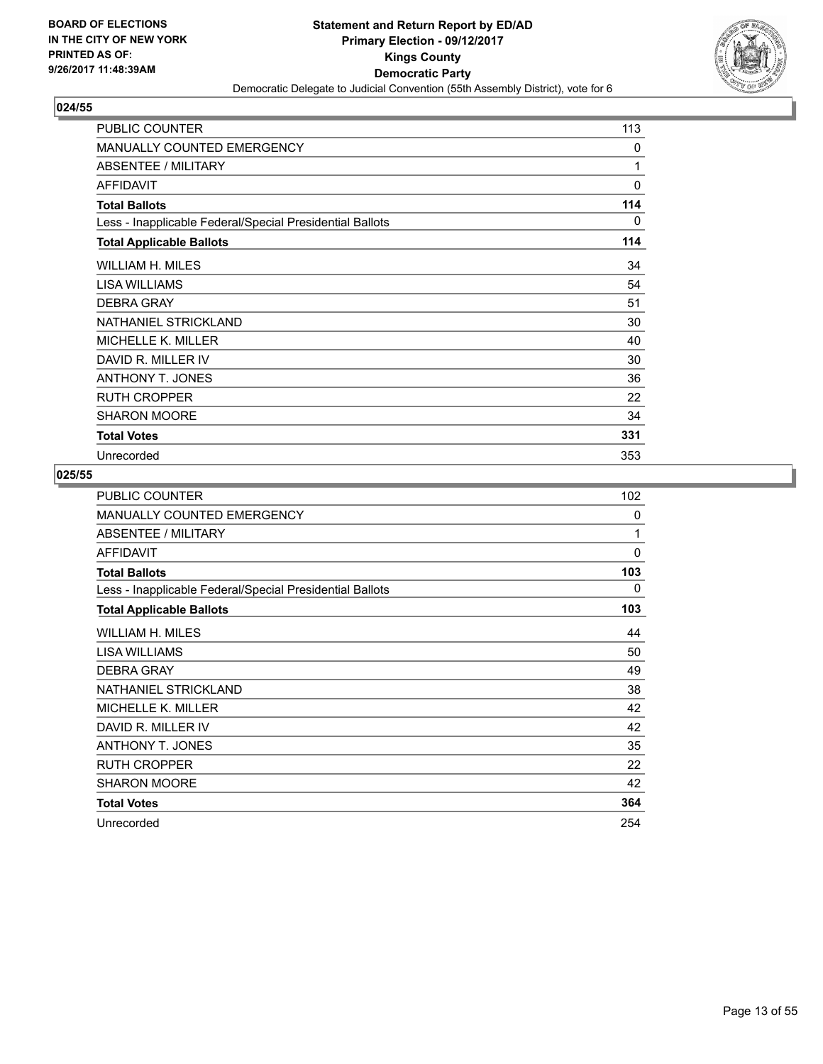**BOARD OF ELECTIONS IN THE CITY OF NEW YORK PRINTED AS OF: 9/26/2017 11:48:39AM**

**Statement and Return Report by ED/AD**
**Primary Election - 09/12/2017**
**Kings County**
**Democratic Party**
Democratic Delegate to Judicial Convention (55th Assembly District), vote for 6

## 024/55

| | |
|---|---|
| PUBLIC COUNTER | 113 |
| MANUALLY COUNTED EMERGENCY | 0 |
| ABSENTEE / MILITARY | 1 |
| AFFIDAVIT | 0 |
| **Total Ballots** | **114** |
| Less - Inapplicable Federal/Special Presidential Ballots | 0 |
| **Total Applicable Ballots** | **114** |
| WILLIAM H. MILES | 34 |
| LISA WILLIAMS | 54 |
| DEBRA GRAY | 51 |
| NATHANIEL STRICKLAND | 30 |
| MICHELLE K. MILLER | 40 |
| DAVID R. MILLER IV | 30 |
| ANTHONY T. JONES | 36 |
| RUTH CROPPER | 22 |
| SHARON MOORE | 34 |
| **Total Votes** | **331** |
| Unrecorded | 353 |

## 025/55

| | |
|---|---|
| PUBLIC COUNTER | 102 |
| MANUALLY COUNTED EMERGENCY | 0 |
| ABSENTEE / MILITARY | 1 |
| AFFIDAVIT | 0 |
| **Total Ballots** | **103** |
| Less - Inapplicable Federal/Special Presidential Ballots | 0 |
| **Total Applicable Ballots** | **103** |
| WILLIAM H. MILES | 44 |
| LISA WILLIAMS | 50 |
| DEBRA GRAY | 49 |
| NATHANIEL STRICKLAND | 38 |
| MICHELLE K. MILLER | 42 |
| DAVID R. MILLER IV | 42 |
| ANTHONY T. JONES | 35 |
| RUTH CROPPER | 22 |
| SHARON MOORE | 42 |
| **Total Votes** | **364** |
| Unrecorded | 254 |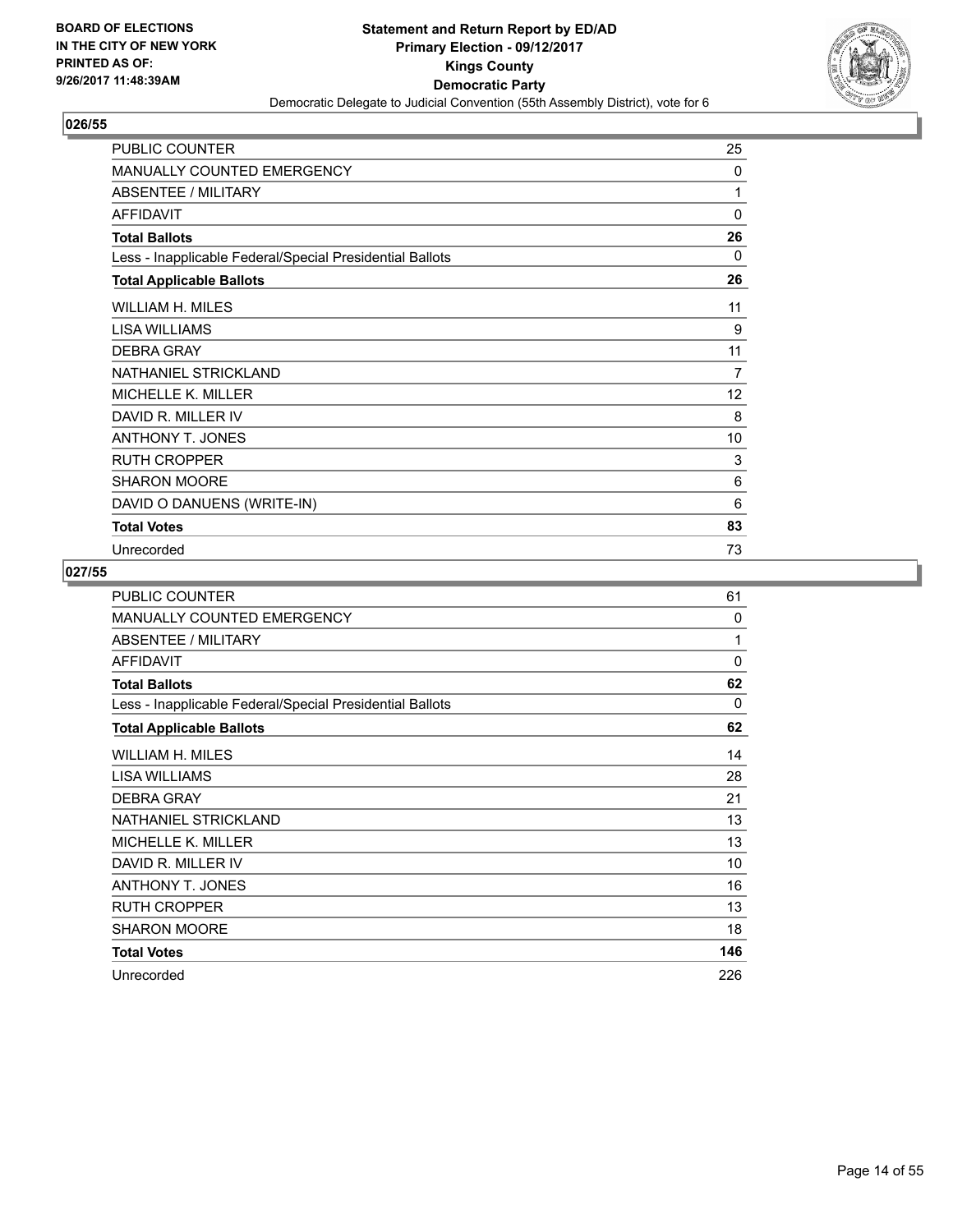## 026/55

| | |
|---|---|
| PUBLIC COUNTER | 25 |
| MANUALLY COUNTED EMERGENCY | 0 |
| ABSENTEE / MILITARY | 1 |
| AFFIDAVIT | 0 |
| **Total Ballots** | **26** |
| Less - Inapplicable Federal/Special Presidential Ballots | 0 |
| **Total Applicable Ballots** | **26** |
| WILLIAM H. MILES | 11 |
| LISA WILLIAMS | 9 |
| DEBRA GRAY | 11 |
| NATHANIEL STRICKLAND | 7 |
| MICHELLE K. MILLER | 12 |
| DAVID R. MILLER IV | 8 |
| ANTHONY T. JONES | 10 |
| RUTH CROPPER | 3 |
| SHARON MOORE | 6 |
| DAVID O DANUENS (WRITE-IN) | 6 |
| **Total Votes** | **83** |
| Unrecorded | 73 |

## 027/55

| | |
|---|---|
| PUBLIC COUNTER | 61 |
| MANUALLY COUNTED EMERGENCY | 0 |
| ABSENTEE / MILITARY | 1 |
| AFFIDAVIT | 0 |
| **Total Ballots** | **62** |
| Less - Inapplicable Federal/Special Presidential Ballots | 0 |
| **Total Applicable Ballots** | **62** |
| WILLIAM H. MILES | 14 |
| LISA WILLIAMS | 28 |
| DEBRA GRAY | 21 |
| NATHANIEL STRICKLAND | 13 |
| MICHELLE K. MILLER | 13 |
| DAVID R. MILLER IV | 10 |
| ANTHONY T. JONES | 16 |
| RUTH CROPPER | 13 |
| SHARON MOORE | 18 |
| **Total Votes** | **146** |
| Unrecorded | 226 |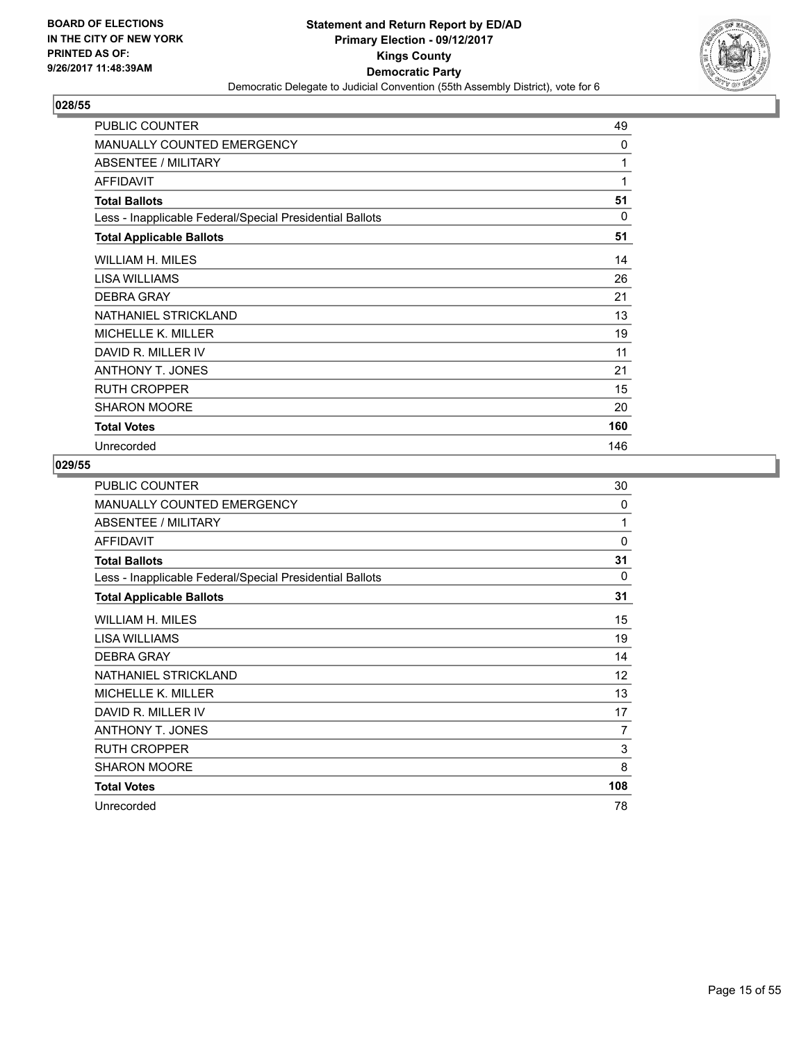BOARD OF ELECTIONS
IN THE CITY OF NEW YORK
PRINTED AS OF:
9/26/2017 11:48:39AM

**Statement and Return Report by ED/AD**
**Primary Election - 09/12/2017**
**Kings County**
**Democratic Party**
Democratic Delegate to Judicial Convention (55th Assembly District), vote for 6

### 028/55

| | |
|---|---|
| PUBLIC COUNTER | 49 |
| MANUALLY COUNTED EMERGENCY | 0 |
| ABSENTEE / MILITARY | 1 |
| AFFIDAVIT | 1 |
| **Total Ballots** | **51** |
| Less - Inapplicable Federal/Special Presidential Ballots | 0 |
| **Total Applicable Ballots** | **51** |
| WILLIAM H. MILES | 14 |
| LISA WILLIAMS | 26 |
| DEBRA GRAY | 21 |
| NATHANIEL STRICKLAND | 13 |
| MICHELLE K. MILLER | 19 |
| DAVID R. MILLER IV | 11 |
| ANTHONY T. JONES | 21 |
| RUTH CROPPER | 15 |
| SHARON MOORE | 20 |
| **Total Votes** | **160** |
| Unrecorded | 146 |

### 029/55

| | |
|---|---|
| PUBLIC COUNTER | 30 |
| MANUALLY COUNTED EMERGENCY | 0 |
| ABSENTEE / MILITARY | 1 |
| AFFIDAVIT | 0 |
| **Total Ballots** | **31** |
| Less - Inapplicable Federal/Special Presidential Ballots | 0 |
| **Total Applicable Ballots** | **31** |
| WILLIAM H. MILES | 15 |
| LISA WILLIAMS | 19 |
| DEBRA GRAY | 14 |
| NATHANIEL STRICKLAND | 12 |
| MICHELLE K. MILLER | 13 |
| DAVID R. MILLER IV | 17 |
| ANTHONY T. JONES | 7 |
| RUTH CROPPER | 3 |
| SHARON MOORE | 8 |
| **Total Votes** | **108** |
| Unrecorded | 78 |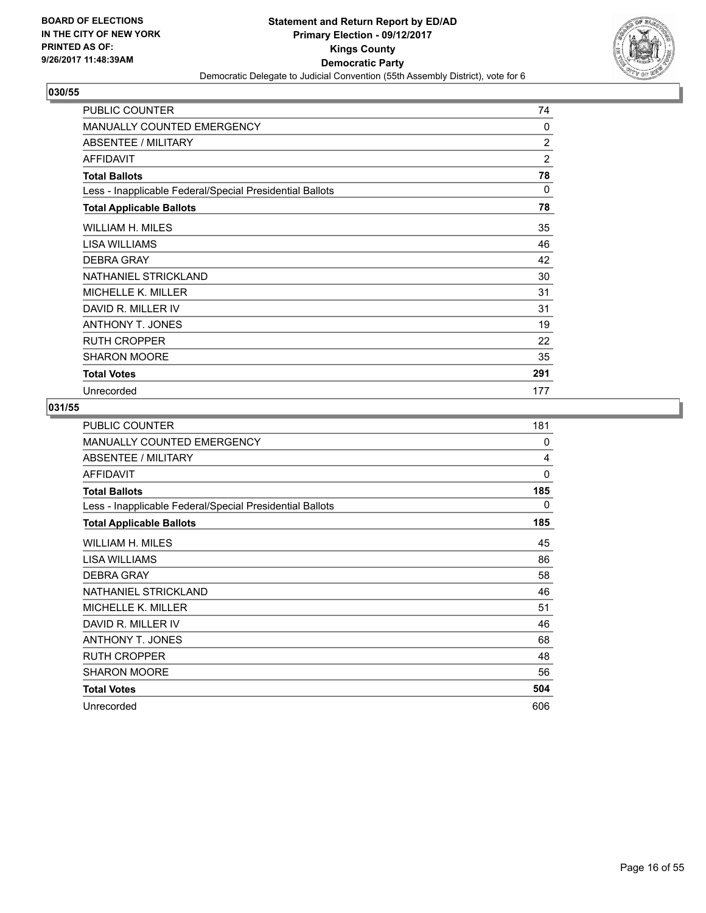BOARD OF ELECTIONS
IN THE CITY OF NEW YORK
PRINTED AS OF:
9/26/2017 11:48:39AM

**Statement and Return Report by ED/AD**
**Primary Election - 09/12/2017**
**Kings County**
**Democratic Party**
Democratic Delegate to Judicial Convention (55th Assembly District), vote for 6

### 030/55

| | |
|---|---|
| PUBLIC COUNTER | 74 |
| MANUALLY COUNTED EMERGENCY | 0 |
| ABSENTEE / MILITARY | 2 |
| AFFIDAVIT | 2 |
| **Total Ballots** | **78** |
| Less - Inapplicable Federal/Special Presidential Ballots | 0 |
| **Total Applicable Ballots** | **78** |
| WILLIAM H. MILES | 35 |
| LISA WILLIAMS | 46 |
| DEBRA GRAY | 42 |
| NATHANIEL STRICKLAND | 30 |
| MICHELLE K. MILLER | 31 |
| DAVID R. MILLER IV | 31 |
| ANTHONY T. JONES | 19 |
| RUTH CROPPER | 22 |
| SHARON MOORE | 35 |
| **Total Votes** | **291** |
| Unrecorded | 177 |

### 031/55

| | |
|---|---|
| PUBLIC COUNTER | 181 |
| MANUALLY COUNTED EMERGENCY | 0 |
| ABSENTEE / MILITARY | 4 |
| AFFIDAVIT | 0 |
| **Total Ballots** | **185** |
| Less - Inapplicable Federal/Special Presidential Ballots | 0 |
| **Total Applicable Ballots** | **185** |
| WILLIAM H. MILES | 45 |
| LISA WILLIAMS | 86 |
| DEBRA GRAY | 58 |
| NATHANIEL STRICKLAND | 46 |
| MICHELLE K. MILLER | 51 |
| DAVID R. MILLER IV | 46 |
| ANTHONY T. JONES | 68 |
| RUTH CROPPER | 48 |
| SHARON MOORE | 56 |
| **Total Votes** | **504** |
| Unrecorded | 606 |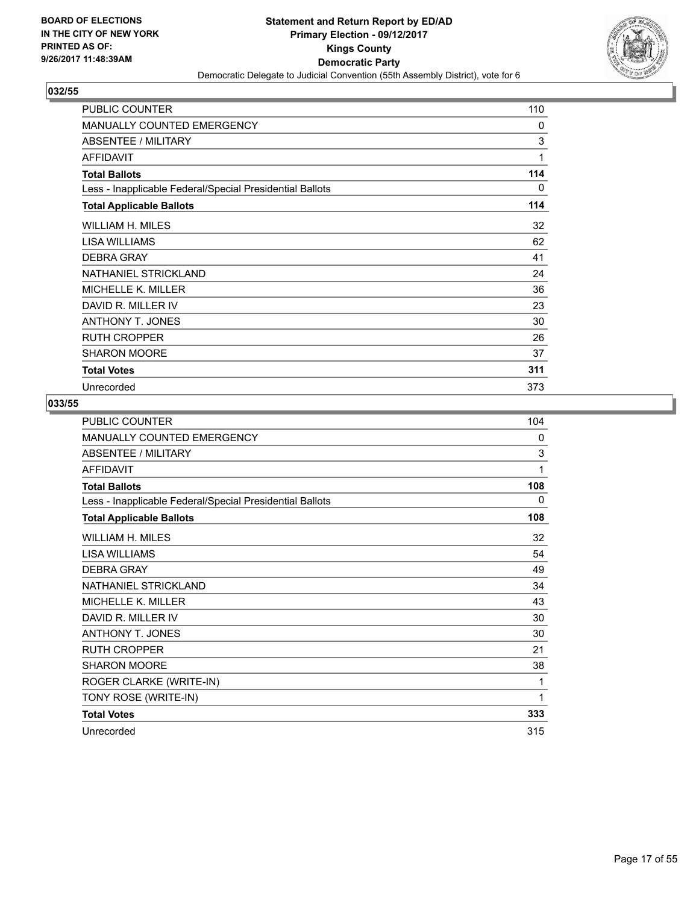**BOARD OF ELECTIONS IN THE CITY OF NEW YORK PRINTED AS OF: 9/26/2017 11:48:39AM**

**Statement and Return Report by ED/AD**
**Primary Election - 09/12/2017**
**Kings County**
**Democratic Party**
Democratic Delegate to Judicial Convention (55th Assembly District), vote for 6

## 032/55

| | |
|---|---|
| PUBLIC COUNTER | 110 |
| MANUALLY COUNTED EMERGENCY | 0 |
| ABSENTEE / MILITARY | 3 |
| AFFIDAVIT | 1 |
| **Total Ballots** | **114** |
| Less - Inapplicable Federal/Special Presidential Ballots | 0 |
| **Total Applicable Ballots** | **114** |
| WILLIAM H. MILES | 32 |
| LISA WILLIAMS | 62 |
| DEBRA GRAY | 41 |
| NATHANIEL STRICKLAND | 24 |
| MICHELLE K. MILLER | 36 |
| DAVID R. MILLER IV | 23 |
| ANTHONY T. JONES | 30 |
| RUTH CROPPER | 26 |
| SHARON MOORE | 37 |
| **Total Votes** | **311** |
| Unrecorded | 373 |

## 033/55

| | |
|---|---|
| PUBLIC COUNTER | 104 |
| MANUALLY COUNTED EMERGENCY | 0 |
| ABSENTEE / MILITARY | 3 |
| AFFIDAVIT | 1 |
| **Total Ballots** | **108** |
| Less - Inapplicable Federal/Special Presidential Ballots | 0 |
| **Total Applicable Ballots** | **108** |
| WILLIAM H. MILES | 32 |
| LISA WILLIAMS | 54 |
| DEBRA GRAY | 49 |
| NATHANIEL STRICKLAND | 34 |
| MICHELLE K. MILLER | 43 |
| DAVID R. MILLER IV | 30 |
| ANTHONY T. JONES | 30 |
| RUTH CROPPER | 21 |
| SHARON MOORE | 38 |
| ROGER CLARKE (WRITE-IN) | 1 |
| TONY ROSE (WRITE-IN) | 1 |
| **Total Votes** | **333** |
| Unrecorded | 315 |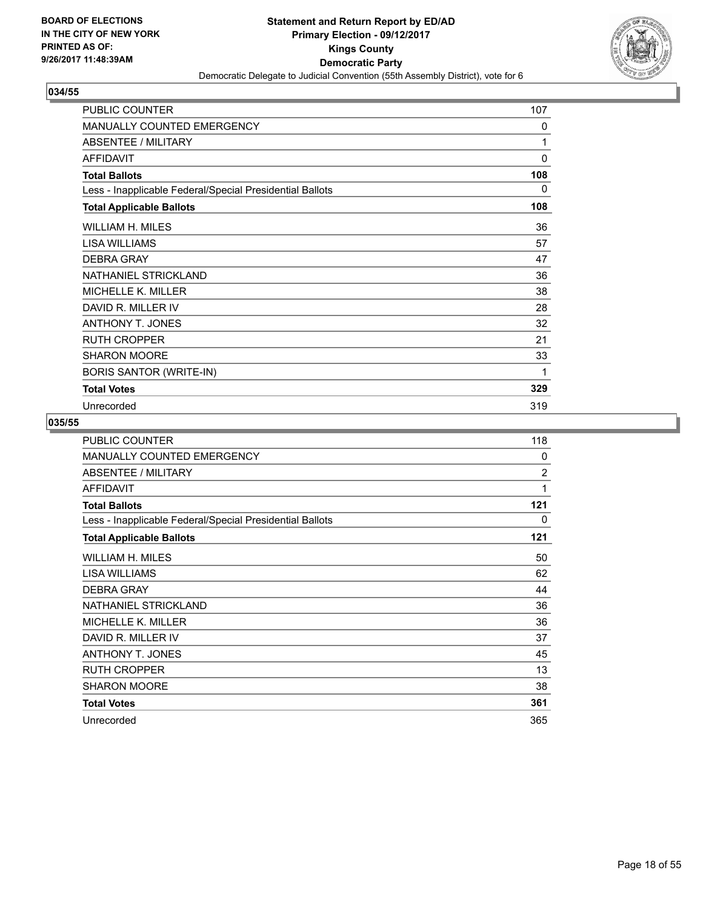**BOARD OF ELECTIONS IN THE CITY OF NEW YORK PRINTED AS OF: 9/26/2017 11:48:39AM**

# Statement and Return Report by ED/AD
## Primary Election - 09/12/2017
## Kings County
## Democratic Party
### Democratic Delegate to Judicial Convention (55th Assembly District), vote for 6

## 034/55

| | |
|---|---|
| PUBLIC COUNTER | 107 |
| MANUALLY COUNTED EMERGENCY | 0 |
| ABSENTEE / MILITARY | 1 |
| AFFIDAVIT | 0 |
| **Total Ballots** | **108** |
| Less - Inapplicable Federal/Special Presidential Ballots | 0 |
| **Total Applicable Ballots** | **108** |
| WILLIAM H. MILES | 36 |
| LISA WILLIAMS | 57 |
| DEBRA GRAY | 47 |
| NATHANIEL STRICKLAND | 36 |
| MICHELLE K. MILLER | 38 |
| DAVID R. MILLER IV | 28 |
| ANTHONY T. JONES | 32 |
| RUTH CROPPER | 21 |
| SHARON MOORE | 33 |
| BORIS SANTOR (WRITE-IN) | 1 |
| **Total Votes** | **329** |
| Unrecorded | 319 |

## 035/55

| | |
|---|---|
| PUBLIC COUNTER | 118 |
| MANUALLY COUNTED EMERGENCY | 0 |
| ABSENTEE / MILITARY | 2 |
| AFFIDAVIT | 1 |
| **Total Ballots** | **121** |
| Less - Inapplicable Federal/Special Presidential Ballots | 0 |
| **Total Applicable Ballots** | **121** |
| WILLIAM H. MILES | 50 |
| LISA WILLIAMS | 62 |
| DEBRA GRAY | 44 |
| NATHANIEL STRICKLAND | 36 |
| MICHELLE K. MILLER | 36 |
| DAVID R. MILLER IV | 37 |
| ANTHONY T. JONES | 45 |
| RUTH CROPPER | 13 |
| SHARON MOORE | 38 |
| **Total Votes** | **361** |
| Unrecorded | 365 |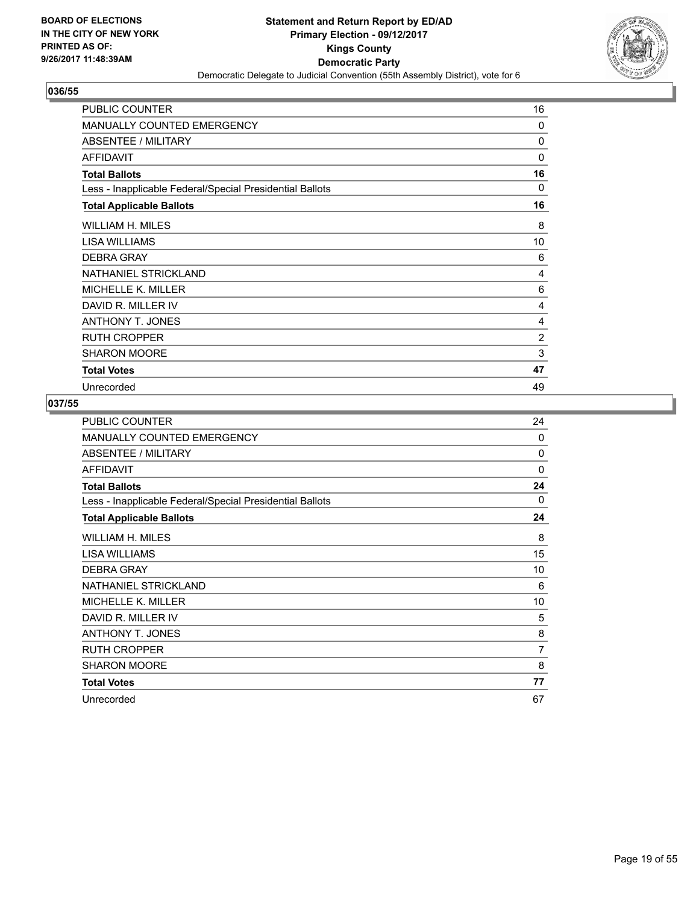**BOARD OF ELECTIONS IN THE CITY OF NEW YORK PRINTED AS OF: 9/26/2017 11:48:39AM**

**Statement and Return Report by ED/AD**
**Primary Election - 09/12/2017**
**Kings County**
**Democratic Party**
Democratic Delegate to Judicial Convention (55th Assembly District), vote for 6

## 036/55

| | |
|---|---|
| PUBLIC COUNTER | 16 |
| MANUALLY COUNTED EMERGENCY | 0 |
| ABSENTEE / MILITARY | 0 |
| AFFIDAVIT | 0 |
| **Total Ballots** | **16** |
| Less - Inapplicable Federal/Special Presidential Ballots | 0 |
| **Total Applicable Ballots** | **16** |
| WILLIAM H. MILES | 8 |
| LISA WILLIAMS | 10 |
| DEBRA GRAY | 6 |
| NATHANIEL STRICKLAND | 4 |
| MICHELLE K. MILLER | 6 |
| DAVID R. MILLER IV | 4 |
| ANTHONY T. JONES | 4 |
| RUTH CROPPER | 2 |
| SHARON MOORE | 3 |
| **Total Votes** | **47** |
| Unrecorded | 49 |

## 037/55

| | |
|---|---|
| PUBLIC COUNTER | 24 |
| MANUALLY COUNTED EMERGENCY | 0 |
| ABSENTEE / MILITARY | 0 |
| AFFIDAVIT | 0 |
| **Total Ballots** | **24** |
| Less - Inapplicable Federal/Special Presidential Ballots | 0 |
| **Total Applicable Ballots** | **24** |
| WILLIAM H. MILES | 8 |
| LISA WILLIAMS | 15 |
| DEBRA GRAY | 10 |
| NATHANIEL STRICKLAND | 6 |
| MICHELLE K. MILLER | 10 |
| DAVID R. MILLER IV | 5 |
| ANTHONY T. JONES | 8 |
| RUTH CROPPER | 7 |
| SHARON MOORE | 8 |
| **Total Votes** | **77** |
| Unrecorded | 67 |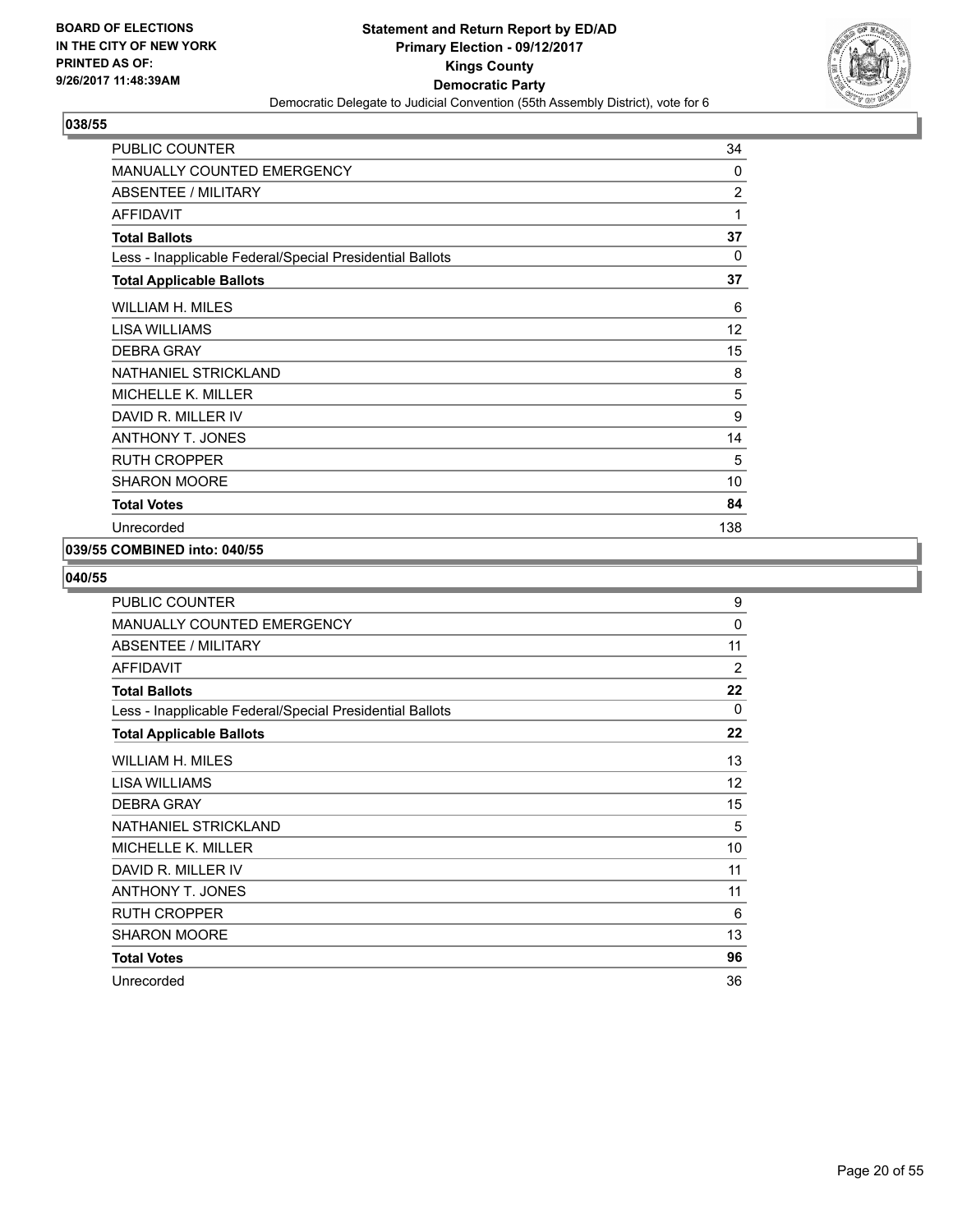**BOARD OF ELECTIONS IN THE CITY OF NEW YORK PRINTED AS OF: 9/26/2017 11:48:39AM**

# Statement and Return Report by ED/AD
## Primary Election - 09/12/2017
## Kings County
## Democratic Party
Democratic Delegate to Judicial Convention (55th Assembly District), vote for 6

### 038/55

| | |
|---|---|
| PUBLIC COUNTER | 34 |
| MANUALLY COUNTED EMERGENCY | 0 |
| ABSENTEE / MILITARY | 2 |
| AFFIDAVIT | 1 |
| **Total Ballots** | **37** |
| Less - Inapplicable Federal/Special Presidential Ballots | 0 |
| **Total Applicable Ballots** | **37** |
| WILLIAM H. MILES | 6 |
| LISA WILLIAMS | 12 |
| DEBRA GRAY | 15 |
| NATHANIEL STRICKLAND | 8 |
| MICHELLE K. MILLER | 5 |
| DAVID R. MILLER IV | 9 |
| ANTHONY T. JONES | 14 |
| RUTH CROPPER | 5 |
| SHARON MOORE | 10 |
| **Total Votes** | **84** |
| Unrecorded | 138 |

### 039/55 COMBINED into: 040/55

### 040/55

| | |
|---|---|
| PUBLIC COUNTER | 9 |
| MANUALLY COUNTED EMERGENCY | 0 |
| ABSENTEE / MILITARY | 11 |
| AFFIDAVIT | 2 |
| **Total Ballots** | **22** |
| Less - Inapplicable Federal/Special Presidential Ballots | 0 |
| **Total Applicable Ballots** | **22** |
| WILLIAM H. MILES | 13 |
| LISA WILLIAMS | 12 |
| DEBRA GRAY | 15 |
| NATHANIEL STRICKLAND | 5 |
| MICHELLE K. MILLER | 10 |
| DAVID R. MILLER IV | 11 |
| ANTHONY T. JONES | 11 |
| RUTH CROPPER | 6 |
| SHARON MOORE | 13 |
| **Total Votes** | **96** |
| Unrecorded | 36 |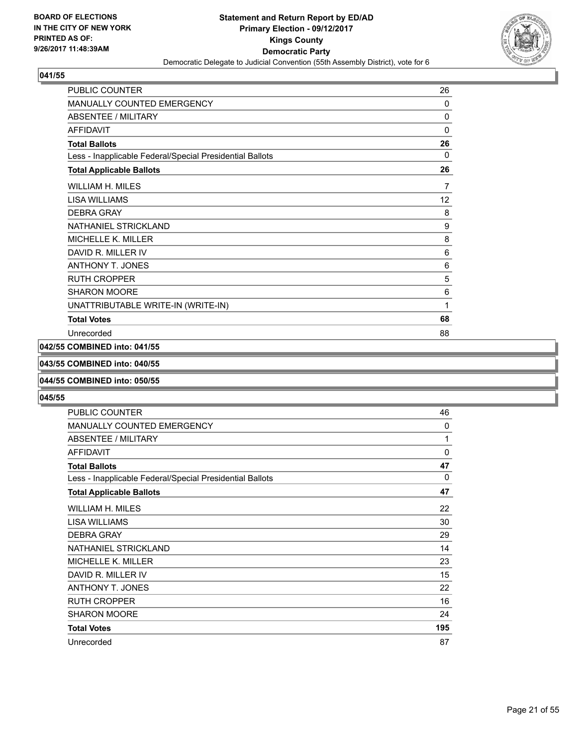## 041/55

| | |
|---|---|
| PUBLIC COUNTER | 26 |
| MANUALLY COUNTED EMERGENCY | 0 |
| ABSENTEE / MILITARY | 0 |
| AFFIDAVIT | 0 |
| **Total Ballots** | **26** |
| Less - Inapplicable Federal/Special Presidential Ballots | 0 |
| **Total Applicable Ballots** | **26** |
| WILLIAM H. MILES | 7 |
| LISA WILLIAMS | 12 |
| DEBRA GRAY | 8 |
| NATHANIEL STRICKLAND | 9 |
| MICHELLE K. MILLER | 8 |
| DAVID R. MILLER IV | 6 |
| ANTHONY T. JONES | 6 |
| RUTH CROPPER | 5 |
| SHARON MOORE | 6 |
| UNATTRIBUTABLE WRITE-IN (WRITE-IN) | 1 |
| **Total Votes** | **68** |
| Unrecorded | 88 |

**042/55 COMBINED into: 041/55**

**043/55 COMBINED into: 040/55**

**044/55 COMBINED into: 050/55**

## 045/55

| | |
|---|---|
| PUBLIC COUNTER | 46 |
| MANUALLY COUNTED EMERGENCY | 0 |
| ABSENTEE / MILITARY | 1 |
| AFFIDAVIT | 0 |
| **Total Ballots** | **47** |
| Less - Inapplicable Federal/Special Presidential Ballots | 0 |
| **Total Applicable Ballots** | **47** |
| WILLIAM H. MILES | 22 |
| LISA WILLIAMS | 30 |
| DEBRA GRAY | 29 |
| NATHANIEL STRICKLAND | 14 |
| MICHELLE K. MILLER | 23 |
| DAVID R. MILLER IV | 15 |
| ANTHONY T. JONES | 22 |
| RUTH CROPPER | 16 |
| SHARON MOORE | 24 |
| **Total Votes** | **195** |
| Unrecorded | 87 |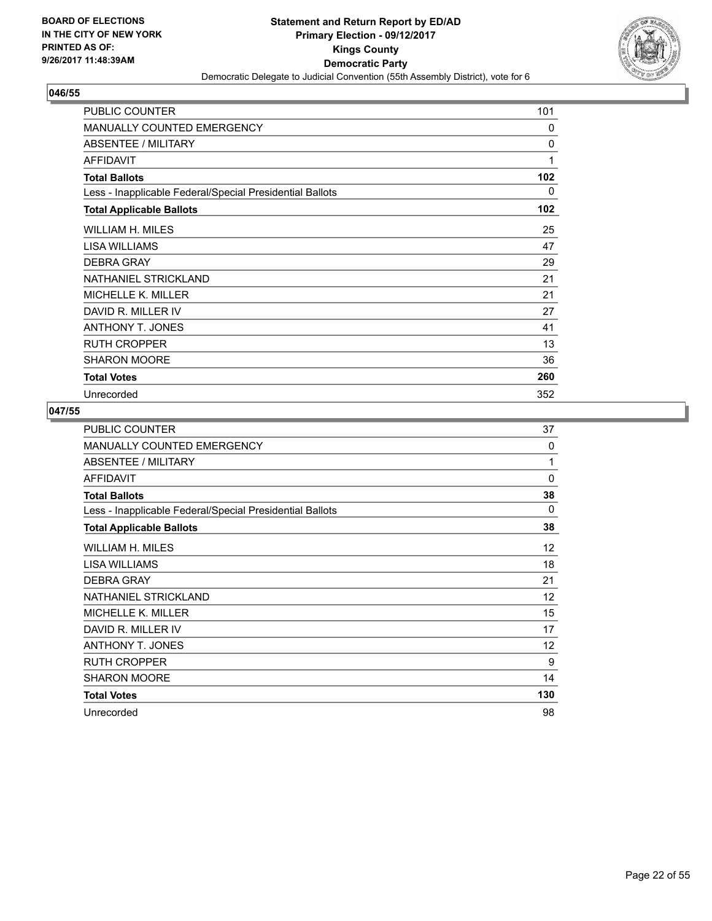**BOARD OF ELECTIONS IN THE CITY OF NEW YORK PRINTED AS OF: 9/26/2017 11:48:39AM**

**Statement and Return Report by ED/AD**
**Primary Election - 09/12/2017**
**Kings County**
**Democratic Party**
Democratic Delegate to Judicial Convention (55th Assembly District), vote for 6

## 046/55

| | |
|---|---|
| PUBLIC COUNTER | 101 |
| MANUALLY COUNTED EMERGENCY | 0 |
| ABSENTEE / MILITARY | 0 |
| AFFIDAVIT | 1 |
| **Total Ballots** | **102** |
| Less - Inapplicable Federal/Special Presidential Ballots | 0 |
| **Total Applicable Ballots** | **102** |
| WILLIAM H. MILES | 25 |
| LISA WILLIAMS | 47 |
| DEBRA GRAY | 29 |
| NATHANIEL STRICKLAND | 21 |
| MICHELLE K. MILLER | 21 |
| DAVID R. MILLER IV | 27 |
| ANTHONY T. JONES | 41 |
| RUTH CROPPER | 13 |
| SHARON MOORE | 36 |
| **Total Votes** | **260** |
| Unrecorded | 352 |

## 047/55

| | |
|---|---|
| PUBLIC COUNTER | 37 |
| MANUALLY COUNTED EMERGENCY | 0 |
| ABSENTEE / MILITARY | 1 |
| AFFIDAVIT | 0 |
| **Total Ballots** | **38** |
| Less - Inapplicable Federal/Special Presidential Ballots | 0 |
| **Total Applicable Ballots** | **38** |
| WILLIAM H. MILES | 12 |
| LISA WILLIAMS | 18 |
| DEBRA GRAY | 21 |
| NATHANIEL STRICKLAND | 12 |
| MICHELLE K. MILLER | 15 |
| DAVID R. MILLER IV | 17 |
| ANTHONY T. JONES | 12 |
| RUTH CROPPER | 9 |
| SHARON MOORE | 14 |
| **Total Votes** | **130** |
| Unrecorded | 98 |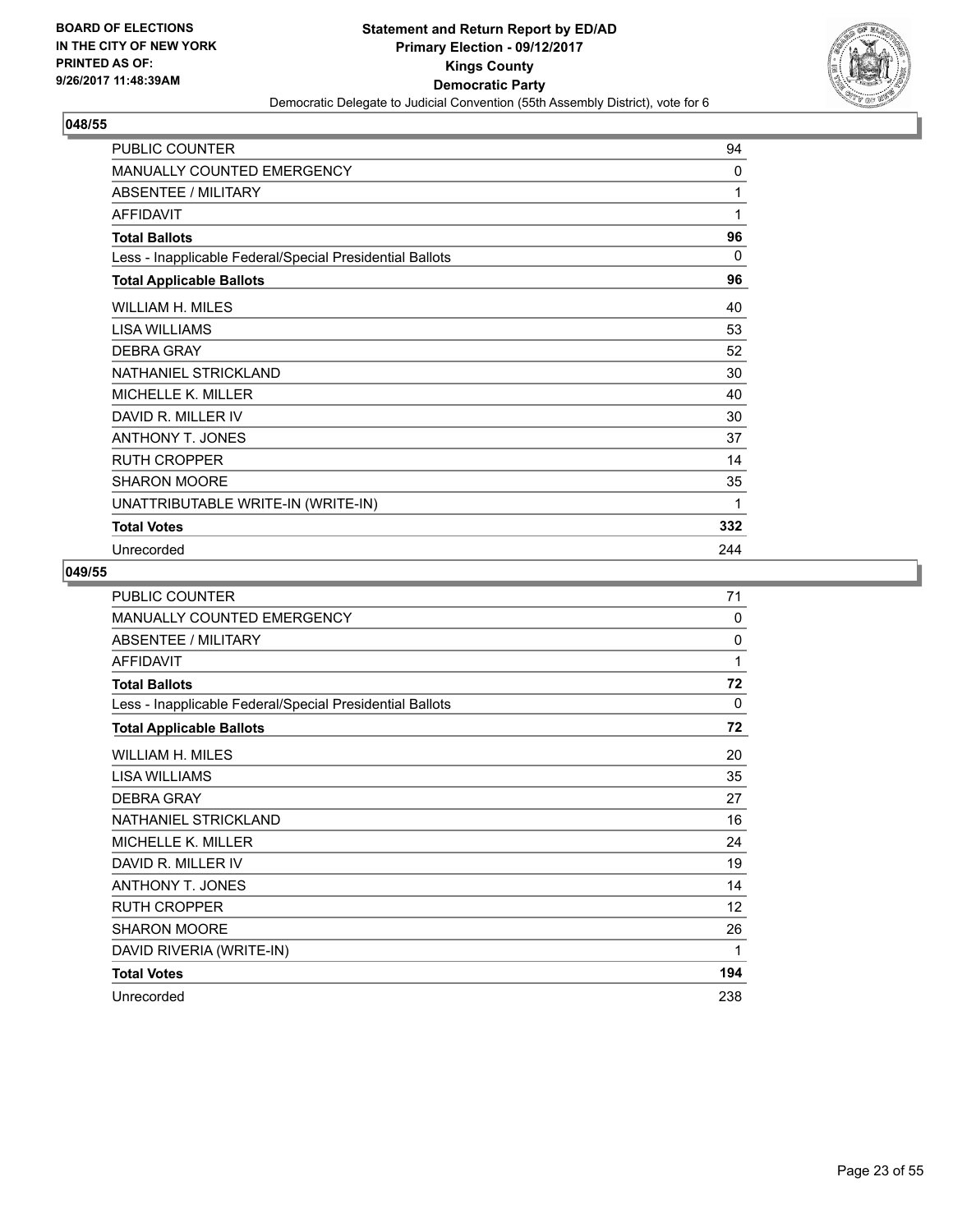## 048/55

| | |
|---|---|
| PUBLIC COUNTER | 94 |
| MANUALLY COUNTED EMERGENCY | 0 |
| ABSENTEE / MILITARY | 1 |
| AFFIDAVIT | 1 |
| **Total Ballots** | **96** |
| Less - Inapplicable Federal/Special Presidential Ballots | 0 |
| **Total Applicable Ballots** | **96** |
| WILLIAM H. MILES | 40 |
| LISA WILLIAMS | 53 |
| DEBRA GRAY | 52 |
| NATHANIEL STRICKLAND | 30 |
| MICHELLE K. MILLER | 40 |
| DAVID R. MILLER IV | 30 |
| ANTHONY T. JONES | 37 |
| RUTH CROPPER | 14 |
| SHARON MOORE | 35 |
| UNATTRIBUTABLE WRITE-IN (WRITE-IN) | 1 |
| **Total Votes** | **332** |
| Unrecorded | 244 |

## 049/55

| | |
|---|---|
| PUBLIC COUNTER | 71 |
| MANUALLY COUNTED EMERGENCY | 0 |
| ABSENTEE / MILITARY | 0 |
| AFFIDAVIT | 1 |
| **Total Ballots** | **72** |
| Less - Inapplicable Federal/Special Presidential Ballots | 0 |
| **Total Applicable Ballots** | **72** |
| WILLIAM H. MILES | 20 |
| LISA WILLIAMS | 35 |
| DEBRA GRAY | 27 |
| NATHANIEL STRICKLAND | 16 |
| MICHELLE K. MILLER | 24 |
| DAVID R. MILLER IV | 19 |
| ANTHONY T. JONES | 14 |
| RUTH CROPPER | 12 |
| SHARON MOORE | 26 |
| DAVID RIVERIA (WRITE-IN) | 1 |
| **Total Votes** | **194** |
| Unrecorded | 238 |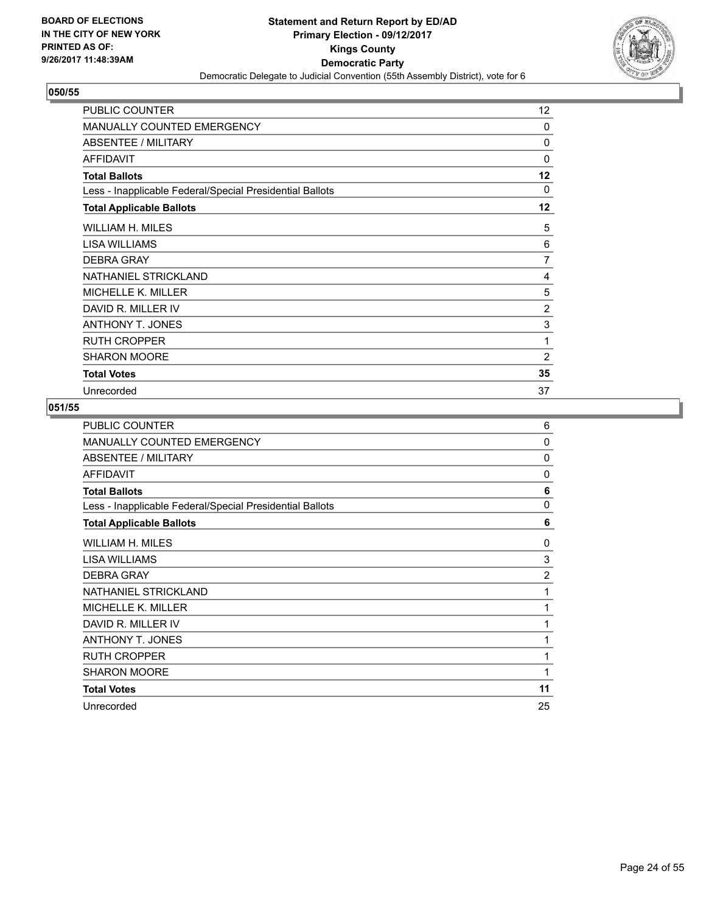BOARD OF ELECTIONS
IN THE CITY OF NEW YORK
PRINTED AS OF:
9/26/2017 11:48:39AM

**Statement and Return Report by ED/AD**
**Primary Election - 09/12/2017**
**Kings County**
**Democratic Party**
Democratic Delegate to Judicial Convention (55th Assembly District), vote for 6

## 050/55

| | |
|---|---|
| PUBLIC COUNTER | 12 |
| MANUALLY COUNTED EMERGENCY | 0 |
| ABSENTEE / MILITARY | 0 |
| AFFIDAVIT | 0 |
| **Total Ballots** | **12** |
| Less - Inapplicable Federal/Special Presidential Ballots | 0 |
| **Total Applicable Ballots** | **12** |
| WILLIAM H. MILES | 5 |
| LISA WILLIAMS | 6 |
| DEBRA GRAY | 7 |
| NATHANIEL STRICKLAND | 4 |
| MICHELLE K. MILLER | 5 |
| DAVID R. MILLER IV | 2 |
| ANTHONY T. JONES | 3 |
| RUTH CROPPER | 1 |
| SHARON MOORE | 2 |
| **Total Votes** | **35** |
| Unrecorded | 37 |

## 051/55

| | |
|---|---|
| PUBLIC COUNTER | 6 |
| MANUALLY COUNTED EMERGENCY | 0 |
| ABSENTEE / MILITARY | 0 |
| AFFIDAVIT | 0 |
| **Total Ballots** | **6** |
| Less - Inapplicable Federal/Special Presidential Ballots | 0 |
| **Total Applicable Ballots** | **6** |
| WILLIAM H. MILES | 0 |
| LISA WILLIAMS | 3 |
| DEBRA GRAY | 2 |
| NATHANIEL STRICKLAND | 1 |
| MICHELLE K. MILLER | 1 |
| DAVID R. MILLER IV | 1 |
| ANTHONY T. JONES | 1 |
| RUTH CROPPER | 1 |
| SHARON MOORE | 1 |
| **Total Votes** | **11** |
| Unrecorded | 25 |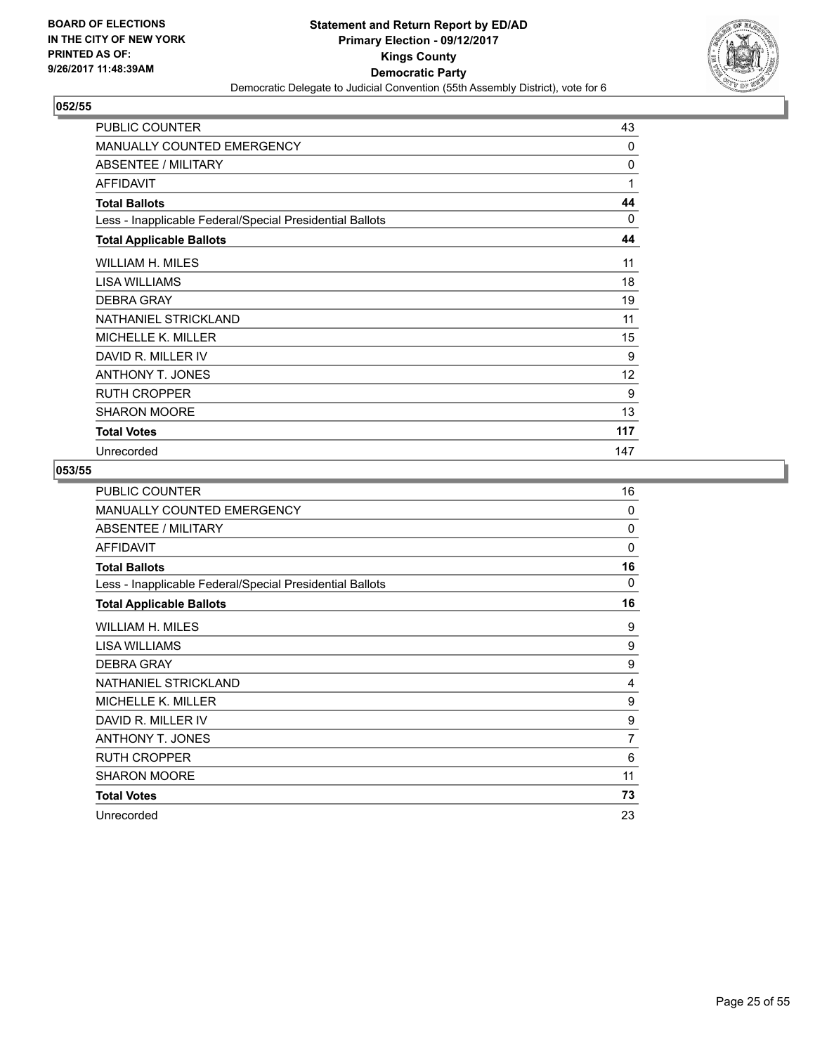BOARD OF ELECTIONS
IN THE CITY OF NEW YORK
PRINTED AS OF:
9/26/2017 11:48:39AM

**Statement and Return Report by ED/AD**
**Primary Election - 09/12/2017**
**Kings County**
**Democratic Party**
Democratic Delegate to Judicial Convention (55th Assembly District), vote for 6

### 052/55

| | |
|---|---|
| PUBLIC COUNTER | 43 |
| MANUALLY COUNTED EMERGENCY | 0 |
| ABSENTEE / MILITARY | 0 |
| AFFIDAVIT | 1 |
| **Total Ballots** | **44** |
| Less - Inapplicable Federal/Special Presidential Ballots | 0 |
| **Total Applicable Ballots** | **44** |
| WILLIAM H. MILES | 11 |
| LISA WILLIAMS | 18 |
| DEBRA GRAY | 19 |
| NATHANIEL STRICKLAND | 11 |
| MICHELLE K. MILLER | 15 |
| DAVID R. MILLER IV | 9 |
| ANTHONY T. JONES | 12 |
| RUTH CROPPER | 9 |
| SHARON MOORE | 13 |
| **Total Votes** | **117** |
| Unrecorded | 147 |

### 053/55

| | |
|---|---|
| PUBLIC COUNTER | 16 |
| MANUALLY COUNTED EMERGENCY | 0 |
| ABSENTEE / MILITARY | 0 |
| AFFIDAVIT | 0 |
| **Total Ballots** | **16** |
| Less - Inapplicable Federal/Special Presidential Ballots | 0 |
| **Total Applicable Ballots** | **16** |
| WILLIAM H. MILES | 9 |
| LISA WILLIAMS | 9 |
| DEBRA GRAY | 9 |
| NATHANIEL STRICKLAND | 4 |
| MICHELLE K. MILLER | 9 |
| DAVID R. MILLER IV | 9 |
| ANTHONY T. JONES | 7 |
| RUTH CROPPER | 6 |
| SHARON MOORE | 11 |
| **Total Votes** | **73** |
| Unrecorded | 23 |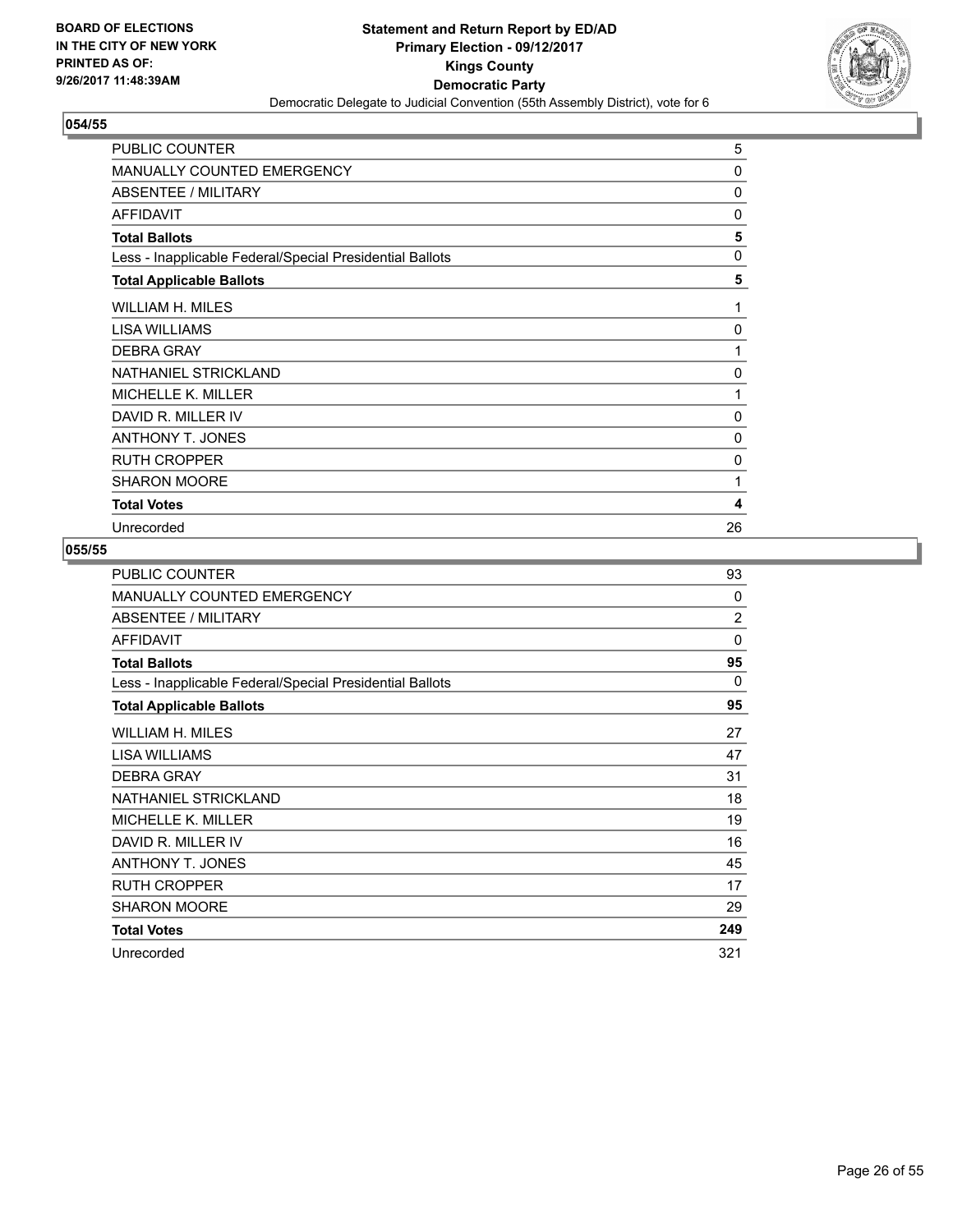**BOARD OF ELECTIONS IN THE CITY OF NEW YORK PRINTED AS OF: 9/26/2017 11:48:39AM**

**Statement and Return Report by ED/AD**
**Primary Election - 09/12/2017**
**Kings County**
**Democratic Party**
Democratic Delegate to Judicial Convention (55th Assembly District), vote for 6

## 054/55

| | |
|---|---|
| PUBLIC COUNTER | 5 |
| MANUALLY COUNTED EMERGENCY | 0 |
| ABSENTEE / MILITARY | 0 |
| AFFIDAVIT | 0 |
| **Total Ballots** | **5** |
| Less - Inapplicable Federal/Special Presidential Ballots | 0 |
| **Total Applicable Ballots** | **5** |
| WILLIAM H. MILES | 1 |
| LISA WILLIAMS | 0 |
| DEBRA GRAY | 1 |
| NATHANIEL STRICKLAND | 0 |
| MICHELLE K. MILLER | 1 |
| DAVID R. MILLER IV | 0 |
| ANTHONY T. JONES | 0 |
| RUTH CROPPER | 0 |
| SHARON MOORE | 1 |
| **Total Votes** | **4** |
| Unrecorded | 26 |

## 055/55

| | |
|---|---|
| PUBLIC COUNTER | 93 |
| MANUALLY COUNTED EMERGENCY | 0 |
| ABSENTEE / MILITARY | 2 |
| AFFIDAVIT | 0 |
| **Total Ballots** | **95** |
| Less - Inapplicable Federal/Special Presidential Ballots | 0 |
| **Total Applicable Ballots** | **95** |
| WILLIAM H. MILES | 27 |
| LISA WILLIAMS | 47 |
| DEBRA GRAY | 31 |
| NATHANIEL STRICKLAND | 18 |
| MICHELLE K. MILLER | 19 |
| DAVID R. MILLER IV | 16 |
| ANTHONY T. JONES | 45 |
| RUTH CROPPER | 17 |
| SHARON MOORE | 29 |
| **Total Votes** | **249** |
| Unrecorded | 321 |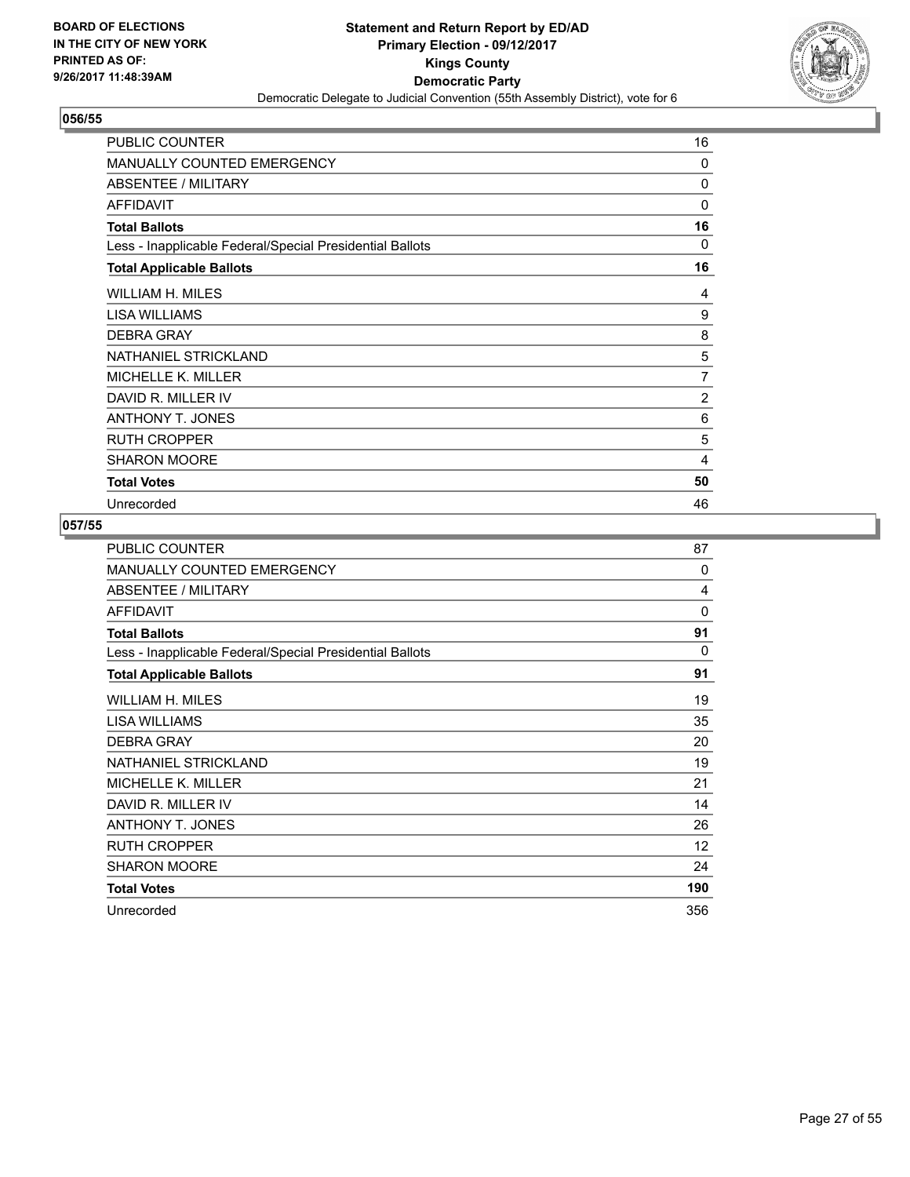BOARD OF ELECTIONS
IN THE CITY OF NEW YORK
PRINTED AS OF:
9/26/2017 11:48:39AM

**Statement and Return Report by ED/AD**
**Primary Election - 09/12/2017**
**Kings County**
**Democratic Party**
Democratic Delegate to Judicial Convention (55th Assembly District), vote for 6

## 056/55

| | |
|---|---|
| PUBLIC COUNTER | 16 |
| MANUALLY COUNTED EMERGENCY | 0 |
| ABSENTEE / MILITARY | 0 |
| AFFIDAVIT | 0 |
| **Total Ballots** | **16** |
| Less - Inapplicable Federal/Special Presidential Ballots | 0 |
| **Total Applicable Ballots** | **16** |
| WILLIAM H. MILES | 4 |
| LISA WILLIAMS | 9 |
| DEBRA GRAY | 8 |
| NATHANIEL STRICKLAND | 5 |
| MICHELLE K. MILLER | 7 |
| DAVID R. MILLER IV | 2 |
| ANTHONY T. JONES | 6 |
| RUTH CROPPER | 5 |
| SHARON MOORE | 4 |
| **Total Votes** | **50** |
| Unrecorded | 46 |

## 057/55

| | |
|---|---|
| PUBLIC COUNTER | 87 |
| MANUALLY COUNTED EMERGENCY | 0 |
| ABSENTEE / MILITARY | 4 |
| AFFIDAVIT | 0 |
| **Total Ballots** | **91** |
| Less - Inapplicable Federal/Special Presidential Ballots | 0 |
| **Total Applicable Ballots** | **91** |
| WILLIAM H. MILES | 19 |
| LISA WILLIAMS | 35 |
| DEBRA GRAY | 20 |
| NATHANIEL STRICKLAND | 19 |
| MICHELLE K. MILLER | 21 |
| DAVID R. MILLER IV | 14 |
| ANTHONY T. JONES | 26 |
| RUTH CROPPER | 12 |
| SHARON MOORE | 24 |
| **Total Votes** | **190** |
| Unrecorded | 356 |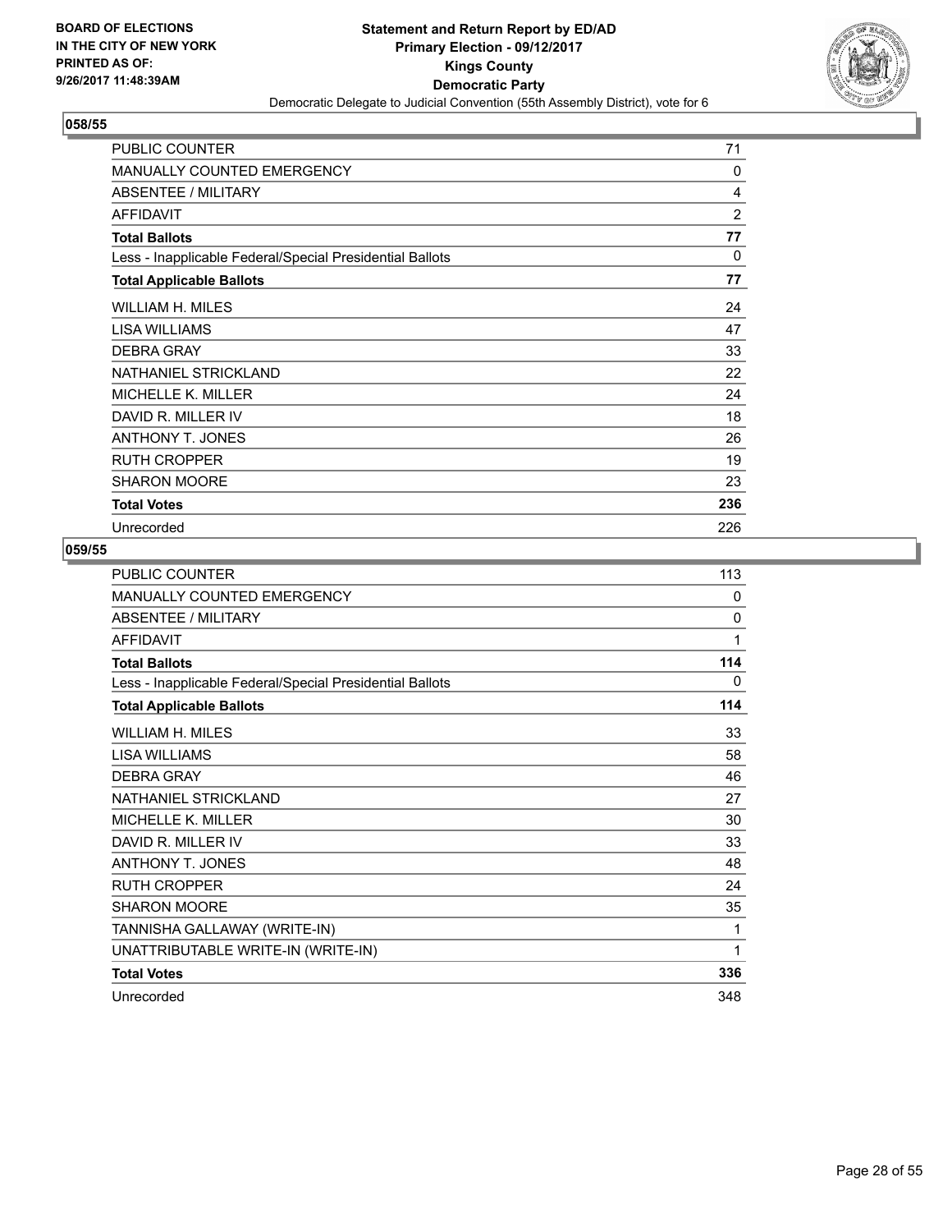**BOARD OF ELECTIONS IN THE CITY OF NEW YORK PRINTED AS OF: 9/26/2017 11:48:39AM**

**Statement and Return Report by ED/AD Primary Election - 09/12/2017 Kings County Democratic Party**

Democratic Delegate to Judicial Convention (55th Assembly District), vote for 6

## 058/55

| | |
|---|---|
| PUBLIC COUNTER | 71 |
| MANUALLY COUNTED EMERGENCY | 0 |
| ABSENTEE / MILITARY | 4 |
| AFFIDAVIT | 2 |
| **Total Ballots** | **77** |
| Less - Inapplicable Federal/Special Presidential Ballots | 0 |
| **Total Applicable Ballots** | **77** |
| WILLIAM H. MILES | 24 |
| LISA WILLIAMS | 47 |
| DEBRA GRAY | 33 |
| NATHANIEL STRICKLAND | 22 |
| MICHELLE K. MILLER | 24 |
| DAVID R. MILLER IV | 18 |
| ANTHONY T. JONES | 26 |
| RUTH CROPPER | 19 |
| SHARON MOORE | 23 |
| **Total Votes** | **236** |
| Unrecorded | 226 |

## 059/55

| | |
|---|---|
| PUBLIC COUNTER | 113 |
| MANUALLY COUNTED EMERGENCY | 0 |
| ABSENTEE / MILITARY | 0 |
| AFFIDAVIT | 1 |
| **Total Ballots** | **114** |
| Less - Inapplicable Federal/Special Presidential Ballots | 0 |
| **Total Applicable Ballots** | **114** |
| WILLIAM H. MILES | 33 |
| LISA WILLIAMS | 58 |
| DEBRA GRAY | 46 |
| NATHANIEL STRICKLAND | 27 |
| MICHELLE K. MILLER | 30 |
| DAVID R. MILLER IV | 33 |
| ANTHONY T. JONES | 48 |
| RUTH CROPPER | 24 |
| SHARON MOORE | 35 |
| TANNISHA GALLAWAY (WRITE-IN) | 1 |
| UNATTRIBUTABLE WRITE-IN (WRITE-IN) | 1 |
| **Total Votes** | **336** |
| Unrecorded | 348 |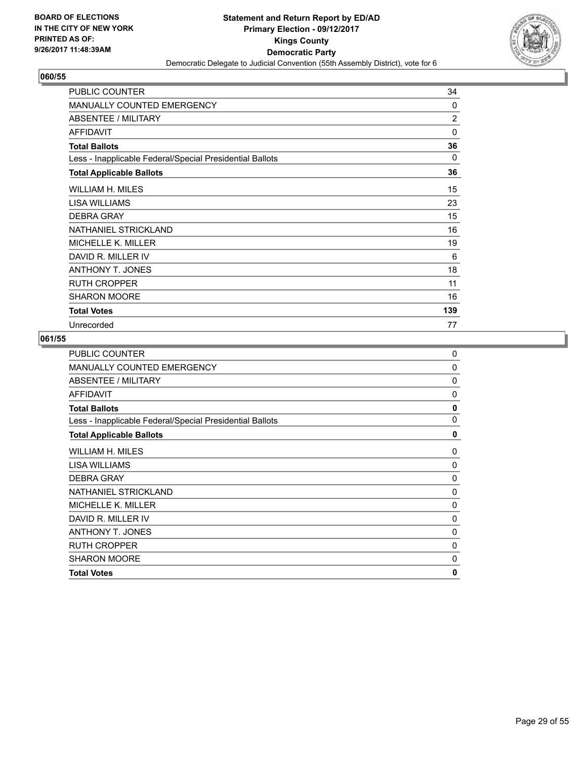**BOARD OF ELECTIONS IN THE CITY OF NEW YORK PRINTED AS OF: 9/26/2017 11:48:39AM**

**Statement and Return Report by ED/AD**
**Primary Election - 09/12/2017**
**Kings County**
**Democratic Party**
Democratic Delegate to Judicial Convention (55th Assembly District), vote for 6

### 060/55

| | |
|---|---|
| PUBLIC COUNTER | 34 |
| MANUALLY COUNTED EMERGENCY | 0 |
| ABSENTEE / MILITARY | 2 |
| AFFIDAVIT | 0 |
| **Total Ballots** | **36** |
| Less - Inapplicable Federal/Special Presidential Ballots | 0 |
| **Total Applicable Ballots** | **36** |
| WILLIAM H. MILES | 15 |
| LISA WILLIAMS | 23 |
| DEBRA GRAY | 15 |
| NATHANIEL STRICKLAND | 16 |
| MICHELLE K. MILLER | 19 |
| DAVID R. MILLER IV | 6 |
| ANTHONY T. JONES | 18 |
| RUTH CROPPER | 11 |
| SHARON MOORE | 16 |
| **Total Votes** | **139** |
| Unrecorded | 77 |

### 061/55

| | |
|---|---|
| PUBLIC COUNTER | 0 |
| MANUALLY COUNTED EMERGENCY | 0 |
| ABSENTEE / MILITARY | 0 |
| AFFIDAVIT | 0 |
| **Total Ballots** | **0** |
| Less - Inapplicable Federal/Special Presidential Ballots | 0 |
| **Total Applicable Ballots** | **0** |
| WILLIAM H. MILES | 0 |
| LISA WILLIAMS | 0 |
| DEBRA GRAY | 0 |
| NATHANIEL STRICKLAND | 0 |
| MICHELLE K. MILLER | 0 |
| DAVID R. MILLER IV | 0 |
| ANTHONY T. JONES | 0 |
| RUTH CROPPER | 0 |
| SHARON MOORE | 0 |
| **Total Votes** | **0** |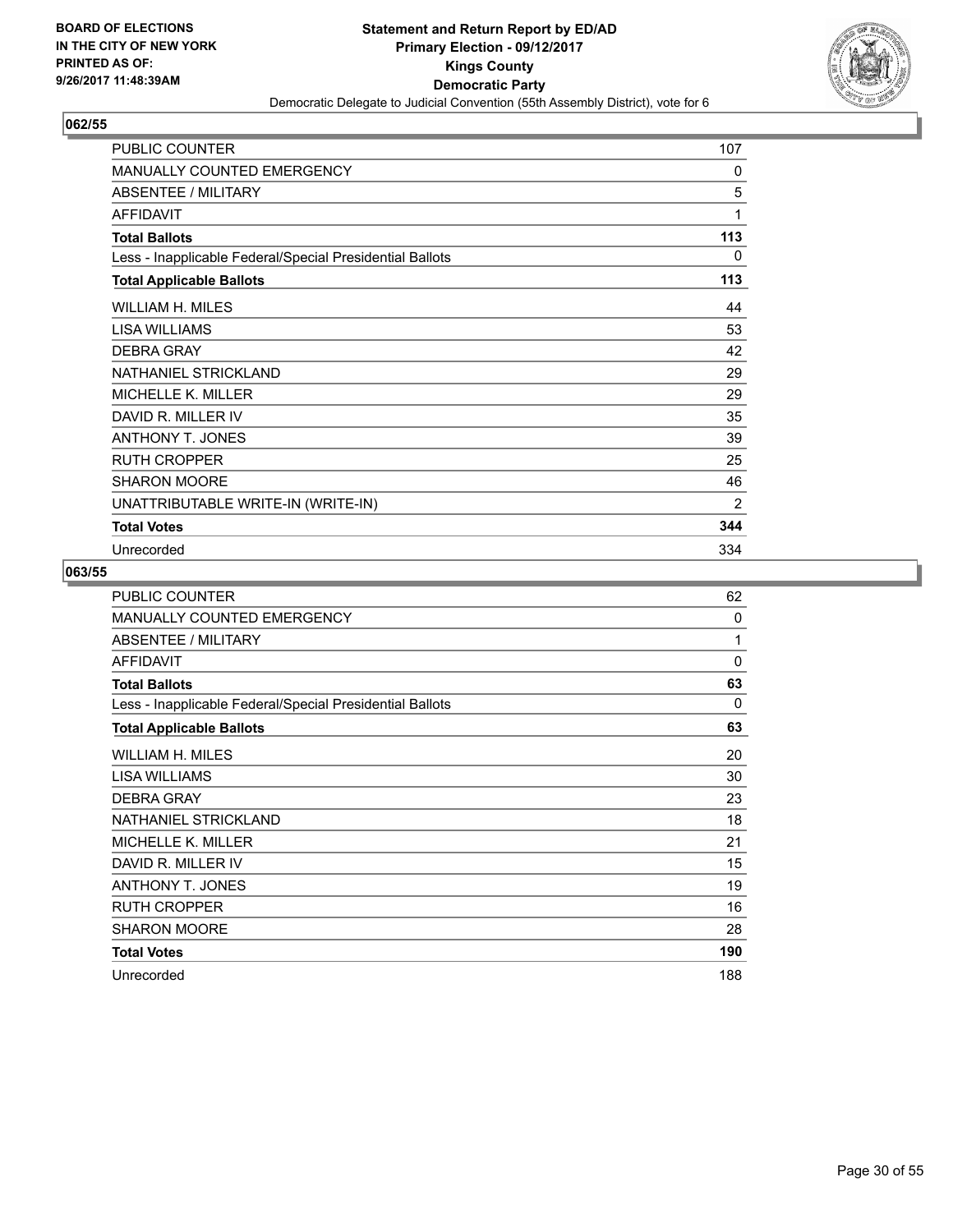**BOARD OF ELECTIONS IN THE CITY OF NEW YORK PRINTED AS OF: 9/26/2017 11:48:39AM**

**Statement and Return Report by ED/AD**
**Primary Election - 09/12/2017**
**Kings County**
**Democratic Party**
Democratic Delegate to Judicial Convention (55th Assembly District), vote for 6

## 062/55

| | |
|---|---|
| PUBLIC COUNTER | 107 |
| MANUALLY COUNTED EMERGENCY | 0 |
| ABSENTEE / MILITARY | 5 |
| AFFIDAVIT | 1 |
| **Total Ballots** | **113** |
| Less - Inapplicable Federal/Special Presidential Ballots | 0 |
| **Total Applicable Ballots** | **113** |
| WILLIAM H. MILES | 44 |
| LISA WILLIAMS | 53 |
| DEBRA GRAY | 42 |
| NATHANIEL STRICKLAND | 29 |
| MICHELLE K. MILLER | 29 |
| DAVID R. MILLER IV | 35 |
| ANTHONY T. JONES | 39 |
| RUTH CROPPER | 25 |
| SHARON MOORE | 46 |
| UNATTRIBUTABLE WRITE-IN (WRITE-IN) | 2 |
| **Total Votes** | **344** |
| Unrecorded | 334 |

## 063/55

| | |
|---|---|
| PUBLIC COUNTER | 62 |
| MANUALLY COUNTED EMERGENCY | 0 |
| ABSENTEE / MILITARY | 1 |
| AFFIDAVIT | 0 |
| **Total Ballots** | **63** |
| Less - Inapplicable Federal/Special Presidential Ballots | 0 |
| **Total Applicable Ballots** | **63** |
| WILLIAM H. MILES | 20 |
| LISA WILLIAMS | 30 |
| DEBRA GRAY | 23 |
| NATHANIEL STRICKLAND | 18 |
| MICHELLE K. MILLER | 21 |
| DAVID R. MILLER IV | 15 |
| ANTHONY T. JONES | 19 |
| RUTH CROPPER | 16 |
| SHARON MOORE | 28 |
| **Total Votes** | **190** |
| Unrecorded | 188 |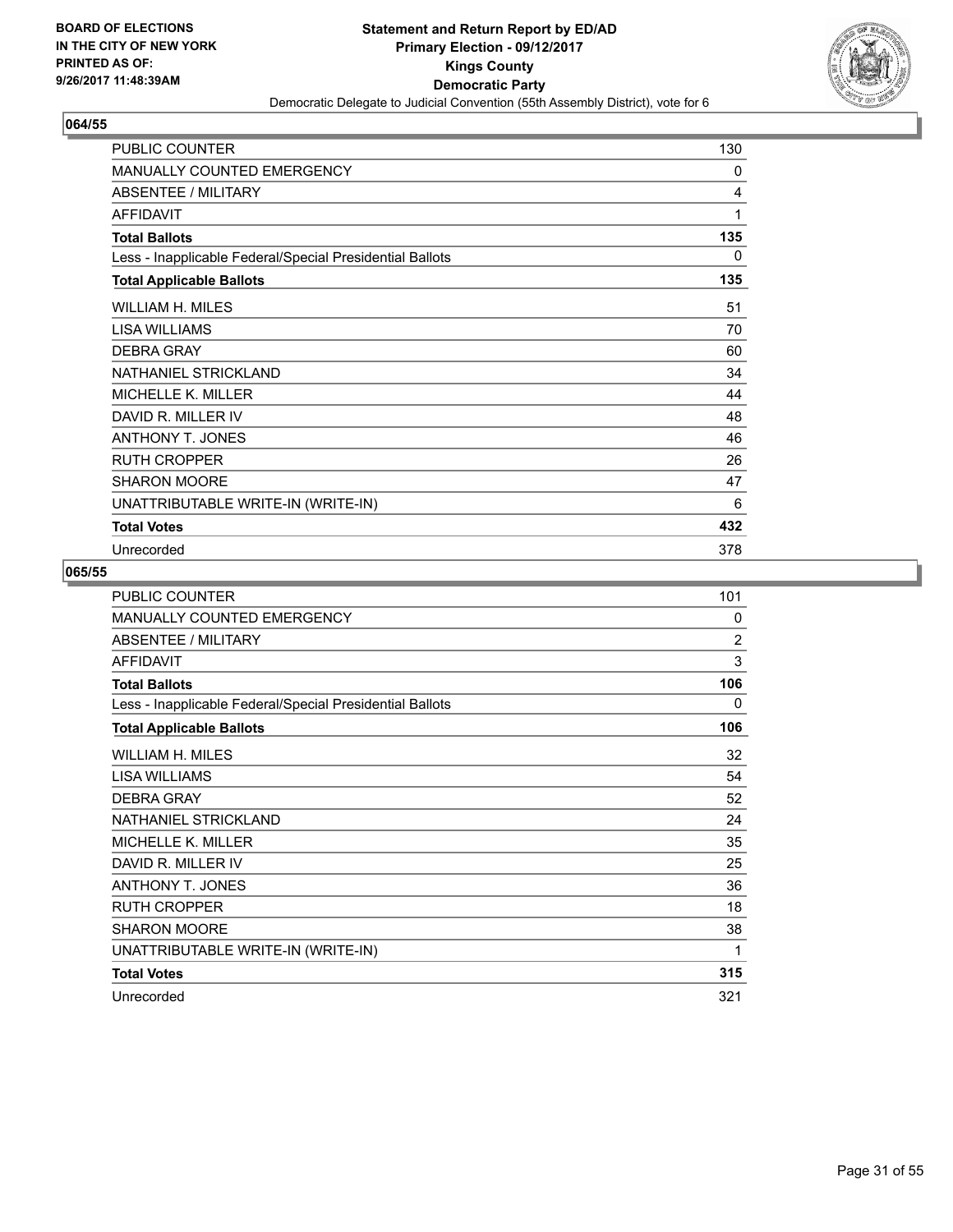**BOARD OF ELECTIONS IN THE CITY OF NEW YORK PRINTED AS OF: 9/26/2017 11:48:39AM**

**Statement and Return Report by ED/AD Primary Election - 09/12/2017 Kings County Democratic Party**

Democratic Delegate to Judicial Convention (55th Assembly District), vote for 6

## 064/55

| | |
|---|---|
| PUBLIC COUNTER | 130 |
| MANUALLY COUNTED EMERGENCY | 0 |
| ABSENTEE / MILITARY | 4 |
| AFFIDAVIT | 1 |
| **Total Ballots** | **135** |
| Less - Inapplicable Federal/Special Presidential Ballots | 0 |
| **Total Applicable Ballots** | **135** |
| WILLIAM H. MILES | 51 |
| LISA WILLIAMS | 70 |
| DEBRA GRAY | 60 |
| NATHANIEL STRICKLAND | 34 |
| MICHELLE K. MILLER | 44 |
| DAVID R. MILLER IV | 48 |
| ANTHONY T. JONES | 46 |
| RUTH CROPPER | 26 |
| SHARON MOORE | 47 |
| UNATTRIBUTABLE WRITE-IN (WRITE-IN) | 6 |
| **Total Votes** | **432** |
| Unrecorded | 378 |

## 065/55

| | |
|---|---|
| PUBLIC COUNTER | 101 |
| MANUALLY COUNTED EMERGENCY | 0 |
| ABSENTEE / MILITARY | 2 |
| AFFIDAVIT | 3 |
| **Total Ballots** | **106** |
| Less - Inapplicable Federal/Special Presidential Ballots | 0 |
| **Total Applicable Ballots** | **106** |
| WILLIAM H. MILES | 32 |
| LISA WILLIAMS | 54 |
| DEBRA GRAY | 52 |
| NATHANIEL STRICKLAND | 24 |
| MICHELLE K. MILLER | 35 |
| DAVID R. MILLER IV | 25 |
| ANTHONY T. JONES | 36 |
| RUTH CROPPER | 18 |
| SHARON MOORE | 38 |
| UNATTRIBUTABLE WRITE-IN (WRITE-IN) | 1 |
| **Total Votes** | **315** |
| Unrecorded | 321 |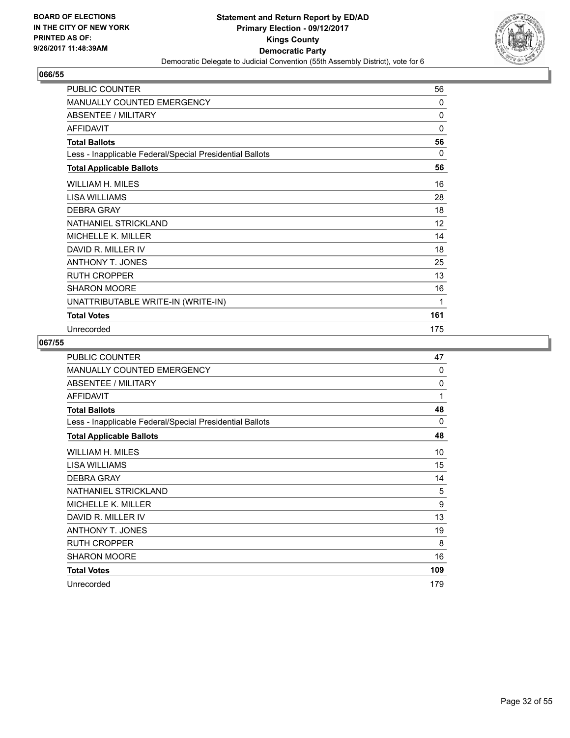**BOARD OF ELECTIONS IN THE CITY OF NEW YORK PRINTED AS OF: 9/26/2017 11:48:39AM**

**Statement and Return Report by ED/AD**
**Primary Election - 09/12/2017**
**Kings County**
**Democratic Party**
Democratic Delegate to Judicial Convention (55th Assembly District), vote for 6

## 066/55

| | |
|---|---|
| PUBLIC COUNTER | 56 |
| MANUALLY COUNTED EMERGENCY | 0 |
| ABSENTEE / MILITARY | 0 |
| AFFIDAVIT | 0 |
| **Total Ballots** | **56** |
| Less - Inapplicable Federal/Special Presidential Ballots | 0 |
| **Total Applicable Ballots** | **56** |
| WILLIAM H. MILES | 16 |
| LISA WILLIAMS | 28 |
| DEBRA GRAY | 18 |
| NATHANIEL STRICKLAND | 12 |
| MICHELLE K. MILLER | 14 |
| DAVID R. MILLER IV | 18 |
| ANTHONY T. JONES | 25 |
| RUTH CROPPER | 13 |
| SHARON MOORE | 16 |
| UNATTRIBUTABLE WRITE-IN (WRITE-IN) | 1 |
| **Total Votes** | **161** |
| Unrecorded | 175 |

## 067/55

| | |
|---|---|
| PUBLIC COUNTER | 47 |
| MANUALLY COUNTED EMERGENCY | 0 |
| ABSENTEE / MILITARY | 0 |
| AFFIDAVIT | 1 |
| **Total Ballots** | **48** |
| Less - Inapplicable Federal/Special Presidential Ballots | 0 |
| **Total Applicable Ballots** | **48** |
| WILLIAM H. MILES | 10 |
| LISA WILLIAMS | 15 |
| DEBRA GRAY | 14 |
| NATHANIEL STRICKLAND | 5 |
| MICHELLE K. MILLER | 9 |
| DAVID R. MILLER IV | 13 |
| ANTHONY T. JONES | 19 |
| RUTH CROPPER | 8 |
| SHARON MOORE | 16 |
| **Total Votes** | **109** |
| Unrecorded | 179 |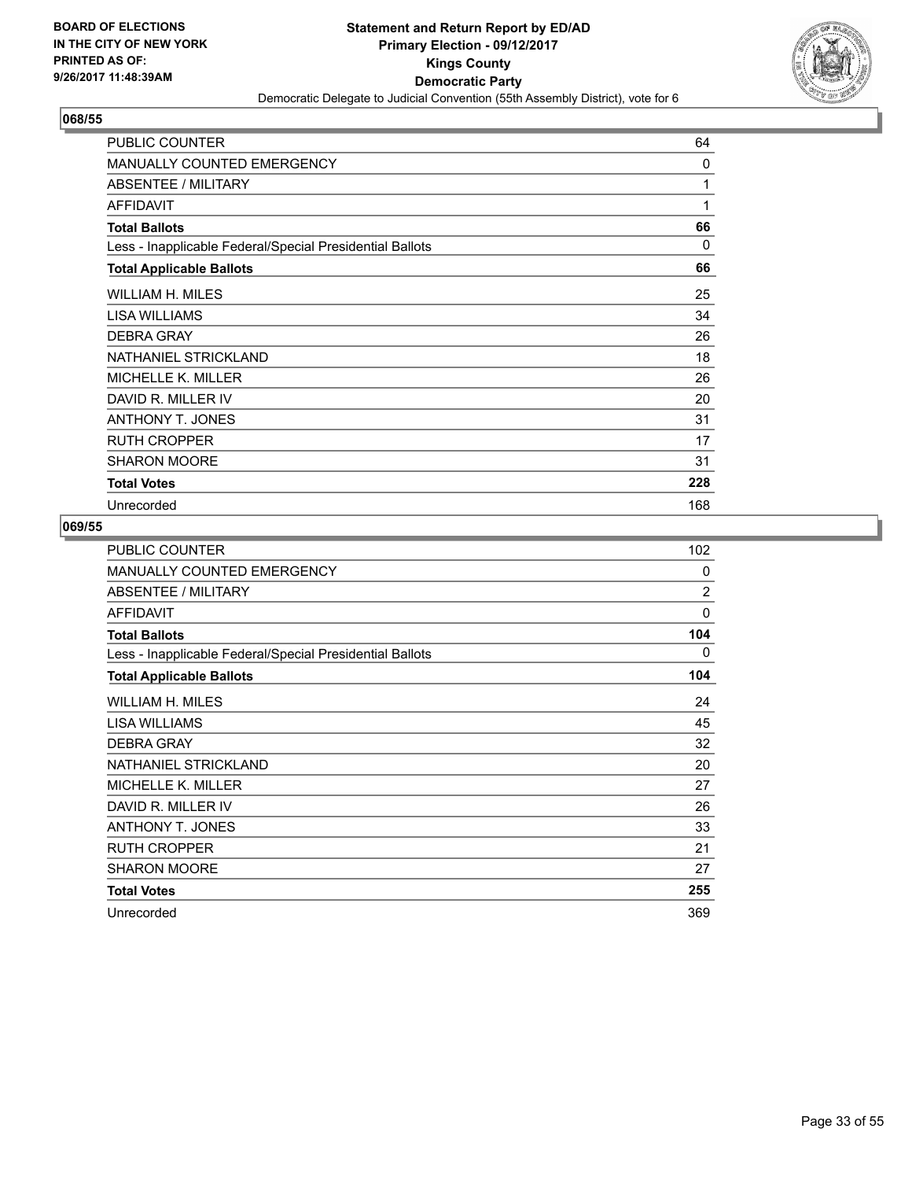**BOARD OF ELECTIONS IN THE CITY OF NEW YORK PRINTED AS OF: 9/26/2017 11:48:39AM**

**Statement and Return Report by ED/AD Primary Election - 09/12/2017 Kings County Democratic Party**

Democratic Delegate to Judicial Convention (55th Assembly District), vote for 6

## 068/55

| | |
|---|---|
| PUBLIC COUNTER | 64 |
| MANUALLY COUNTED EMERGENCY | 0 |
| ABSENTEE / MILITARY | 1 |
| AFFIDAVIT | 1 |
| **Total Ballots** | **66** |
| Less - Inapplicable Federal/Special Presidential Ballots | 0 |
| **Total Applicable Ballots** | **66** |
| WILLIAM H. MILES | 25 |
| LISA WILLIAMS | 34 |
| DEBRA GRAY | 26 |
| NATHANIEL STRICKLAND | 18 |
| MICHELLE K. MILLER | 26 |
| DAVID R. MILLER IV | 20 |
| ANTHONY T. JONES | 31 |
| RUTH CROPPER | 17 |
| SHARON MOORE | 31 |
| **Total Votes** | **228** |
| Unrecorded | 168 |

## 069/55

| | |
|---|---|
| PUBLIC COUNTER | 102 |
| MANUALLY COUNTED EMERGENCY | 0 |
| ABSENTEE / MILITARY | 2 |
| AFFIDAVIT | 0 |
| **Total Ballots** | **104** |
| Less - Inapplicable Federal/Special Presidential Ballots | 0 |
| **Total Applicable Ballots** | **104** |
| WILLIAM H. MILES | 24 |
| LISA WILLIAMS | 45 |
| DEBRA GRAY | 32 |
| NATHANIEL STRICKLAND | 20 |
| MICHELLE K. MILLER | 27 |
| DAVID R. MILLER IV | 26 |
| ANTHONY T. JONES | 33 |
| RUTH CROPPER | 21 |
| SHARON MOORE | 27 |
| **Total Votes** | **255** |
| Unrecorded | 369 |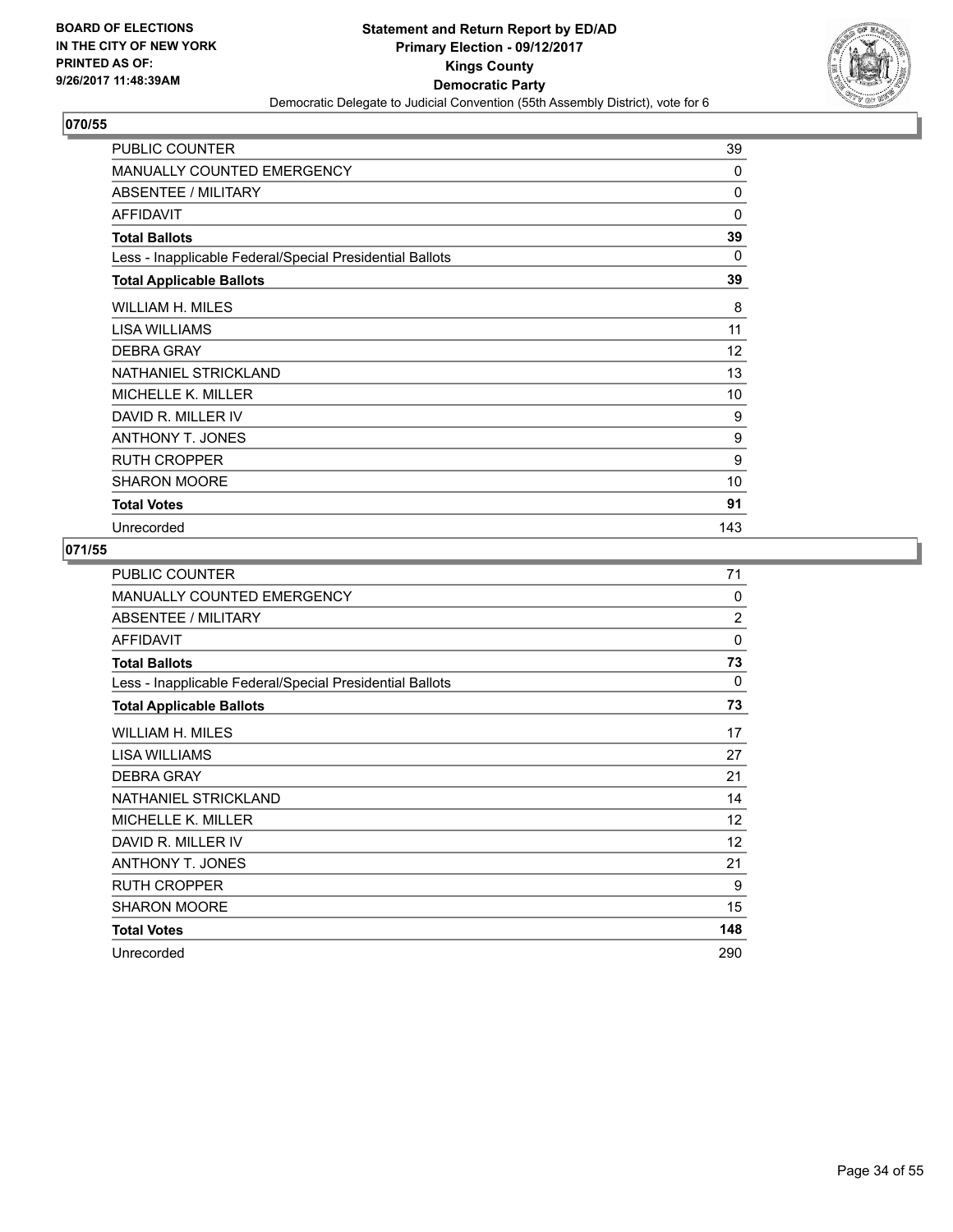**BOARD OF ELECTIONS IN THE CITY OF NEW YORK PRINTED AS OF: 9/26/2017 11:48:39AM**

**Statement and Return Report by ED/AD Primary Election - 09/12/2017 Kings County Democratic Party**

Democratic Delegate to Judicial Convention (55th Assembly District), vote for 6

## 070/55

| | |
|---|---|
| PUBLIC COUNTER | 39 |
| MANUALLY COUNTED EMERGENCY | 0 |
| ABSENTEE / MILITARY | 0 |
| AFFIDAVIT | 0 |
| **Total Ballots** | **39** |
| Less - Inapplicable Federal/Special Presidential Ballots | 0 |
| **Total Applicable Ballots** | **39** |
| WILLIAM H. MILES | 8 |
| LISA WILLIAMS | 11 |
| DEBRA GRAY | 12 |
| NATHANIEL STRICKLAND | 13 |
| MICHELLE K. MILLER | 10 |
| DAVID R. MILLER IV | 9 |
| ANTHONY T. JONES | 9 |
| RUTH CROPPER | 9 |
| SHARON MOORE | 10 |
| **Total Votes** | **91** |
| Unrecorded | 143 |

## 071/55

| | |
|---|---|
| PUBLIC COUNTER | 71 |
| MANUALLY COUNTED EMERGENCY | 0 |
| ABSENTEE / MILITARY | 2 |
| AFFIDAVIT | 0 |
| **Total Ballots** | **73** |
| Less - Inapplicable Federal/Special Presidential Ballots | 0 |
| **Total Applicable Ballots** | **73** |
| WILLIAM H. MILES | 17 |
| LISA WILLIAMS | 27 |
| DEBRA GRAY | 21 |
| NATHANIEL STRICKLAND | 14 |
| MICHELLE K. MILLER | 12 |
| DAVID R. MILLER IV | 12 |
| ANTHONY T. JONES | 21 |
| RUTH CROPPER | 9 |
| SHARON MOORE | 15 |
| **Total Votes** | **148** |
| Unrecorded | 290 |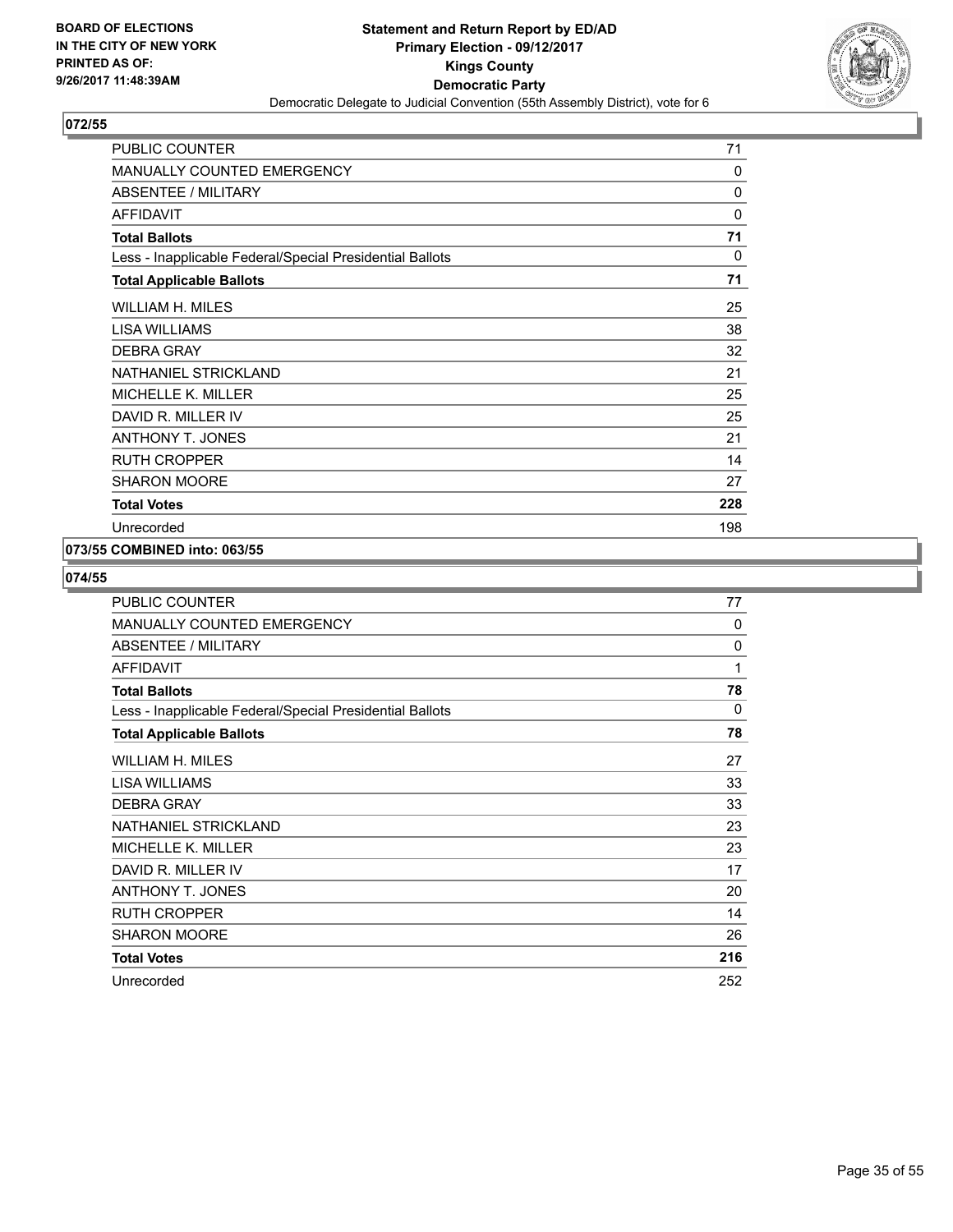**BOARD OF ELECTIONS IN THE CITY OF NEW YORK PRINTED AS OF: 9/26/2017 11:48:39AM**

**Statement and Return Report by ED/AD**
**Primary Election - 09/12/2017**
**Kings County**
**Democratic Party**
Democratic Delegate to Judicial Convention (55th Assembly District), vote for 6

## 072/55

| | |
|---|---|
| PUBLIC COUNTER | 71 |
| MANUALLY COUNTED EMERGENCY | 0 |
| ABSENTEE / MILITARY | 0 |
| AFFIDAVIT | 0 |
| **Total Ballots** | **71** |
| Less - Inapplicable Federal/Special Presidential Ballots | 0 |
| **Total Applicable Ballots** | **71** |
| WILLIAM H. MILES | 25 |
| LISA WILLIAMS | 38 |
| DEBRA GRAY | 32 |
| NATHANIEL STRICKLAND | 21 |
| MICHELLE K. MILLER | 25 |
| DAVID R. MILLER IV | 25 |
| ANTHONY T. JONES | 21 |
| RUTH CROPPER | 14 |
| SHARON MOORE | 27 |
| **Total Votes** | **228** |
| Unrecorded | 198 |

## 073/55 COMBINED into: 063/55

## 074/55

| | |
|---|---|
| PUBLIC COUNTER | 77 |
| MANUALLY COUNTED EMERGENCY | 0 |
| ABSENTEE / MILITARY | 0 |
| AFFIDAVIT | 1 |
| **Total Ballots** | **78** |
| Less - Inapplicable Federal/Special Presidential Ballots | 0 |
| **Total Applicable Ballots** | **78** |
| WILLIAM H. MILES | 27 |
| LISA WILLIAMS | 33 |
| DEBRA GRAY | 33 |
| NATHANIEL STRICKLAND | 23 |
| MICHELLE K. MILLER | 23 |
| DAVID R. MILLER IV | 17 |
| ANTHONY T. JONES | 20 |
| RUTH CROPPER | 14 |
| SHARON MOORE | 26 |
| **Total Votes** | **216** |
| Unrecorded | 252 |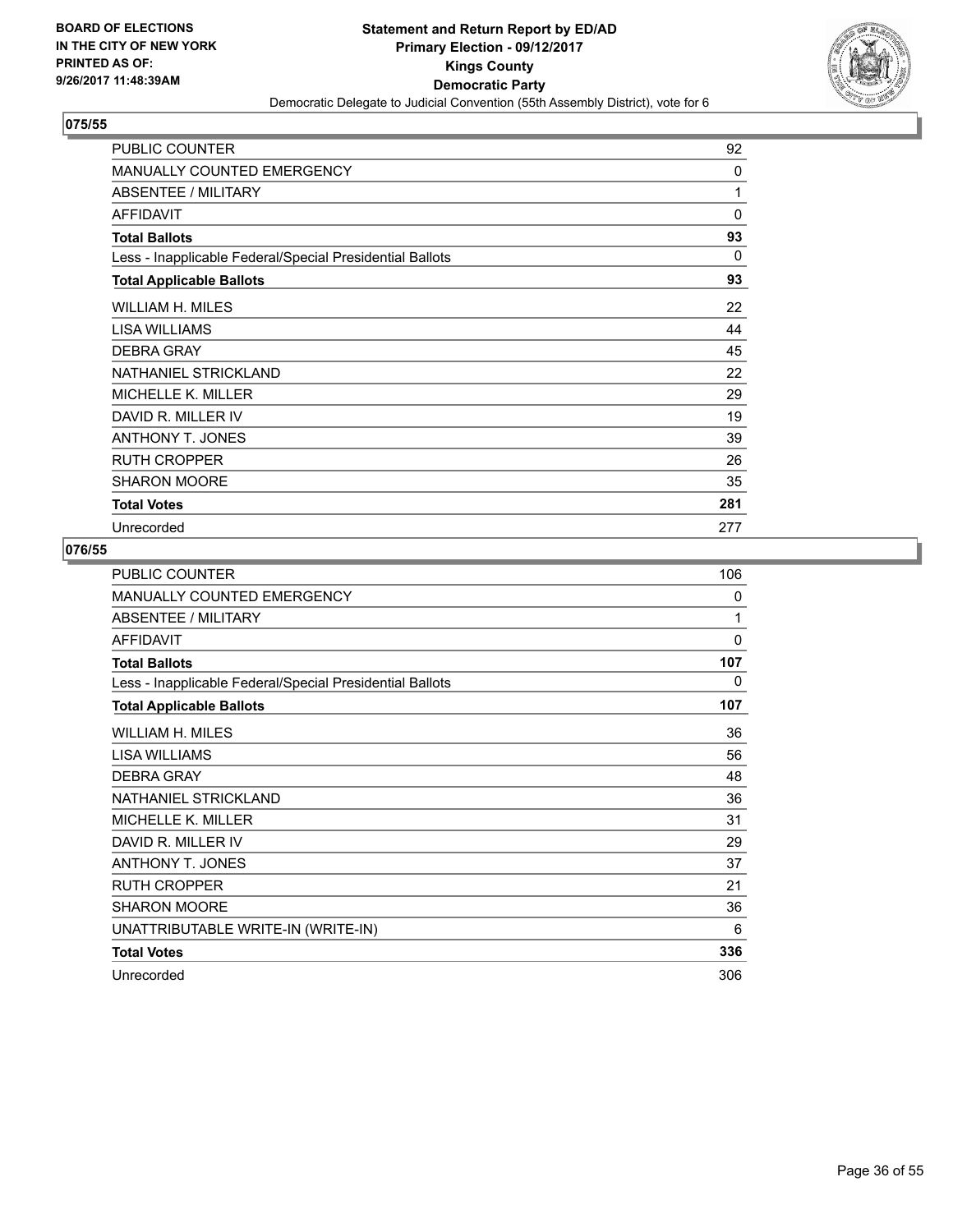**BOARD OF ELECTIONS IN THE CITY OF NEW YORK PRINTED AS OF: 9/26/2017 11:48:39AM**

**Statement and Return Report by ED/AD Primary Election - 09/12/2017 Kings County Democratic Party**

Democratic Delegate to Judicial Convention (55th Assembly District), vote for 6

## 075/55

| | |
|---|---|
| PUBLIC COUNTER | 92 |
| MANUALLY COUNTED EMERGENCY | 0 |
| ABSENTEE / MILITARY | 1 |
| AFFIDAVIT | 0 |
| **Total Ballots** | **93** |
| Less - Inapplicable Federal/Special Presidential Ballots | 0 |
| **Total Applicable Ballots** | **93** |
| WILLIAM H. MILES | 22 |
| LISA WILLIAMS | 44 |
| DEBRA GRAY | 45 |
| NATHANIEL STRICKLAND | 22 |
| MICHELLE K. MILLER | 29 |
| DAVID R. MILLER IV | 19 |
| ANTHONY T. JONES | 39 |
| RUTH CROPPER | 26 |
| SHARON MOORE | 35 |
| **Total Votes** | **281** |
| Unrecorded | 277 |

## 076/55

| | |
|---|---|
| PUBLIC COUNTER | 106 |
| MANUALLY COUNTED EMERGENCY | 0 |
| ABSENTEE / MILITARY | 1 |
| AFFIDAVIT | 0 |
| **Total Ballots** | **107** |
| Less - Inapplicable Federal/Special Presidential Ballots | 0 |
| **Total Applicable Ballots** | **107** |
| WILLIAM H. MILES | 36 |
| LISA WILLIAMS | 56 |
| DEBRA GRAY | 48 |
| NATHANIEL STRICKLAND | 36 |
| MICHELLE K. MILLER | 31 |
| DAVID R. MILLER IV | 29 |
| ANTHONY T. JONES | 37 |
| RUTH CROPPER | 21 |
| SHARON MOORE | 36 |
| UNATTRIBUTABLE WRITE-IN (WRITE-IN) | 6 |
| **Total Votes** | **336** |
| Unrecorded | 306 |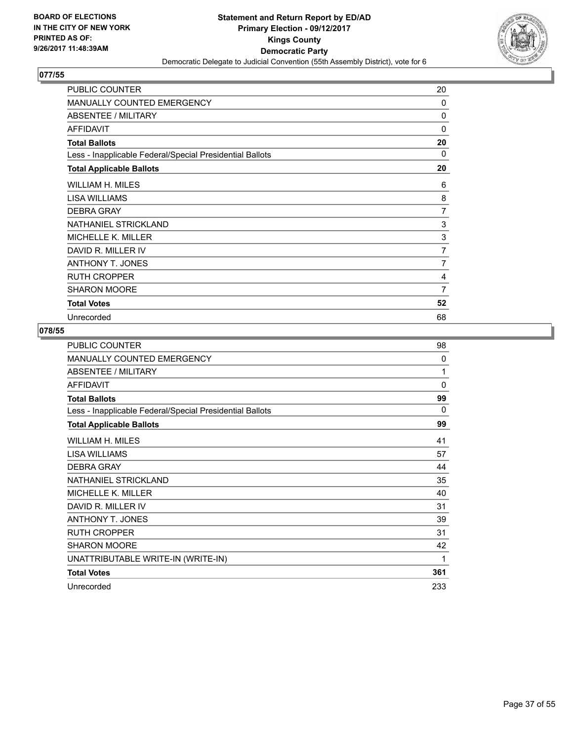BOARD OF ELECTIONS
IN THE CITY OF NEW YORK
PRINTED AS OF:
9/26/2017 11:48:39AM

**Statement and Return Report by ED/AD**
**Primary Election - 09/12/2017**
**Kings County**
**Democratic Party**
Democratic Delegate to Judicial Convention (55th Assembly District), vote for 6

## 077/55

| | |
|---|---|
| PUBLIC COUNTER | 20 |
| MANUALLY COUNTED EMERGENCY | 0 |
| ABSENTEE / MILITARY | 0 |
| AFFIDAVIT | 0 |
| **Total Ballots** | **20** |
| Less - Inapplicable Federal/Special Presidential Ballots | 0 |
| **Total Applicable Ballots** | **20** |
| WILLIAM H. MILES | 6 |
| LISA WILLIAMS | 8 |
| DEBRA GRAY | 7 |
| NATHANIEL STRICKLAND | 3 |
| MICHELLE K. MILLER | 3 |
| DAVID R. MILLER IV | 7 |
| ANTHONY T. JONES | 7 |
| RUTH CROPPER | 4 |
| SHARON MOORE | 7 |
| **Total Votes** | **52** |
| Unrecorded | 68 |

## 078/55

| | |
|---|---|
| PUBLIC COUNTER | 98 |
| MANUALLY COUNTED EMERGENCY | 0 |
| ABSENTEE / MILITARY | 1 |
| AFFIDAVIT | 0 |
| **Total Ballots** | **99** |
| Less - Inapplicable Federal/Special Presidential Ballots | 0 |
| **Total Applicable Ballots** | **99** |
| WILLIAM H. MILES | 41 |
| LISA WILLIAMS | 57 |
| DEBRA GRAY | 44 |
| NATHANIEL STRICKLAND | 35 |
| MICHELLE K. MILLER | 40 |
| DAVID R. MILLER IV | 31 |
| ANTHONY T. JONES | 39 |
| RUTH CROPPER | 31 |
| SHARON MOORE | 42 |
| UNATTRIBUTABLE WRITE-IN (WRITE-IN) | 1 |
| **Total Votes** | **361** |
| Unrecorded | 233 |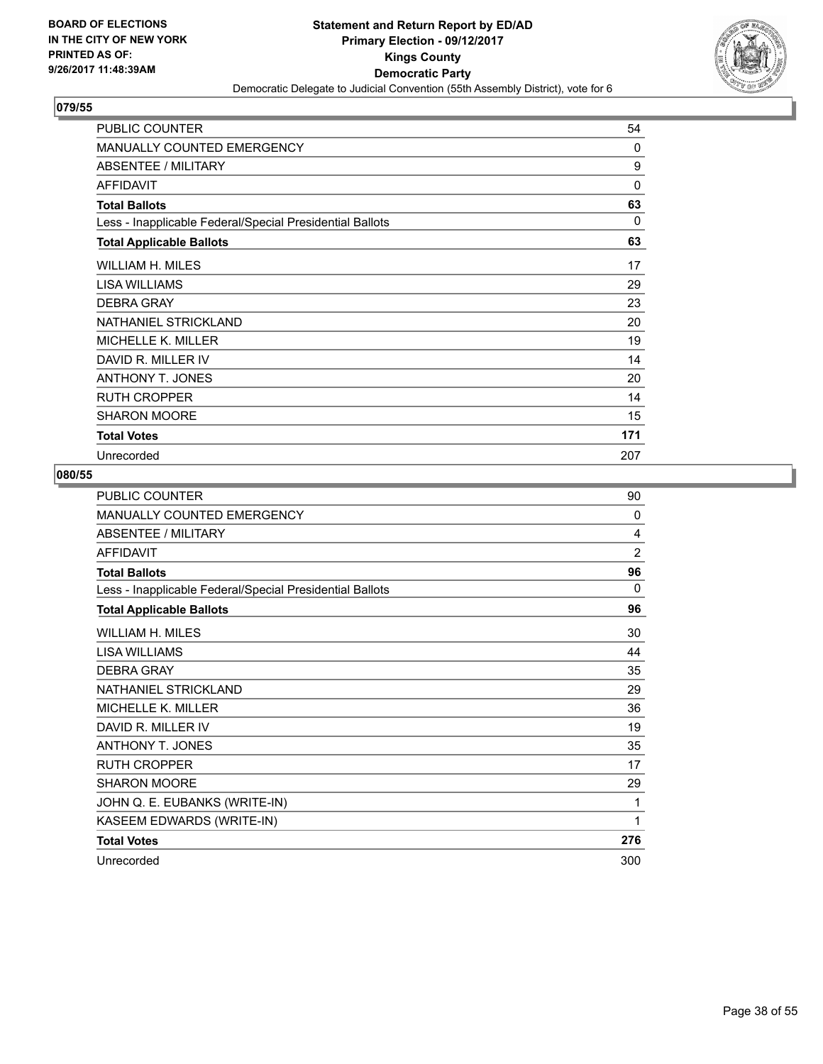**BOARD OF ELECTIONS IN THE CITY OF NEW YORK PRINTED AS OF: 9/26/2017 11:48:39AM**

**Statement and Return Report by ED/AD**
**Primary Election - 09/12/2017**
**Kings County**
**Democratic Party**
Democratic Delegate to Judicial Convention (55th Assembly District), vote for 6

## 079/55

| | |
|---|---|
| PUBLIC COUNTER | 54 |
| MANUALLY COUNTED EMERGENCY | 0 |
| ABSENTEE / MILITARY | 9 |
| AFFIDAVIT | 0 |
| **Total Ballots** | **63** |
| Less - Inapplicable Federal/Special Presidential Ballots | 0 |
| **Total Applicable Ballots** | **63** |
| WILLIAM H. MILES | 17 |
| LISA WILLIAMS | 29 |
| DEBRA GRAY | 23 |
| NATHANIEL STRICKLAND | 20 |
| MICHELLE K. MILLER | 19 |
| DAVID R. MILLER IV | 14 |
| ANTHONY T. JONES | 20 |
| RUTH CROPPER | 14 |
| SHARON MOORE | 15 |
| **Total Votes** | **171** |
| Unrecorded | 207 |

## 080/55

| | |
|---|---|
| PUBLIC COUNTER | 90 |
| MANUALLY COUNTED EMERGENCY | 0 |
| ABSENTEE / MILITARY | 4 |
| AFFIDAVIT | 2 |
| **Total Ballots** | **96** |
| Less - Inapplicable Federal/Special Presidential Ballots | 0 |
| **Total Applicable Ballots** | **96** |
| WILLIAM H. MILES | 30 |
| LISA WILLIAMS | 44 |
| DEBRA GRAY | 35 |
| NATHANIEL STRICKLAND | 29 |
| MICHELLE K. MILLER | 36 |
| DAVID R. MILLER IV | 19 |
| ANTHONY T. JONES | 35 |
| RUTH CROPPER | 17 |
| SHARON MOORE | 29 |
| JOHN Q. E. EUBANKS (WRITE-IN) | 1 |
| KASEEM EDWARDS (WRITE-IN) | 1 |
| **Total Votes** | **276** |
| Unrecorded | 300 |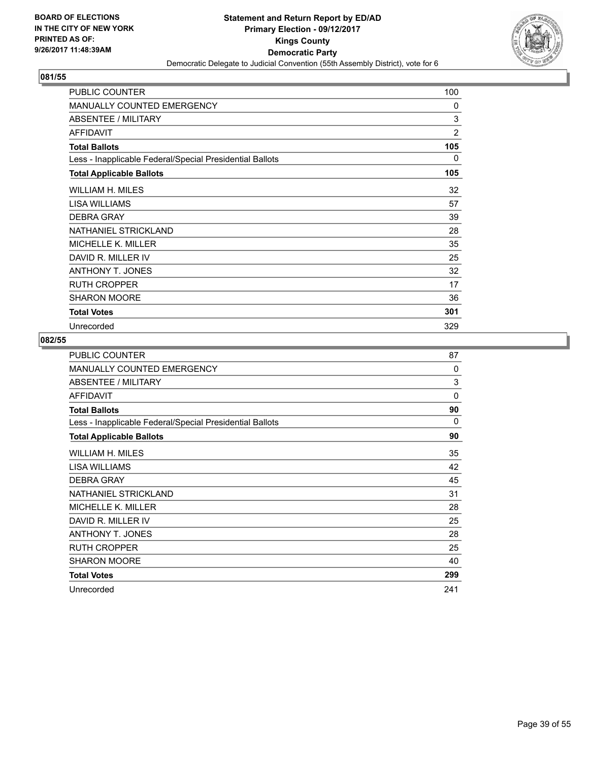**BOARD OF ELECTIONS IN THE CITY OF NEW YORK PRINTED AS OF: 9/26/2017 11:48:39AM**

# Statement and Return Report by ED/AD
## Primary Election - 09/12/2017
## Kings County
## Democratic Party
### Democratic Delegate to Judicial Convention (55th Assembly District), vote for 6

### 081/55

| | |
|---|---|
| PUBLIC COUNTER | 100 |
| MANUALLY COUNTED EMERGENCY | 0 |
| ABSENTEE / MILITARY | 3 |
| AFFIDAVIT | 2 |
| **Total Ballots** | **105** |
| Less - Inapplicable Federal/Special Presidential Ballots | 0 |
| **Total Applicable Ballots** | **105** |
| WILLIAM H. MILES | 32 |
| LISA WILLIAMS | 57 |
| DEBRA GRAY | 39 |
| NATHANIEL STRICKLAND | 28 |
| MICHELLE K. MILLER | 35 |
| DAVID R. MILLER IV | 25 |
| ANTHONY T. JONES | 32 |
| RUTH CROPPER | 17 |
| SHARON MOORE | 36 |
| **Total Votes** | **301** |
| Unrecorded | 329 |

### 082/55

| | |
|---|---|
| PUBLIC COUNTER | 87 |
| MANUALLY COUNTED EMERGENCY | 0 |
| ABSENTEE / MILITARY | 3 |
| AFFIDAVIT | 0 |
| **Total Ballots** | **90** |
| Less - Inapplicable Federal/Special Presidential Ballots | 0 |
| **Total Applicable Ballots** | **90** |
| WILLIAM H. MILES | 35 |
| LISA WILLIAMS | 42 |
| DEBRA GRAY | 45 |
| NATHANIEL STRICKLAND | 31 |
| MICHELLE K. MILLER | 28 |
| DAVID R. MILLER IV | 25 |
| ANTHONY T. JONES | 28 |
| RUTH CROPPER | 25 |
| SHARON MOORE | 40 |
| **Total Votes** | **299** |
| Unrecorded | 241 |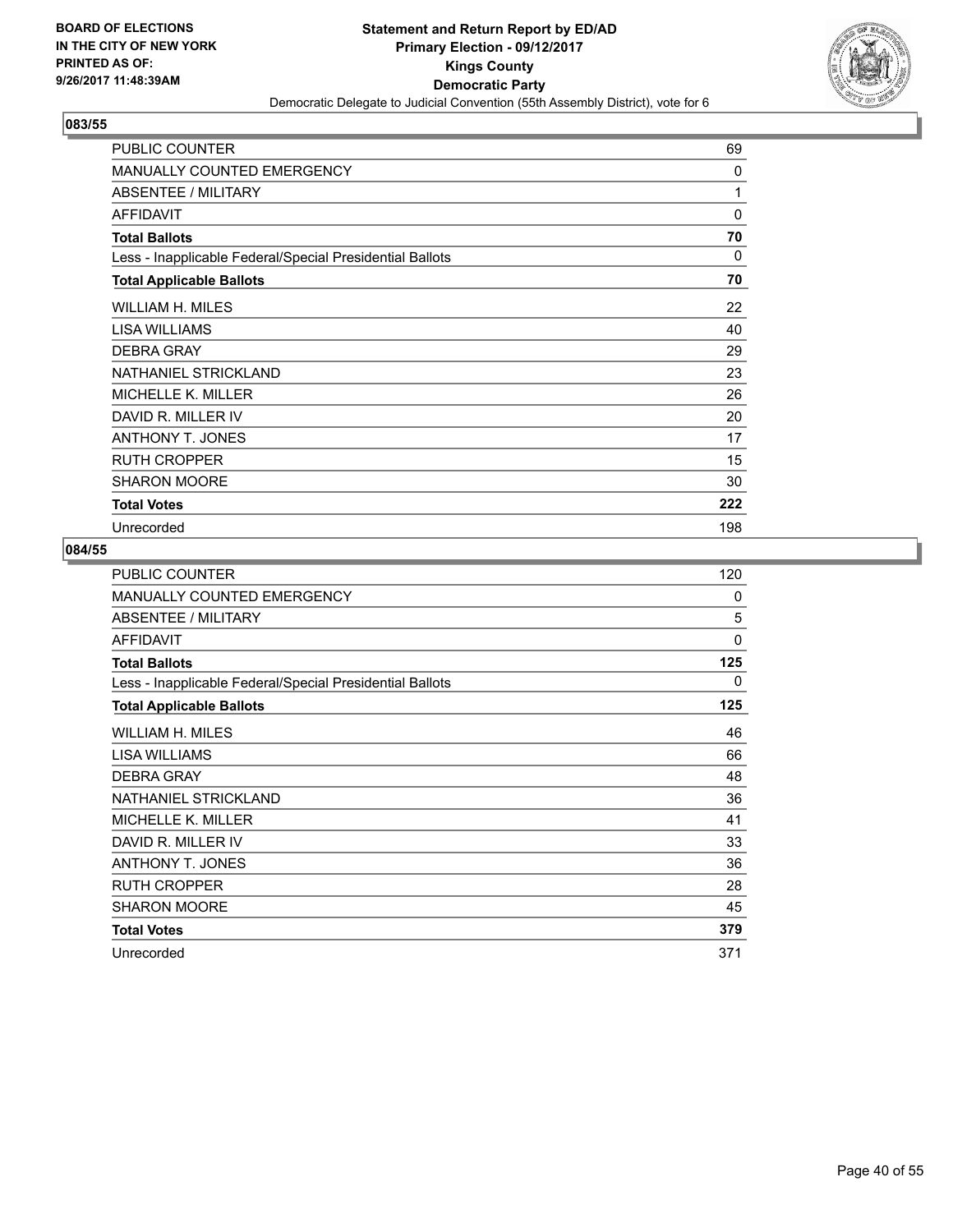BOARD OF ELECTIONS
IN THE CITY OF NEW YORK
PRINTED AS OF:
9/26/2017 11:48:39AM

**Statement and Return Report by ED/AD**
**Primary Election - 09/12/2017**
**Kings County**
**Democratic Party**
Democratic Delegate to Judicial Convention (55th Assembly District), vote for 6

### 083/55

| | |
|---|---|
| PUBLIC COUNTER | 69 |
| MANUALLY COUNTED EMERGENCY | 0 |
| ABSENTEE / MILITARY | 1 |
| AFFIDAVIT | 0 |
| **Total Ballots** | **70** |
| Less - Inapplicable Federal/Special Presidential Ballots | 0 |
| **Total Applicable Ballots** | **70** |
| WILLIAM H. MILES | 22 |
| LISA WILLIAMS | 40 |
| DEBRA GRAY | 29 |
| NATHANIEL STRICKLAND | 23 |
| MICHELLE K. MILLER | 26 |
| DAVID R. MILLER IV | 20 |
| ANTHONY T. JONES | 17 |
| RUTH CROPPER | 15 |
| SHARON MOORE | 30 |
| **Total Votes** | **222** |
| Unrecorded | 198 |

### 084/55

| | |
|---|---|
| PUBLIC COUNTER | 120 |
| MANUALLY COUNTED EMERGENCY | 0 |
| ABSENTEE / MILITARY | 5 |
| AFFIDAVIT | 0 |
| **Total Ballots** | **125** |
| Less - Inapplicable Federal/Special Presidential Ballots | 0 |
| **Total Applicable Ballots** | **125** |
| WILLIAM H. MILES | 46 |
| LISA WILLIAMS | 66 |
| DEBRA GRAY | 48 |
| NATHANIEL STRICKLAND | 36 |
| MICHELLE K. MILLER | 41 |
| DAVID R. MILLER IV | 33 |
| ANTHONY T. JONES | 36 |
| RUTH CROPPER | 28 |
| SHARON MOORE | 45 |
| **Total Votes** | **379** |
| Unrecorded | 371 |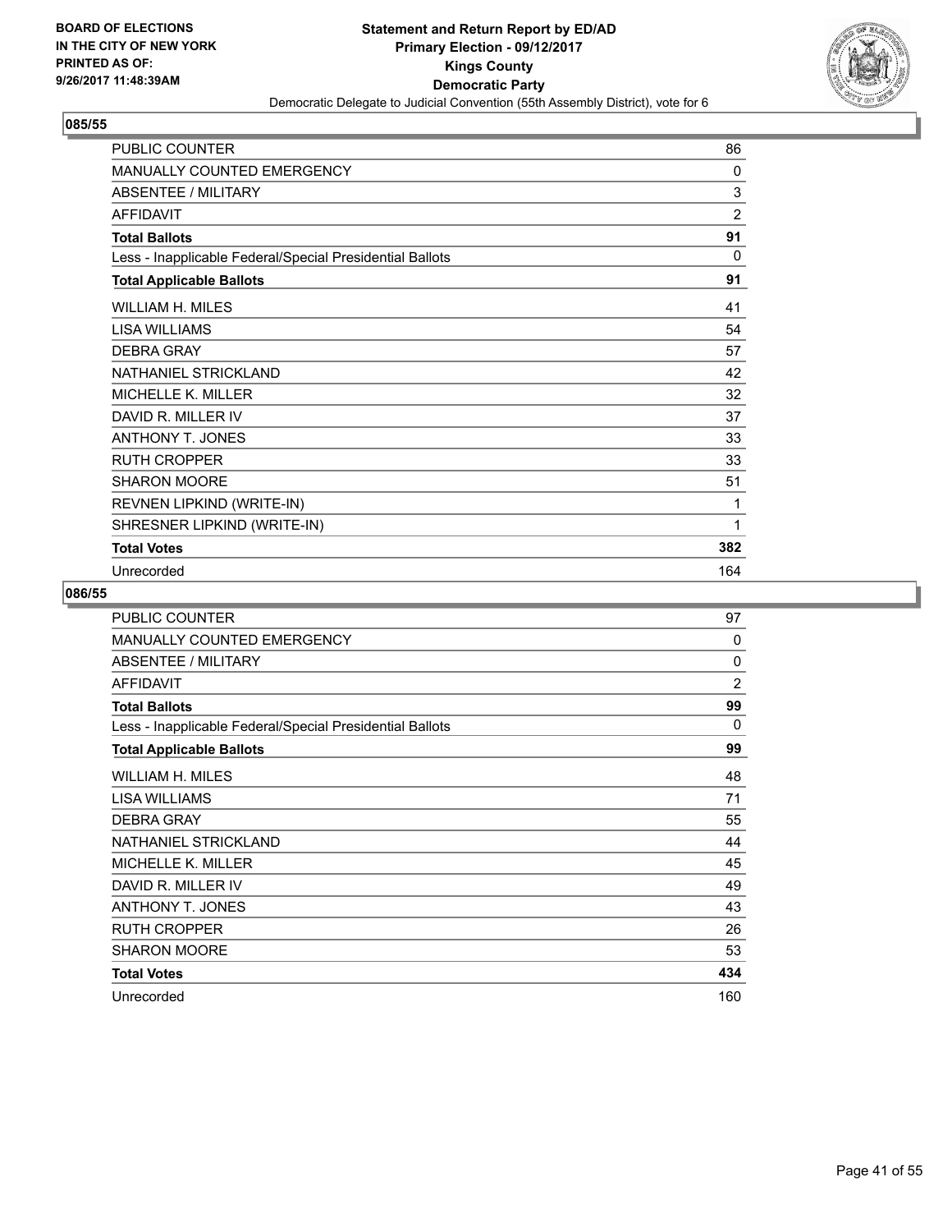**BOARD OF ELECTIONS IN THE CITY OF NEW YORK PRINTED AS OF: 9/26/2017 11:48:39AM**

# Statement and Return Report by ED/AD
## Primary Election - 09/12/2017
## Kings County
## Democratic Party
### Democratic Delegate to Judicial Convention (55th Assembly District), vote for 6

### 085/55

| | |
|---|---|
| PUBLIC COUNTER | 86 |
| MANUALLY COUNTED EMERGENCY | 0 |
| ABSENTEE / MILITARY | 3 |
| AFFIDAVIT | 2 |
| **Total Ballots** | **91** |
| Less - Inapplicable Federal/Special Presidential Ballots | 0 |
| **Total Applicable Ballots** | **91** |
| WILLIAM H. MILES | 41 |
| LISA WILLIAMS | 54 |
| DEBRA GRAY | 57 |
| NATHANIEL STRICKLAND | 42 |
| MICHELLE K. MILLER | 32 |
| DAVID R. MILLER IV | 37 |
| ANTHONY T. JONES | 33 |
| RUTH CROPPER | 33 |
| SHARON MOORE | 51 |
| REVNEN LIPKIND (WRITE-IN) | 1 |
| SHRESNER LIPKIND (WRITE-IN) | 1 |
| **Total Votes** | **382** |
| Unrecorded | 164 |

### 086/55

| | |
|---|---|
| PUBLIC COUNTER | 97 |
| MANUALLY COUNTED EMERGENCY | 0 |
| ABSENTEE / MILITARY | 0 |
| AFFIDAVIT | 2 |
| **Total Ballots** | **99** |
| Less - Inapplicable Federal/Special Presidential Ballots | 0 |
| **Total Applicable Ballots** | **99** |
| WILLIAM H. MILES | 48 |
| LISA WILLIAMS | 71 |
| DEBRA GRAY | 55 |
| NATHANIEL STRICKLAND | 44 |
| MICHELLE K. MILLER | 45 |
| DAVID R. MILLER IV | 49 |
| ANTHONY T. JONES | 43 |
| RUTH CROPPER | 26 |
| SHARON MOORE | 53 |
| **Total Votes** | **434** |
| Unrecorded | 160 |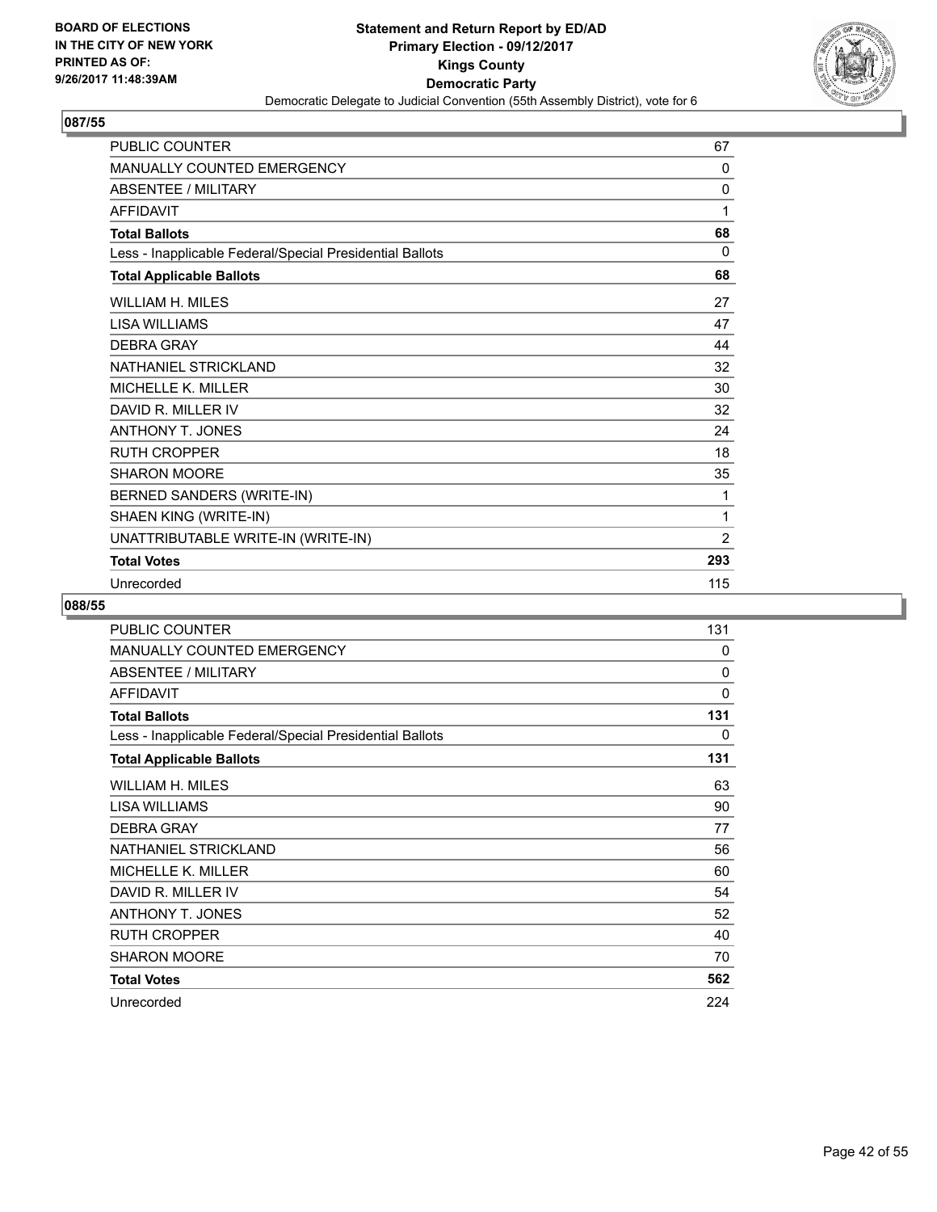**BOARD OF ELECTIONS IN THE CITY OF NEW YORK PRINTED AS OF: 9/26/2017 11:48:39AM**

**Statement and Return Report by ED/AD**
**Primary Election - 09/12/2017**
**Kings County**
**Democratic Party**
Democratic Delegate to Judicial Convention (55th Assembly District), vote for 6

## 087/55

| | |
|---|---|
| PUBLIC COUNTER | 67 |
| MANUALLY COUNTED EMERGENCY | 0 |
| ABSENTEE / MILITARY | 0 |
| AFFIDAVIT | 1 |
| **Total Ballots** | **68** |
| Less - Inapplicable Federal/Special Presidential Ballots | 0 |
| **Total Applicable Ballots** | **68** |
| WILLIAM H. MILES | 27 |
| LISA WILLIAMS | 47 |
| DEBRA GRAY | 44 |
| NATHANIEL STRICKLAND | 32 |
| MICHELLE K. MILLER | 30 |
| DAVID R. MILLER IV | 32 |
| ANTHONY T. JONES | 24 |
| RUTH CROPPER | 18 |
| SHARON MOORE | 35 |
| BERNED SANDERS (WRITE-IN) | 1 |
| SHAEN KING (WRITE-IN) | 1 |
| UNATTRIBUTABLE WRITE-IN (WRITE-IN) | 2 |
| **Total Votes** | **293** |
| Unrecorded | 115 |

## 088/55

| | |
|---|---|
| PUBLIC COUNTER | 131 |
| MANUALLY COUNTED EMERGENCY | 0 |
| ABSENTEE / MILITARY | 0 |
| AFFIDAVIT | 0 |
| **Total Ballots** | **131** |
| Less - Inapplicable Federal/Special Presidential Ballots | 0 |
| **Total Applicable Ballots** | **131** |
| WILLIAM H. MILES | 63 |
| LISA WILLIAMS | 90 |
| DEBRA GRAY | 77 |
| NATHANIEL STRICKLAND | 56 |
| MICHELLE K. MILLER | 60 |
| DAVID R. MILLER IV | 54 |
| ANTHONY T. JONES | 52 |
| RUTH CROPPER | 40 |
| SHARON MOORE | 70 |
| **Total Votes** | **562** |
| Unrecorded | 224 |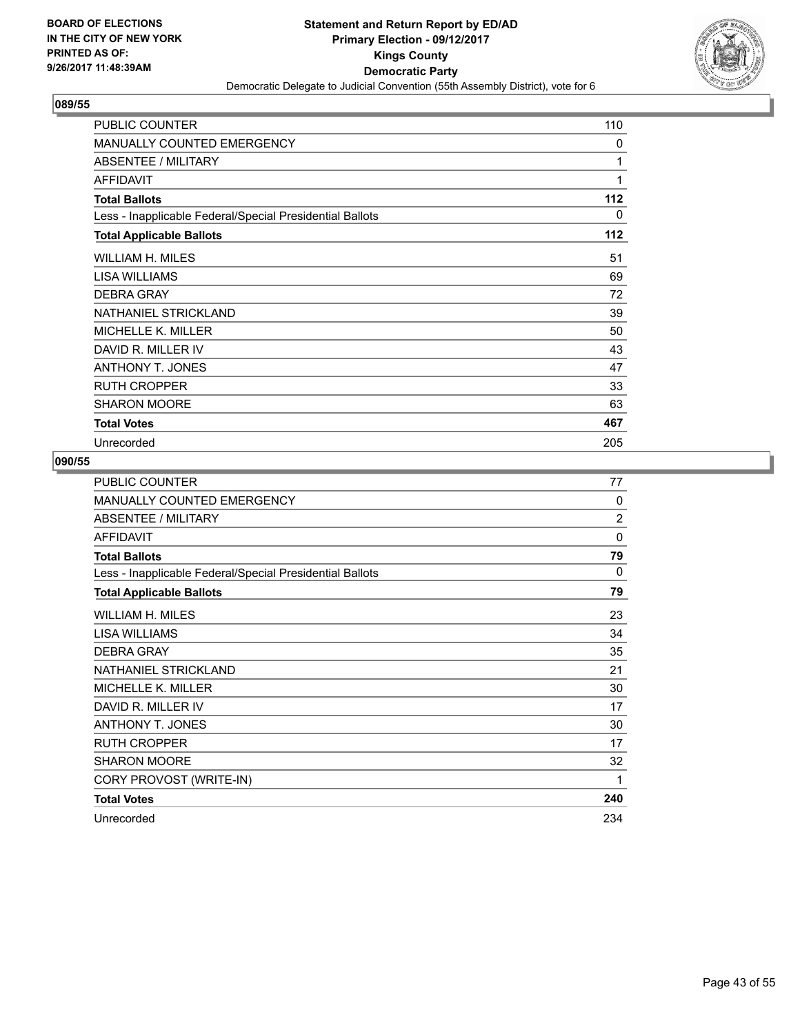BOARD OF ELECTIONS
IN THE CITY OF NEW YORK
PRINTED AS OF:
9/26/2017 11:48:39AM

**Statement and Return Report by ED/AD**
**Primary Election - 09/12/2017**
**Kings County**
**Democratic Party**
Democratic Delegate to Judicial Convention (55th Assembly District), vote for 6

## 089/55

| | |
|---|---|
| PUBLIC COUNTER | 110 |
| MANUALLY COUNTED EMERGENCY | 0 |
| ABSENTEE / MILITARY | 1 |
| AFFIDAVIT | 1 |
| **Total Ballots** | **112** |
| Less - Inapplicable Federal/Special Presidential Ballots | 0 |
| **Total Applicable Ballots** | **112** |
| WILLIAM H. MILES | 51 |
| LISA WILLIAMS | 69 |
| DEBRA GRAY | 72 |
| NATHANIEL STRICKLAND | 39 |
| MICHELLE K. MILLER | 50 |
| DAVID R. MILLER IV | 43 |
| ANTHONY T. JONES | 47 |
| RUTH CROPPER | 33 |
| SHARON MOORE | 63 |
| **Total Votes** | **467** |
| Unrecorded | 205 |

## 090/55

| | |
|---|---|
| PUBLIC COUNTER | 77 |
| MANUALLY COUNTED EMERGENCY | 0 |
| ABSENTEE / MILITARY | 2 |
| AFFIDAVIT | 0 |
| **Total Ballots** | **79** |
| Less - Inapplicable Federal/Special Presidential Ballots | 0 |
| **Total Applicable Ballots** | **79** |
| WILLIAM H. MILES | 23 |
| LISA WILLIAMS | 34 |
| DEBRA GRAY | 35 |
| NATHANIEL STRICKLAND | 21 |
| MICHELLE K. MILLER | 30 |
| DAVID R. MILLER IV | 17 |
| ANTHONY T. JONES | 30 |
| RUTH CROPPER | 17 |
| SHARON MOORE | 32 |
| CORY PROVOST (WRITE-IN) | 1 |
| **Total Votes** | **240** |
| Unrecorded | 234 |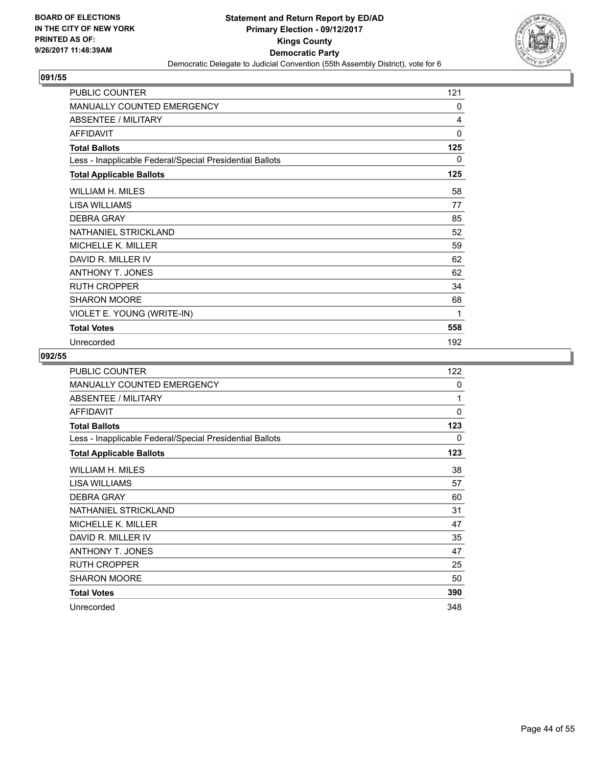BOARD OF ELECTIONS
IN THE CITY OF NEW YORK
PRINTED AS OF:
9/26/2017 11:48:39AM

**Statement and Return Report by ED/AD**
**Primary Election - 09/12/2017**
**Kings County**
**Democratic Party**
Democratic Delegate to Judicial Convention (55th Assembly District), vote for 6

## 091/55

| | |
|---|---|
| PUBLIC COUNTER | 121 |
| MANUALLY COUNTED EMERGENCY | 0 |
| ABSENTEE / MILITARY | 4 |
| AFFIDAVIT | 0 |
| **Total Ballots** | **125** |
| Less - Inapplicable Federal/Special Presidential Ballots | 0 |
| **Total Applicable Ballots** | **125** |
| WILLIAM H. MILES | 58 |
| LISA WILLIAMS | 77 |
| DEBRA GRAY | 85 |
| NATHANIEL STRICKLAND | 52 |
| MICHELLE K. MILLER | 59 |
| DAVID R. MILLER IV | 62 |
| ANTHONY T. JONES | 62 |
| RUTH CROPPER | 34 |
| SHARON MOORE | 68 |
| VIOLET E. YOUNG (WRITE-IN) | 1 |
| **Total Votes** | **558** |
| Unrecorded | 192 |

## 092/55

| | |
|---|---|
| PUBLIC COUNTER | 122 |
| MANUALLY COUNTED EMERGENCY | 0 |
| ABSENTEE / MILITARY | 1 |
| AFFIDAVIT | 0 |
| **Total Ballots** | **123** |
| Less - Inapplicable Federal/Special Presidential Ballots | 0 |
| **Total Applicable Ballots** | **123** |
| WILLIAM H. MILES | 38 |
| LISA WILLIAMS | 57 |
| DEBRA GRAY | 60 |
| NATHANIEL STRICKLAND | 31 |
| MICHELLE K. MILLER | 47 |
| DAVID R. MILLER IV | 35 |
| ANTHONY T. JONES | 47 |
| RUTH CROPPER | 25 |
| SHARON MOORE | 50 |
| **Total Votes** | **390** |
| Unrecorded | 348 |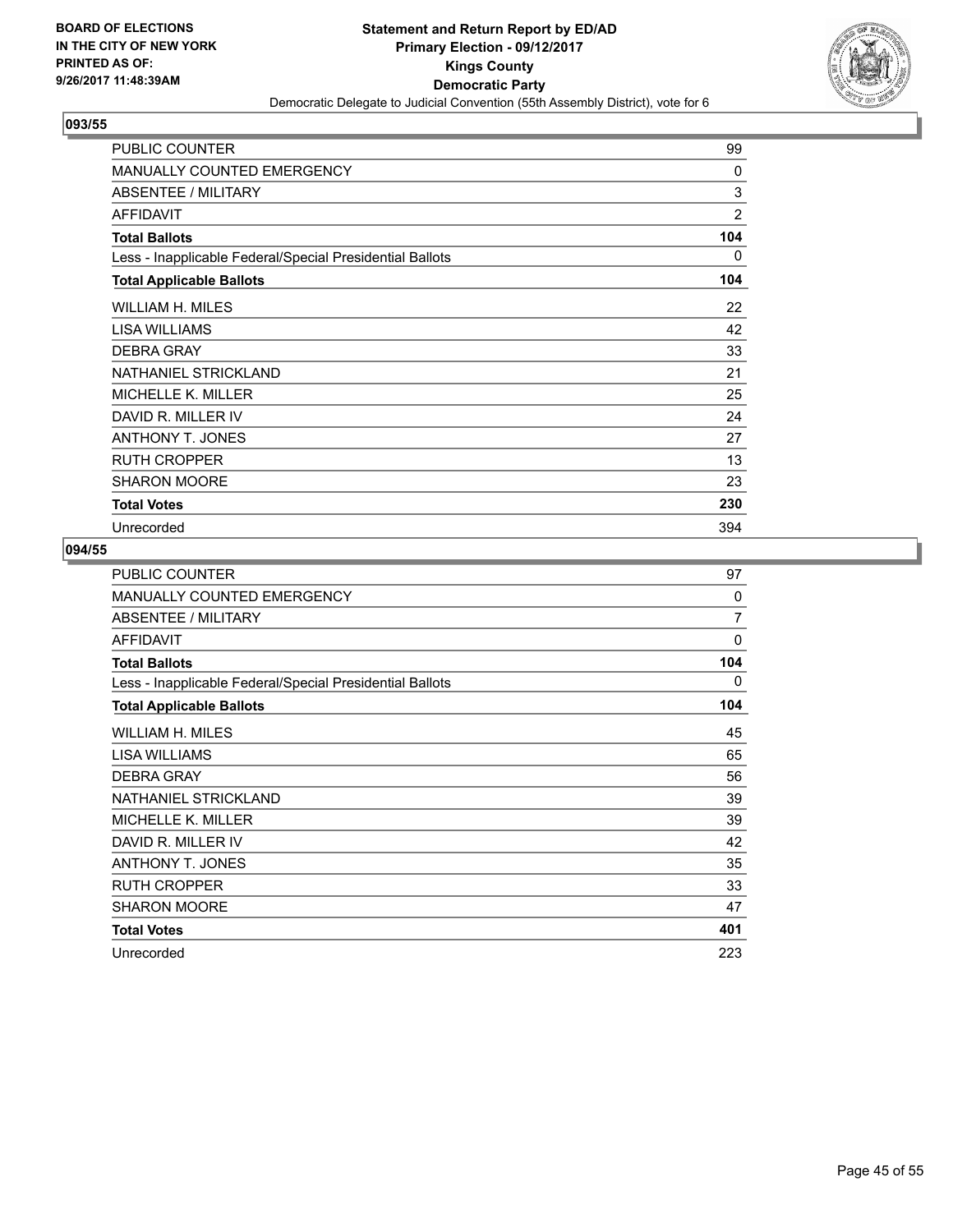BOARD OF ELECTIONS
IN THE CITY OF NEW YORK
PRINTED AS OF:
9/26/2017 11:48:39AM

**Statement and Return Report by ED/AD**
**Primary Election - 09/12/2017**
**Kings County**
**Democratic Party**
Democratic Delegate to Judicial Convention (55th Assembly District), vote for 6

### 093/55

| | |
|---|---|
| PUBLIC COUNTER | 99 |
| MANUALLY COUNTED EMERGENCY | 0 |
| ABSENTEE / MILITARY | 3 |
| AFFIDAVIT | 2 |
| **Total Ballots** | **104** |
| Less - Inapplicable Federal/Special Presidential Ballots | 0 |
| **Total Applicable Ballots** | **104** |
| WILLIAM H. MILES | 22 |
| LISA WILLIAMS | 42 |
| DEBRA GRAY | 33 |
| NATHANIEL STRICKLAND | 21 |
| MICHELLE K. MILLER | 25 |
| DAVID R. MILLER IV | 24 |
| ANTHONY T. JONES | 27 |
| RUTH CROPPER | 13 |
| SHARON MOORE | 23 |
| **Total Votes** | **230** |
| Unrecorded | 394 |

### 094/55

| | |
|---|---|
| PUBLIC COUNTER | 97 |
| MANUALLY COUNTED EMERGENCY | 0 |
| ABSENTEE / MILITARY | 7 |
| AFFIDAVIT | 0 |
| **Total Ballots** | **104** |
| Less - Inapplicable Federal/Special Presidential Ballots | 0 |
| **Total Applicable Ballots** | **104** |
| WILLIAM H. MILES | 45 |
| LISA WILLIAMS | 65 |
| DEBRA GRAY | 56 |
| NATHANIEL STRICKLAND | 39 |
| MICHELLE K. MILLER | 39 |
| DAVID R. MILLER IV | 42 |
| ANTHONY T. JONES | 35 |
| RUTH CROPPER | 33 |
| SHARON MOORE | 47 |
| **Total Votes** | **401** |
| Unrecorded | 223 |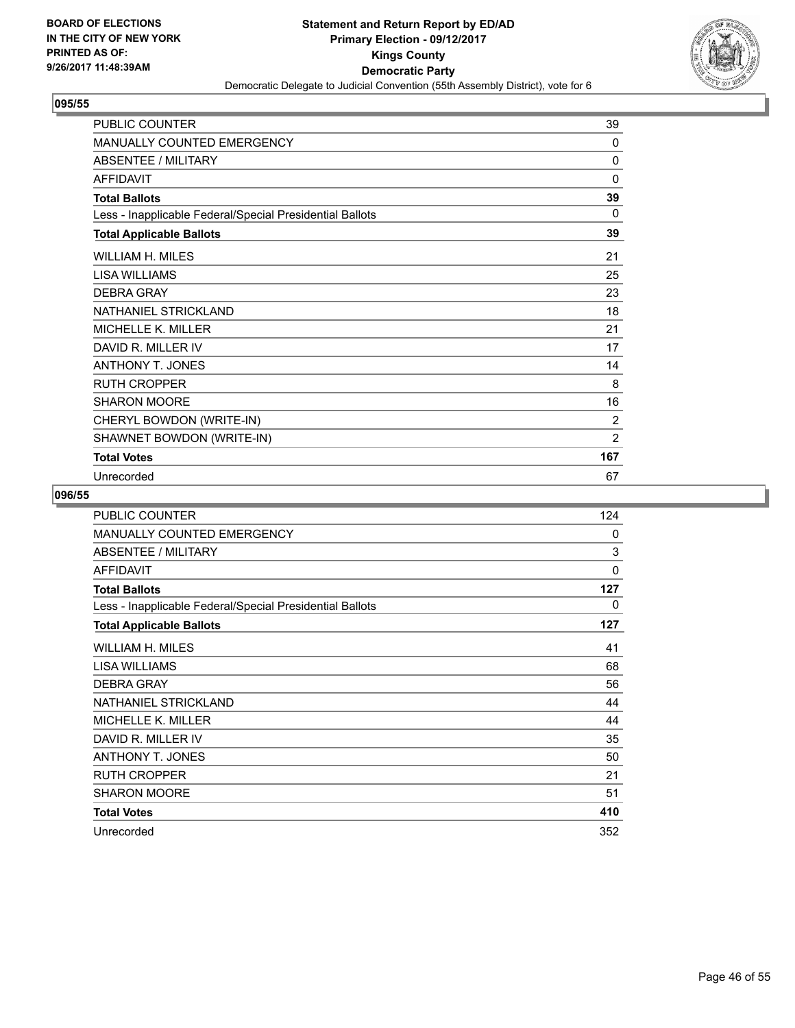**BOARD OF ELECTIONS IN THE CITY OF NEW YORK PRINTED AS OF: 9/26/2017 11:48:39AM**

**Statement and Return Report by ED/AD**
**Primary Election - 09/12/2017**
**Kings County**
**Democratic Party**
Democratic Delegate to Judicial Convention (55th Assembly District), vote for 6

## 095/55

| | |
|---|---|
| PUBLIC COUNTER | 39 |
| MANUALLY COUNTED EMERGENCY | 0 |
| ABSENTEE / MILITARY | 0 |
| AFFIDAVIT | 0 |
| **Total Ballots** | **39** |
| Less - Inapplicable Federal/Special Presidential Ballots | 0 |
| **Total Applicable Ballots** | **39** |
| WILLIAM H. MILES | 21 |
| LISA WILLIAMS | 25 |
| DEBRA GRAY | 23 |
| NATHANIEL STRICKLAND | 18 |
| MICHELLE K. MILLER | 21 |
| DAVID R. MILLER IV | 17 |
| ANTHONY T. JONES | 14 |
| RUTH CROPPER | 8 |
| SHARON MOORE | 16 |
| CHERYL BOWDON (WRITE-IN) | 2 |
| SHAWNET BOWDON (WRITE-IN) | 2 |
| **Total Votes** | **167** |
| Unrecorded | 67 |

## 096/55

| | |
|---|---|
| PUBLIC COUNTER | 124 |
| MANUALLY COUNTED EMERGENCY | 0 |
| ABSENTEE / MILITARY | 3 |
| AFFIDAVIT | 0 |
| **Total Ballots** | **127** |
| Less - Inapplicable Federal/Special Presidential Ballots | 0 |
| **Total Applicable Ballots** | **127** |
| WILLIAM H. MILES | 41 |
| LISA WILLIAMS | 68 |
| DEBRA GRAY | 56 |
| NATHANIEL STRICKLAND | 44 |
| MICHELLE K. MILLER | 44 |
| DAVID R. MILLER IV | 35 |
| ANTHONY T. JONES | 50 |
| RUTH CROPPER | 21 |
| SHARON MOORE | 51 |
| **Total Votes** | **410** |
| Unrecorded | 352 |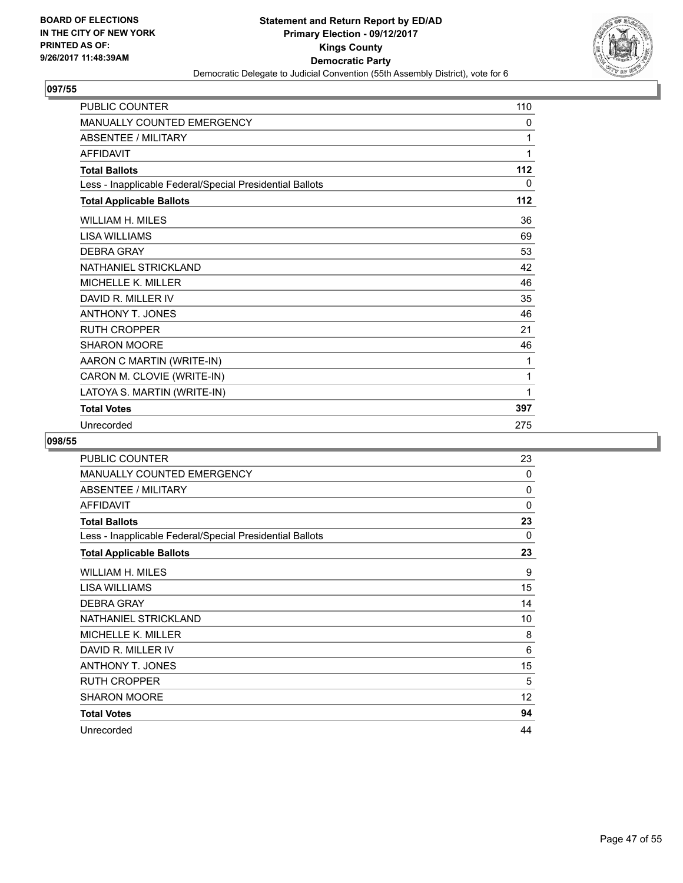BOARD OF ELECTIONS
IN THE CITY OF NEW YORK
PRINTED AS OF:
9/26/2017 11:48:39AM

**Statement and Return Report by ED/AD**
**Primary Election - 09/12/2017**
**Kings County**
**Democratic Party**
Democratic Delegate to Judicial Convention (55th Assembly District), vote for 6

## 097/55

| | |
|---|---|
| PUBLIC COUNTER | 110 |
| MANUALLY COUNTED EMERGENCY | 0 |
| ABSENTEE / MILITARY | 1 |
| AFFIDAVIT | 1 |
| **Total Ballots** | **112** |
| Less - Inapplicable Federal/Special Presidential Ballots | 0 |
| **Total Applicable Ballots** | **112** |
| WILLIAM H. MILES | 36 |
| LISA WILLIAMS | 69 |
| DEBRA GRAY | 53 |
| NATHANIEL STRICKLAND | 42 |
| MICHELLE K. MILLER | 46 |
| DAVID R. MILLER IV | 35 |
| ANTHONY T. JONES | 46 |
| RUTH CROPPER | 21 |
| SHARON MOORE | 46 |
| AARON C MARTIN (WRITE-IN) | 1 |
| CARON M. CLOVIE (WRITE-IN) | 1 |
| LATOYA S. MARTIN (WRITE-IN) | 1 |
| **Total Votes** | **397** |
| Unrecorded | 275 |

## 098/55

| | |
|---|---|
| PUBLIC COUNTER | 23 |
| MANUALLY COUNTED EMERGENCY | 0 |
| ABSENTEE / MILITARY | 0 |
| AFFIDAVIT | 0 |
| **Total Ballots** | **23** |
| Less - Inapplicable Federal/Special Presidential Ballots | 0 |
| **Total Applicable Ballots** | **23** |
| WILLIAM H. MILES | 9 |
| LISA WILLIAMS | 15 |
| DEBRA GRAY | 14 |
| NATHANIEL STRICKLAND | 10 |
| MICHELLE K. MILLER | 8 |
| DAVID R. MILLER IV | 6 |
| ANTHONY T. JONES | 15 |
| RUTH CROPPER | 5 |
| SHARON MOORE | 12 |
| **Total Votes** | **94** |
| Unrecorded | 44 |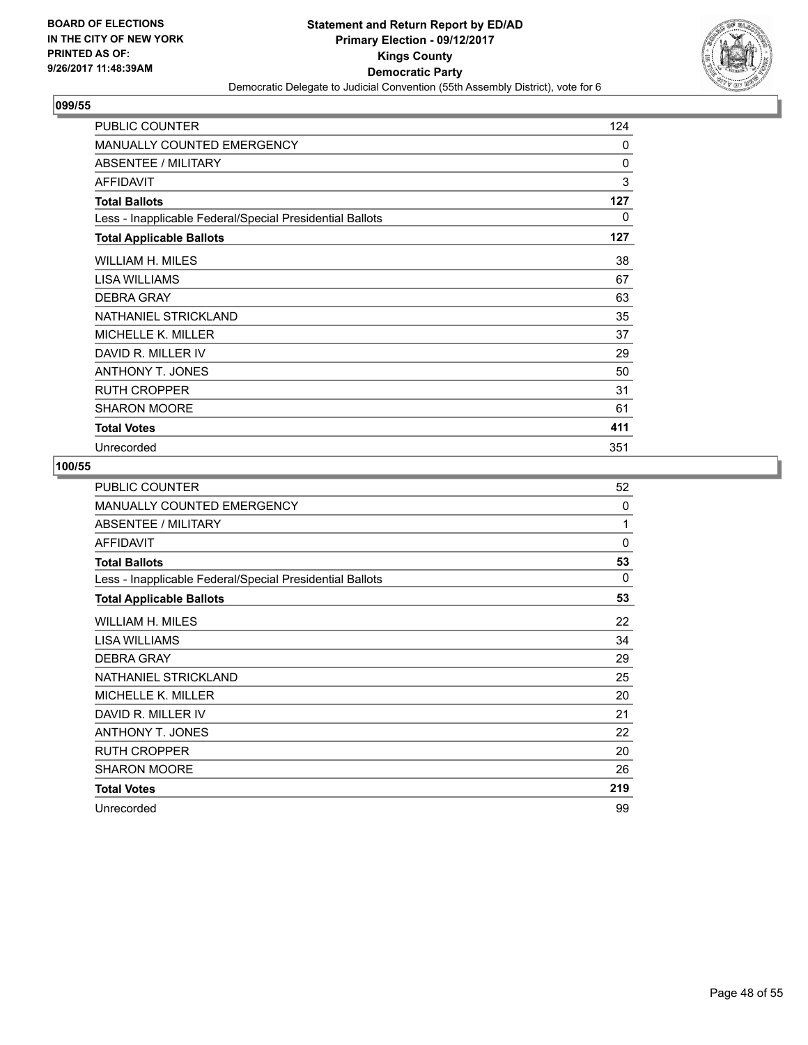BOARD OF ELECTIONS
IN THE CITY OF NEW YORK
PRINTED AS OF:
9/26/2017 11:48:39AM

**Statement and Return Report by ED/AD**
**Primary Election - 09/12/2017**
**Kings County**
**Democratic Party**
Democratic Delegate to Judicial Convention (55th Assembly District), vote for 6

## 099/55

| | |
|---|---|
| PUBLIC COUNTER | 124 |
| MANUALLY COUNTED EMERGENCY | 0 |
| ABSENTEE / MILITARY | 0 |
| AFFIDAVIT | 3 |
| **Total Ballots** | **127** |
| Less - Inapplicable Federal/Special Presidential Ballots | 0 |
| **Total Applicable Ballots** | **127** |
| WILLIAM H. MILES | 38 |
| LISA WILLIAMS | 67 |
| DEBRA GRAY | 63 |
| NATHANIEL STRICKLAND | 35 |
| MICHELLE K. MILLER | 37 |
| DAVID R. MILLER IV | 29 |
| ANTHONY T. JONES | 50 |
| RUTH CROPPER | 31 |
| SHARON MOORE | 61 |
| **Total Votes** | **411** |
| Unrecorded | 351 |

## 100/55

| | |
|---|---|
| PUBLIC COUNTER | 52 |
| MANUALLY COUNTED EMERGENCY | 0 |
| ABSENTEE / MILITARY | 1 |
| AFFIDAVIT | 0 |
| **Total Ballots** | **53** |
| Less - Inapplicable Federal/Special Presidential Ballots | 0 |
| **Total Applicable Ballots** | **53** |
| WILLIAM H. MILES | 22 |
| LISA WILLIAMS | 34 |
| DEBRA GRAY | 29 |
| NATHANIEL STRICKLAND | 25 |
| MICHELLE K. MILLER | 20 |
| DAVID R. MILLER IV | 21 |
| ANTHONY T. JONES | 22 |
| RUTH CROPPER | 20 |
| SHARON MOORE | 26 |
| **Total Votes** | **219** |
| Unrecorded | 99 |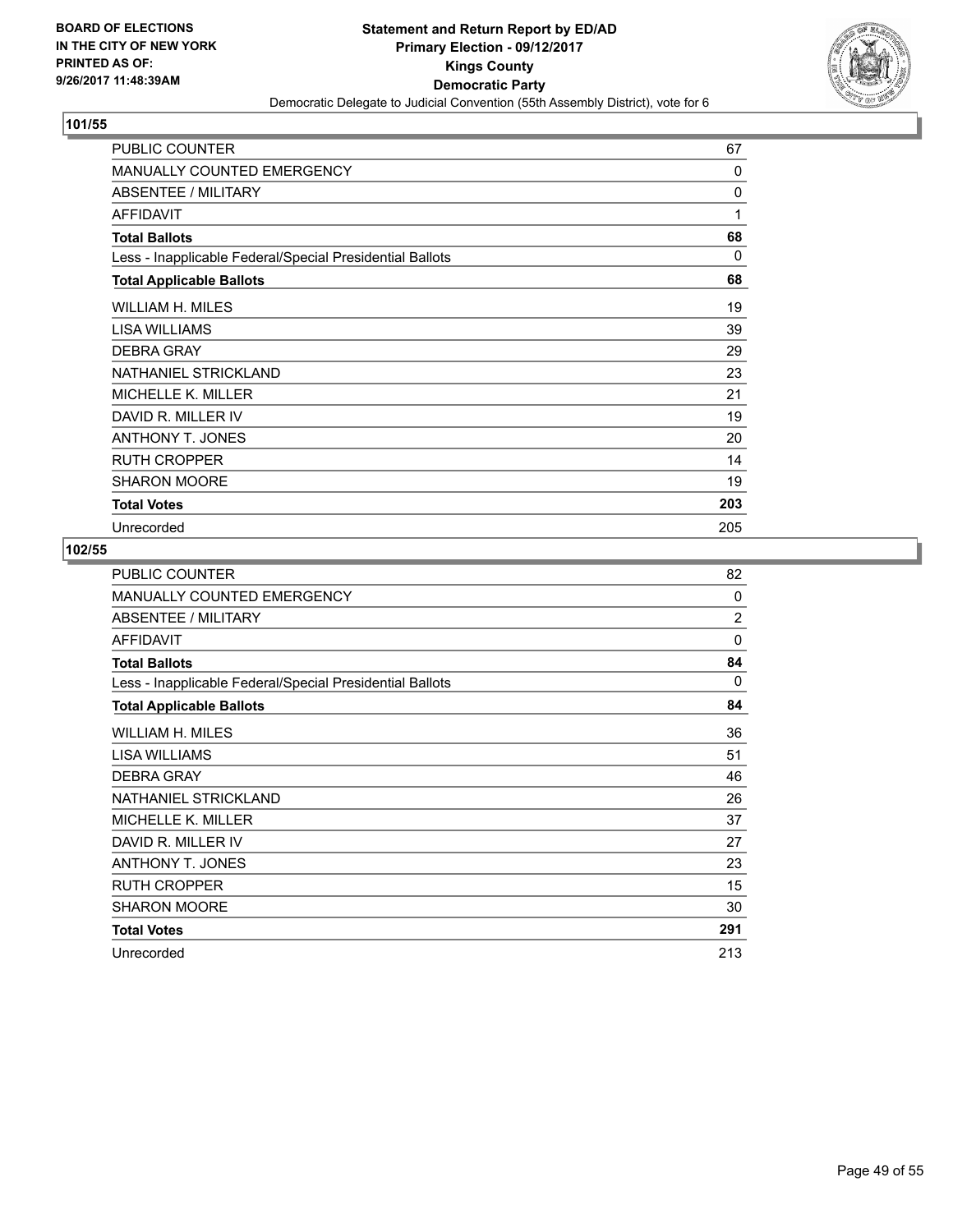BOARD OF ELECTIONS
IN THE CITY OF NEW YORK
PRINTED AS OF:
9/26/2017 11:48:39AM

**Statement and Return Report by ED/AD**
**Primary Election - 09/12/2017**
**Kings County**
**Democratic Party**
Democratic Delegate to Judicial Convention (55th Assembly District), vote for 6

## 101/55

| | |
|---|---|
| PUBLIC COUNTER | 67 |
| MANUALLY COUNTED EMERGENCY | 0 |
| ABSENTEE / MILITARY | 0 |
| AFFIDAVIT | 1 |
| **Total Ballots** | **68** |
| Less - Inapplicable Federal/Special Presidential Ballots | 0 |
| **Total Applicable Ballots** | **68** |
| WILLIAM H. MILES | 19 |
| LISA WILLIAMS | 39 |
| DEBRA GRAY | 29 |
| NATHANIEL STRICKLAND | 23 |
| MICHELLE K. MILLER | 21 |
| DAVID R. MILLER IV | 19 |
| ANTHONY T. JONES | 20 |
| RUTH CROPPER | 14 |
| SHARON MOORE | 19 |
| **Total Votes** | **203** |
| Unrecorded | 205 |

## 102/55

| | |
|---|---|
| PUBLIC COUNTER | 82 |
| MANUALLY COUNTED EMERGENCY | 0 |
| ABSENTEE / MILITARY | 2 |
| AFFIDAVIT | 0 |
| **Total Ballots** | **84** |
| Less - Inapplicable Federal/Special Presidential Ballots | 0 |
| **Total Applicable Ballots** | **84** |
| WILLIAM H. MILES | 36 |
| LISA WILLIAMS | 51 |
| DEBRA GRAY | 46 |
| NATHANIEL STRICKLAND | 26 |
| MICHELLE K. MILLER | 37 |
| DAVID R. MILLER IV | 27 |
| ANTHONY T. JONES | 23 |
| RUTH CROPPER | 15 |
| SHARON MOORE | 30 |
| **Total Votes** | **291** |
| Unrecorded | 213 |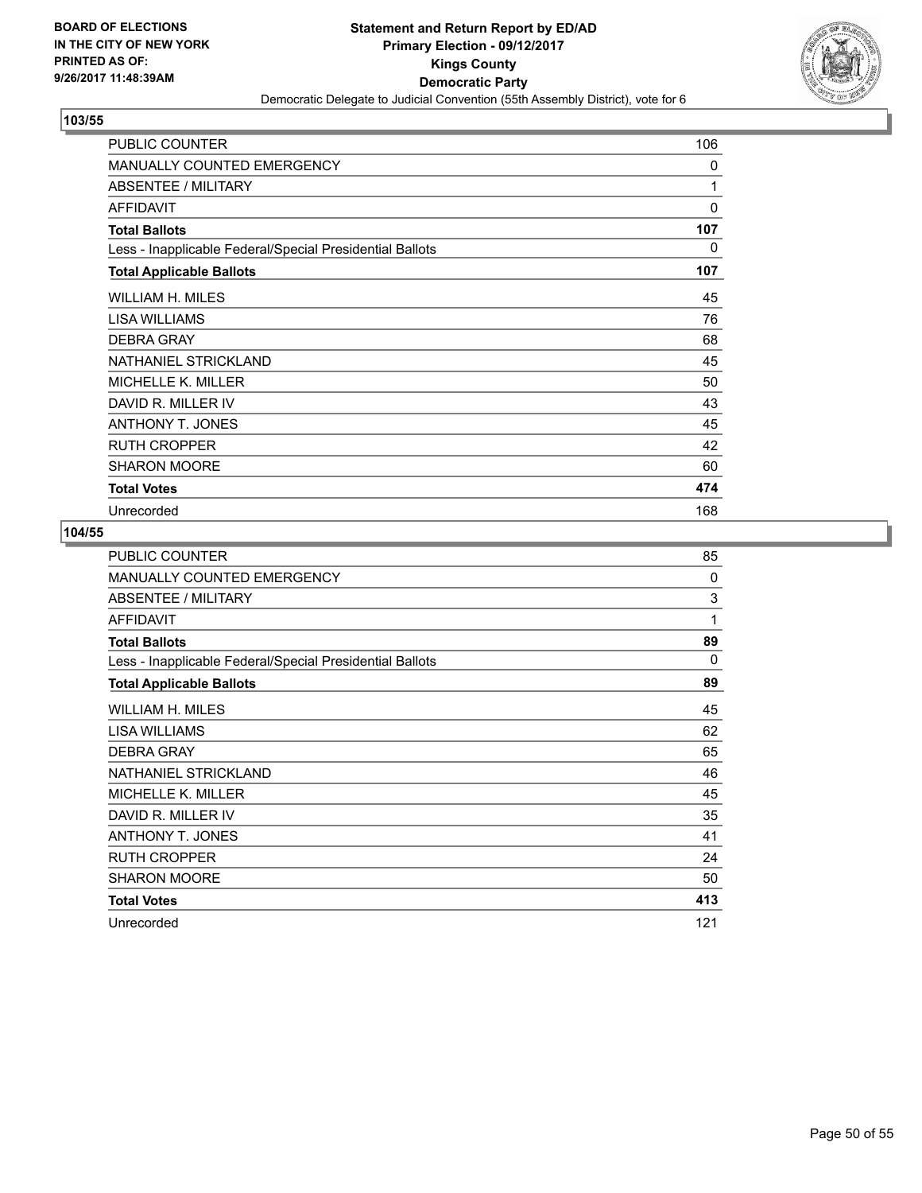BOARD OF ELECTIONS
IN THE CITY OF NEW YORK
PRINTED AS OF:
9/26/2017 11:48:39AM

**Statement and Return Report by ED/AD**
**Primary Election - 09/12/2017**
**Kings County**
**Democratic Party**
Democratic Delegate to Judicial Convention (55th Assembly District), vote for 6

## 103/55

| | |
|---|---|
| PUBLIC COUNTER | 106 |
| MANUALLY COUNTED EMERGENCY | 0 |
| ABSENTEE / MILITARY | 1 |
| AFFIDAVIT | 0 |
| **Total Ballots** | **107** |
| Less - Inapplicable Federal/Special Presidential Ballots | 0 |
| **Total Applicable Ballots** | **107** |
| WILLIAM H. MILES | 45 |
| LISA WILLIAMS | 76 |
| DEBRA GRAY | 68 |
| NATHANIEL STRICKLAND | 45 |
| MICHELLE K. MILLER | 50 |
| DAVID R. MILLER IV | 43 |
| ANTHONY T. JONES | 45 |
| RUTH CROPPER | 42 |
| SHARON MOORE | 60 |
| **Total Votes** | **474** |
| Unrecorded | 168 |

## 104/55

| | |
|---|---|
| PUBLIC COUNTER | 85 |
| MANUALLY COUNTED EMERGENCY | 0 |
| ABSENTEE / MILITARY | 3 |
| AFFIDAVIT | 1 |
| **Total Ballots** | **89** |
| Less - Inapplicable Federal/Special Presidential Ballots | 0 |
| **Total Applicable Ballots** | **89** |
| WILLIAM H. MILES | 45 |
| LISA WILLIAMS | 62 |
| DEBRA GRAY | 65 |
| NATHANIEL STRICKLAND | 46 |
| MICHELLE K. MILLER | 45 |
| DAVID R. MILLER IV | 35 |
| ANTHONY T. JONES | 41 |
| RUTH CROPPER | 24 |
| SHARON MOORE | 50 |
| **Total Votes** | **413** |
| Unrecorded | 121 |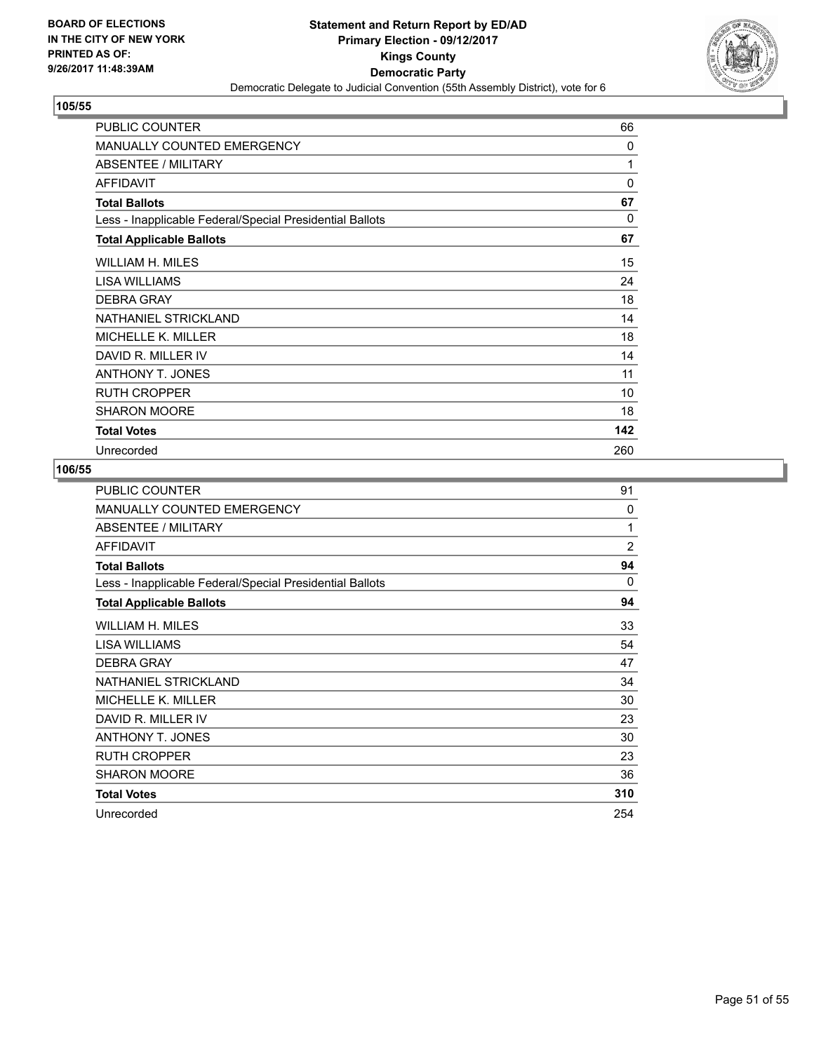BOARD OF ELECTIONS
IN THE CITY OF NEW YORK
PRINTED AS OF:
9/26/2017 11:48:39AM

# Statement and Return Report by ED/AD
## Primary Election - 09/12/2017
## Kings County
## Democratic Party
Democratic Delegate to Judicial Convention (55th Assembly District), vote for 6

### 105/55

| | |
|---|---|
| PUBLIC COUNTER | 66 |
| MANUALLY COUNTED EMERGENCY | 0 |
| ABSENTEE / MILITARY | 1 |
| AFFIDAVIT | 0 |
| **Total Ballots** | **67** |
| Less - Inapplicable Federal/Special Presidential Ballots | 0 |
| **Total Applicable Ballots** | **67** |
| WILLIAM H. MILES | 15 |
| LISA WILLIAMS | 24 |
| DEBRA GRAY | 18 |
| NATHANIEL STRICKLAND | 14 |
| MICHELLE K. MILLER | 18 |
| DAVID R. MILLER IV | 14 |
| ANTHONY T. JONES | 11 |
| RUTH CROPPER | 10 |
| SHARON MOORE | 18 |
| **Total Votes** | **142** |
| Unrecorded | 260 |

### 106/55

| | |
|---|---|
| PUBLIC COUNTER | 91 |
| MANUALLY COUNTED EMERGENCY | 0 |
| ABSENTEE / MILITARY | 1 |
| AFFIDAVIT | 2 |
| **Total Ballots** | **94** |
| Less - Inapplicable Federal/Special Presidential Ballots | 0 |
| **Total Applicable Ballots** | **94** |
| WILLIAM H. MILES | 33 |
| LISA WILLIAMS | 54 |
| DEBRA GRAY | 47 |
| NATHANIEL STRICKLAND | 34 |
| MICHELLE K. MILLER | 30 |
| DAVID R. MILLER IV | 23 |
| ANTHONY T. JONES | 30 |
| RUTH CROPPER | 23 |
| SHARON MOORE | 36 |
| **Total Votes** | **310** |
| Unrecorded | 254 |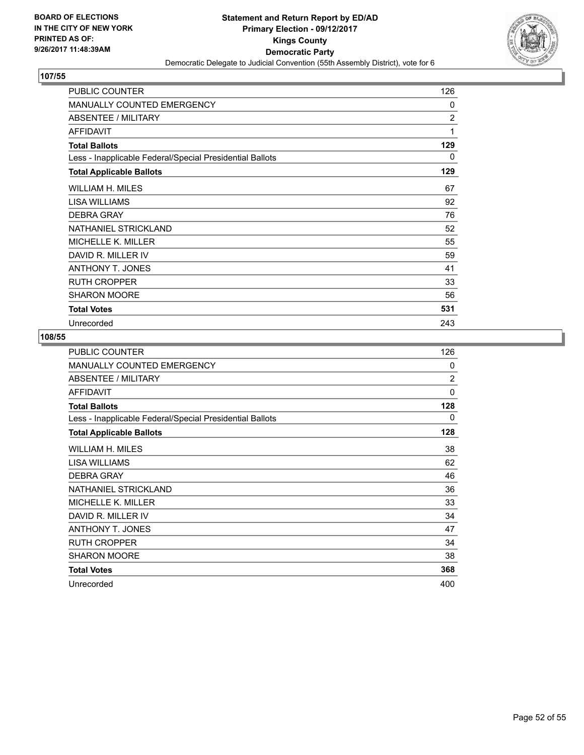**BOARD OF ELECTIONS IN THE CITY OF NEW YORK PRINTED AS OF: 9/26/2017 11:48:39AM**

**Statement and Return Report by ED/AD**
**Primary Election - 09/12/2017**
**Kings County**
**Democratic Party**
Democratic Delegate to Judicial Convention (55th Assembly District), vote for 6

## 107/55

| | |
|---|---|
| PUBLIC COUNTER | 126 |
| MANUALLY COUNTED EMERGENCY | 0 |
| ABSENTEE / MILITARY | 2 |
| AFFIDAVIT | 1 |
| **Total Ballots** | **129** |
| Less - Inapplicable Federal/Special Presidential Ballots | 0 |
| **Total Applicable Ballots** | **129** |
| WILLIAM H. MILES | 67 |
| LISA WILLIAMS | 92 |
| DEBRA GRAY | 76 |
| NATHANIEL STRICKLAND | 52 |
| MICHELLE K. MILLER | 55 |
| DAVID R. MILLER IV | 59 |
| ANTHONY T. JONES | 41 |
| RUTH CROPPER | 33 |
| SHARON MOORE | 56 |
| **Total Votes** | **531** |
| Unrecorded | 243 |

## 108/55

| | |
|---|---|
| PUBLIC COUNTER | 126 |
| MANUALLY COUNTED EMERGENCY | 0 |
| ABSENTEE / MILITARY | 2 |
| AFFIDAVIT | 0 |
| **Total Ballots** | **128** |
| Less - Inapplicable Federal/Special Presidential Ballots | 0 |
| **Total Applicable Ballots** | **128** |
| WILLIAM H. MILES | 38 |
| LISA WILLIAMS | 62 |
| DEBRA GRAY | 46 |
| NATHANIEL STRICKLAND | 36 |
| MICHELLE K. MILLER | 33 |
| DAVID R. MILLER IV | 34 |
| ANTHONY T. JONES | 47 |
| RUTH CROPPER | 34 |
| SHARON MOORE | 38 |
| **Total Votes** | **368** |
| Unrecorded | 400 |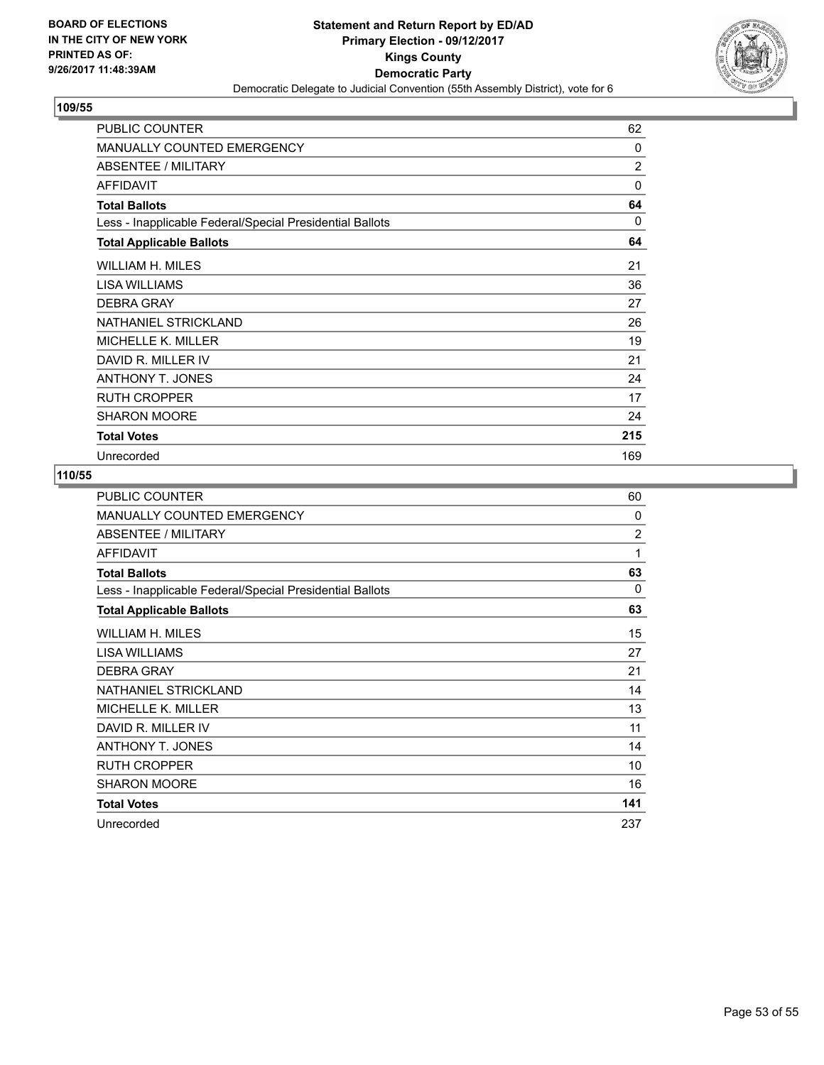**BOARD OF ELECTIONS IN THE CITY OF NEW YORK PRINTED AS OF: 9/26/2017 11:48:39AM**

**Statement and Return Report by ED/AD**
**Primary Election - 09/12/2017**
**Kings County**
**Democratic Party**
Democratic Delegate to Judicial Convention (55th Assembly District), vote for 6

## 109/55

| | |
|---|---|
| PUBLIC COUNTER | 62 |
| MANUALLY COUNTED EMERGENCY | 0 |
| ABSENTEE / MILITARY | 2 |
| AFFIDAVIT | 0 |
| **Total Ballots** | **64** |
| Less - Inapplicable Federal/Special Presidential Ballots | 0 |
| **Total Applicable Ballots** | **64** |
| WILLIAM H. MILES | 21 |
| LISA WILLIAMS | 36 |
| DEBRA GRAY | 27 |
| NATHANIEL STRICKLAND | 26 |
| MICHELLE K. MILLER | 19 |
| DAVID R. MILLER IV | 21 |
| ANTHONY T. JONES | 24 |
| RUTH CROPPER | 17 |
| SHARON MOORE | 24 |
| **Total Votes** | **215** |
| Unrecorded | 169 |

## 110/55

| | |
|---|---|
| PUBLIC COUNTER | 60 |
| MANUALLY COUNTED EMERGENCY | 0 |
| ABSENTEE / MILITARY | 2 |
| AFFIDAVIT | 1 |
| **Total Ballots** | **63** |
| Less - Inapplicable Federal/Special Presidential Ballots | 0 |
| **Total Applicable Ballots** | **63** |
| WILLIAM H. MILES | 15 |
| LISA WILLIAMS | 27 |
| DEBRA GRAY | 21 |
| NATHANIEL STRICKLAND | 14 |
| MICHELLE K. MILLER | 13 |
| DAVID R. MILLER IV | 11 |
| ANTHONY T. JONES | 14 |
| RUTH CROPPER | 10 |
| SHARON MOORE | 16 |
| **Total Votes** | **141** |
| Unrecorded | 237 |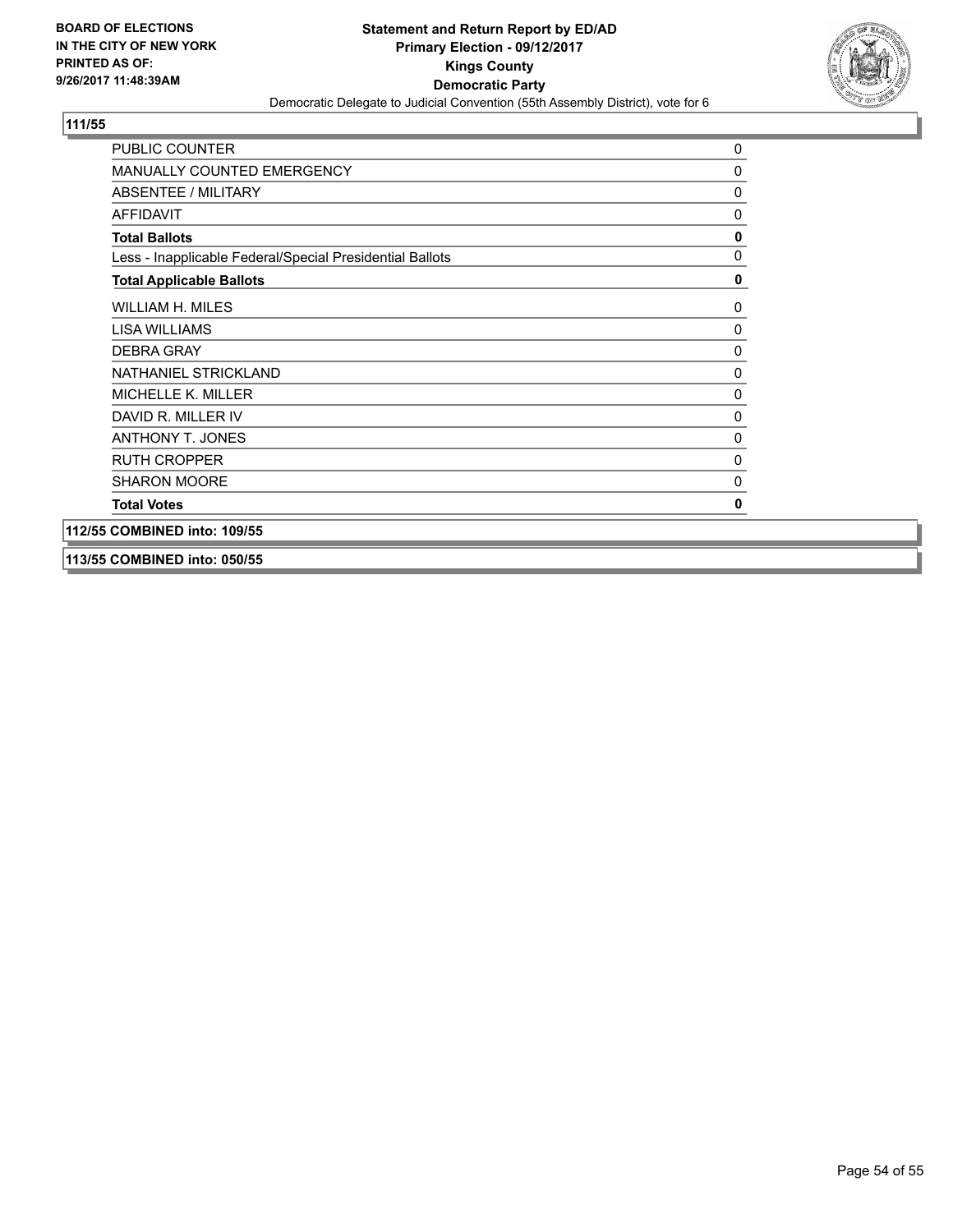## 111/55

| | |
|---|---|
| PUBLIC COUNTER | 0 |
| MANUALLY COUNTED EMERGENCY | 0 |
| ABSENTEE / MILITARY | 0 |
| AFFIDAVIT | 0 |
| **Total Ballots** | **0** |
| Less - Inapplicable Federal/Special Presidential Ballots | 0 |
| **Total Applicable Ballots** | **0** |
| WILLIAM H. MILES | 0 |
| LISA WILLIAMS | 0 |
| DEBRA GRAY | 0 |
| NATHANIEL STRICKLAND | 0 |
| MICHELLE K. MILLER | 0 |
| DAVID R. MILLER IV | 0 |
| ANTHONY T. JONES | 0 |
| RUTH CROPPER | 0 |
| SHARON MOORE | 0 |
| **Total Votes** | **0** |

## 112/55 COMBINED into: 109/55

## 113/55 COMBINED into: 050/55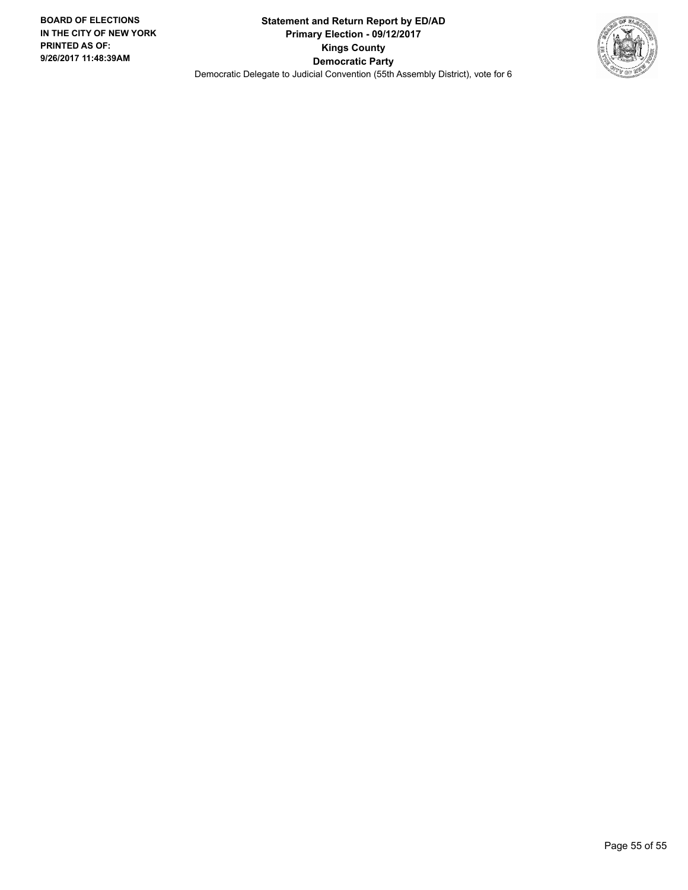**BOARD OF ELECTIONS IN THE CITY OF NEW YORK PRINTED AS OF: 9/26/2017 11:48:39AM**

**Statement and Return Report by ED/AD**
**Primary Election - 09/12/2017**
**Kings County**
**Democratic Party**
Democratic Delegate to Judicial Convention (55th Assembly District), vote for 6